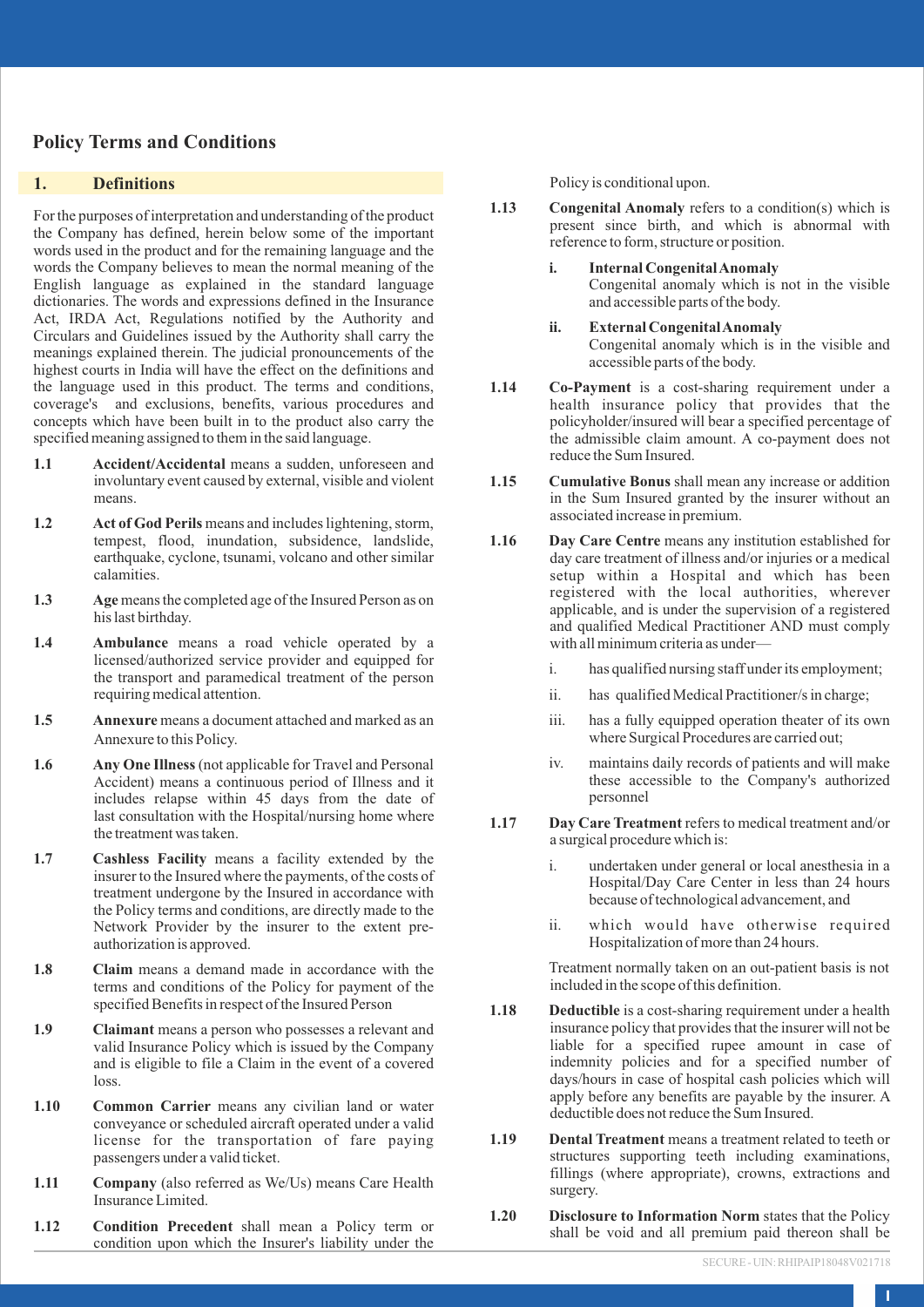## Policy Terms and Conditions

### 1. Definitions

For the purposes of interpretation and understanding of the product the Company has defined, herein below some of the important words used in the product and for the remaining language and the words the Company believes to mean the normal meaning of the English language as explained in the standard language dictionaries. The words and expressions defined in the Insurance Act, IRDA Act, Regulations notified by the Authority and Circulars and Guidelines issued by the Authority shall carry the meanings explained therein. The judicial pronouncements of the highest courts in India will have the effect on the definitions and the language used in this product. The terms and conditions, coverage's and exclusions, benefits, various procedures and concepts which have been built in to the product also carry the specified meaning assigned to them in the said language.

1.1 **Accident/Accidental** means a sudden, unforeseen and involuntary event caused by external, visible and violent means.

1.2 **Act of God Perils** means and includes lightening, storm, tempest, flood, inundation, subsidence, landslide, earthquake, cyclone, tsunami, volcano and other similar calamities.

1.3 **Age** means the completed age of the Insured Person as on his last birthday.

1.4 **Ambulance** means a road vehicle operated by a licensed/authorized service provider and equipped for the transport and paramedical treatment of the person requiring medical attention.

1.5 **Annexure** means a document attached and marked as an Annexure to this Policy.

1.6 **Any One Illness** (not applicable for Travel and Personal Accident) means a continuous period of Illness and it includes relapse within 45 days from the date of last consultation with the Hospital/nursing home where the treatment was taken.

1.7 **Cashless Facility** means a facility extended by the insurer to the Insured where the payments, of the costs of treatment undergone by the Insured in accordance with the Policy terms and conditions, are directly made to the Network Provider by the insurer to the extent pre-authorization is approved.

1.8 **Claim** means a demand made in accordance with the terms and conditions of the Policy for payment of the specified Benefits in respect of the Insured Person

1.9 **Claimant** means a person who possesses a relevant and valid Insurance Policy which is issued by the Company and is eligible to file a Claim in the event of a covered loss.

1.10 **Common Carrier** means any civilian land or water conveyance or scheduled aircraft operated under a valid license for the transportation of fare paying passengers under a valid ticket.

1.11 **Company** (also referred as We/Us) means Care Health Insurance Limited.

1.12 **Condition Precedent** shall mean a Policy term or condition upon which the Insurer's liability under the Policy is conditional upon.

1.13 **Congenital Anomaly** refers to a condition(s) which is present since birth, and which is abnormal with reference to form, structure or position.

- i. **Internal Congenital Anomaly**
  Congenital anomaly which is not in the visible and accessible parts of the body.
- ii. **External Congenital Anomaly**
  Congenital anomaly which is in the visible and accessible parts of the body.

1.14 **Co-Payment** is a cost-sharing requirement under a health insurance policy that provides that the policyholder/insured will bear a specified percentage of the admissible claim amount. A co-payment does not reduce the Sum Insured.

1.15 **Cumulative Bonus** shall mean any increase or addition in the Sum Insured granted by the insurer without an associated increase in premium.

1.16 **Day Care Centre** means any institution established for day care treatment of illness and/or injuries or a medical setup within a Hospital and which has been registered with the local authorities, wherever applicable, and is under the supervision of a registered and qualified Medical Practitioner AND must comply with all minimum criteria as under—

- i. has qualified nursing staff under its employment;
- ii. has qualified Medical Practitioner/s in charge;
- iii. has a fully equipped operation theater of its own where Surgical Procedures are carried out;
- iv. maintains daily records of patients and will make these accessible to the Company's authorized personnel

1.17 **Day Care Treatment** refers to medical treatment and/or a surgical procedure which is:

- i. undertaken under general or local anesthesia in a Hospital/Day Care Center in less than 24 hours because of technological advancement, and
- ii. which would have otherwise required Hospitalization of more than 24 hours.

Treatment normally taken on an out-patient basis is not included in the scope of this definition.

1.18 **Deductible** is a cost-sharing requirement under a health insurance policy that provides that the insurer will not be liable for a specified rupee amount in case of indemnity policies and for a specified number of days/hours in case of hospital cash policies which will apply before any benefits are payable by the insurer. A deductible does not reduce the Sum Insured.

1.19 **Dental Treatment** means a treatment related to teeth or structures supporting teeth including examinations, fillings (where appropriate), crowns, extractions and surgery.

1.20 **Disclosure to Information Norm** states that the Policy shall be void and all premium paid thereon shall be

SECURE - UIN: RHIPAIP18048V021718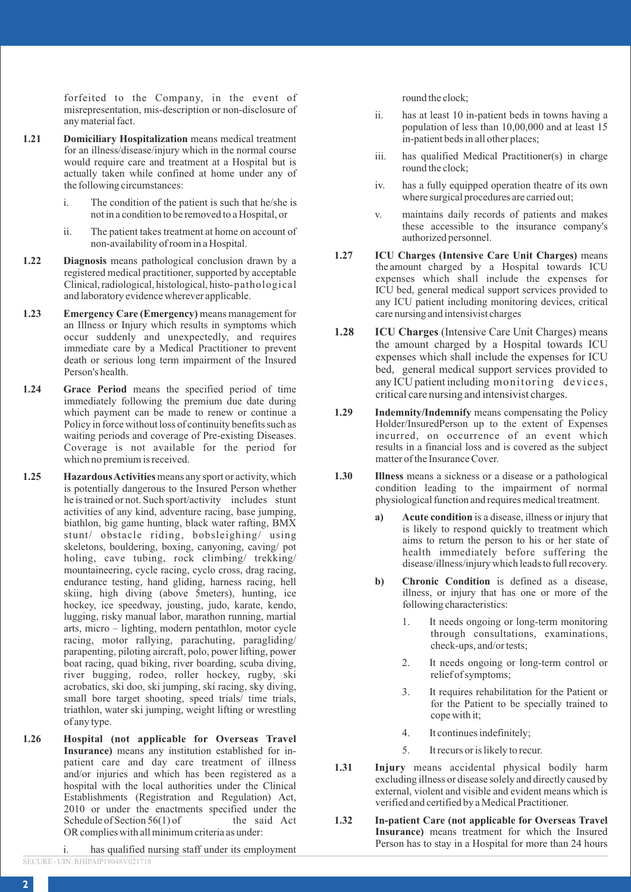forfeited to the Company, in the event of misrepresentation, mis-description or non-disclosure of any material fact.

**1.21** **Domiciliary Hospitalization** means medical treatment for an illness/disease/injury which in the normal course would require care and treatment at a Hospital but is actually taken while confined at home under any of the following circumstances:

i. The condition of the patient is such that he/she is not in a condition to be removed to a Hospital, or

ii. The patient takes treatment at home on account of non-availability of room in a Hospital.

**1.22** **Diagnosis** means pathological conclusion drawn by a registered medical practitioner, supported by acceptable Clinical, radiological, histological, histo-pathological and laboratory evidence wherever applicable.

**1.23** **Emergency Care (Emergency)** means management for an Illness or Injury which results in symptoms which occur suddenly and unexpectedly, and requires immediate care by a Medical Practitioner to prevent death or serious long term impairment of the Insured Person's health.

**1.24** **Grace Period** means the specified period of time immediately following the premium due date during which payment can be made to renew or continue a Policy in force without loss of continuity benefits such as waiting periods and coverage of Pre-existing Diseases. Coverage is not available for the period for which no premium is received.

**1.25** **Hazardous Activities** means any sport or activity, which is potentially dangerous to the Insured Person whether he is trained or not. Such sport/activity includes stunt activities of any kind, adventure racing, base jumping, biathlon, big game hunting, black water rafting, BMX stunt/ obstacle riding, bobsleighing/ using skeletons, bouldering, boxing, canyoning, caving/ pot holing, cave tubing, rock climbing/ trekking/ mountaineering, cycle racing, cyclo cross, drag racing, endurance testing, hand gliding, harness racing, hell skiing, high diving (above 5meters), hunting, ice hockey, ice speedway, jousting, judo, karate, kendo, lugging, risky manual labor, marathon running, martial arts, micro – lighting, modern pentathlon, motor cycle racing, motor rallying, parachuting, paragliding/ parapenting, piloting aircraft, polo, power lifting, power boat racing, quad biking, river boarding, scuba diving, river bugging, rodeo, roller hockey, rugby, ski acrobatics, ski doo, ski jumping, ski racing, sky diving, small bore target shooting, speed trials/ time trials, triathlon, water ski jumping, weight lifting or wrestling of any type.

**1.26** **Hospital (not applicable for Overseas Travel Insurance)** means any institution established for in-patient care and day care treatment of illness and/or injuries and which has been registered as a hospital with the local authorities under the Clinical Establishments (Registration and Regulation) Act, 2010 or under the enactments specified under the Schedule of Section 56(1) of the said Act OR complies with all minimum criteria as under:

i. has qualified nursing staff under its employment round the clock;

ii. has at least 10 in-patient beds in towns having a population of less than 10,00,000 and at least 15 in-patient beds in all other places;

iii. has qualified Medical Practitioner(s) in charge round the clock;

iv. has a fully equipped operation theatre of its own where surgical procedures are carried out;

v. maintains daily records of patients and makes these accessible to the insurance company's authorized personnel.

**1.27** **ICU Charges (Intensive Care Unit Charges)** means the amount charged by a Hospital towards ICU expenses which shall include the expenses for ICU bed, general medical support services provided to any ICU patient including monitoring devices, critical care nursing and intensivist charges

**1.28** **ICU Charges** (Intensive Care Unit Charges) means the amount charged by a Hospital towards ICU expenses which shall include the expenses for ICU bed, general medical support services provided to any ICU patient including monitoring devices, critical care nursing and intensivist charges.

**1.29** **Indemnity/Indemnify** means compensating the Policy Holder/InsuredPerson up to the extent of Expenses incurred, on occurrence of an event which results in a financial loss and is covered as the subject matter of the Insurance Cover.

**1.30** **Illness** means a sickness or a disease or a pathological condition leading to the impairment of normal physiological function and requires medical treatment.

**a)** **Acute condition** is a disease, illness or injury that is likely to respond quickly to treatment which aims to return the person to his or her state of health immediately before suffering the disease/illness/injury which leads to full recovery.

**b)** **Chronic Condition** is defined as a disease, illness, or injury that has one or more of the following characteristics:

1. It needs ongoing or long-term monitoring through consultations, examinations, check-ups, and/or tests;
2. It needs ongoing or long-term control or relief of symptoms;
3. It requires rehabilitation for the Patient or for the Patient to be specially trained to cope with it;
4. It continues indefinitely;
5. It recurs or is likely to recur.

**1.31** **Injury** means accidental physical bodily harm excluding illness or disease solely and directly caused by external, violent and visible and evident means which is verified and certified by a Medical Practitioner.

**1.32** **In-patient Care (not applicable for Overseas Travel Insurance)** means treatment for which the Insured Person has to stay in a Hospital for more than 24 hours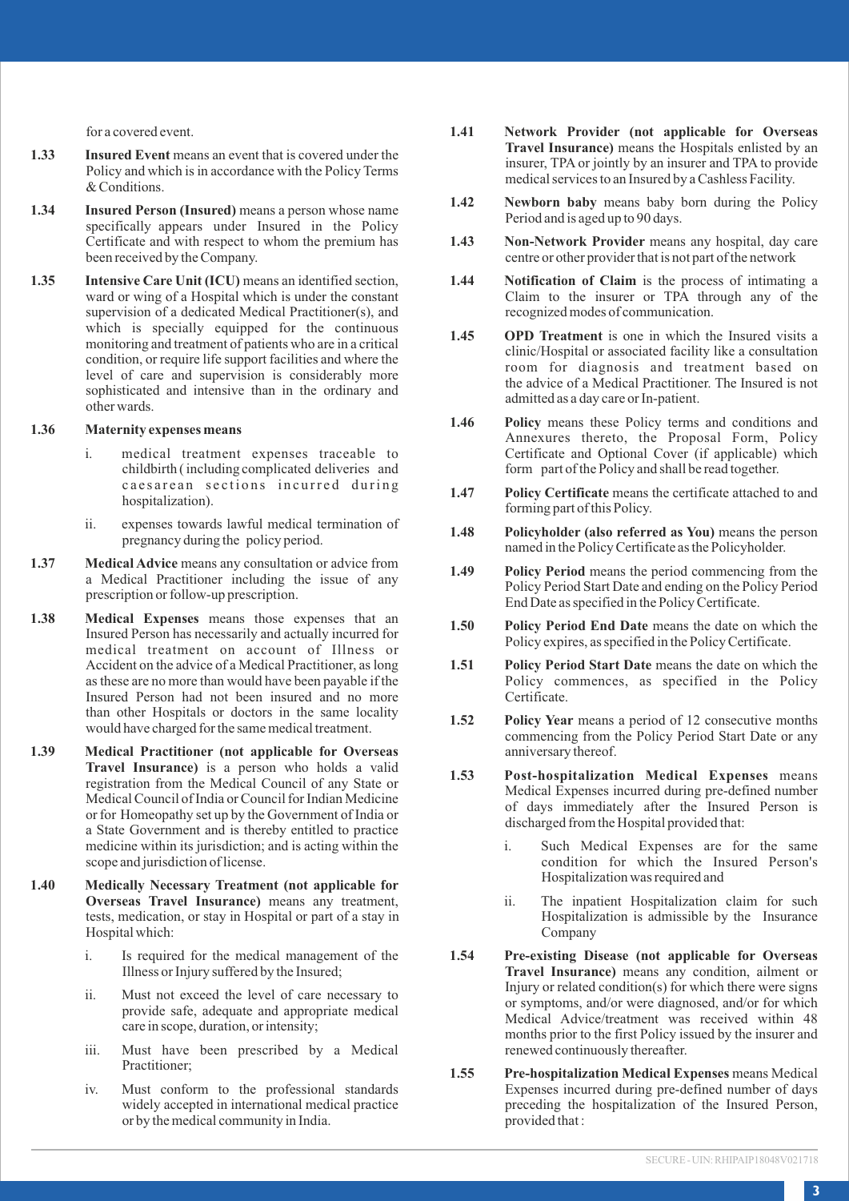for a covered event.

**1.33** **Insured Event** means an event that is covered under the Policy and which is in accordance with the Policy Terms & Conditions.

**1.34** **Insured Person (Insured)** means a person whose name specifically appears under Insured in the Policy Certificate and with respect to whom the premium has been received by the Company.

**1.35** **Intensive Care Unit (ICU)** means an identified section, ward or wing of a Hospital which is under the constant supervision of a dedicated Medical Practitioner(s), and which is specially equipped for the continuous monitoring and treatment of patients who are in a critical condition, or require life support facilities and where the level of care and supervision is considerably more sophisticated and intensive than in the ordinary and other wards.

**1.36** **Maternity expenses means**

i. medical treatment expenses traceable to childbirth ( including complicated deliveries and caesarean sections incurred during hospitalization).

ii. expenses towards lawful medical termination of pregnancy during the policy period.

**1.37** **Medical Advice** means any consultation or advice from a Medical Practitioner including the issue of any prescription or follow-up prescription.

**1.38** **Medical Expenses** means those expenses that an Insured Person has necessarily and actually incurred for medical treatment on account of Illness or Accident on the advice of a Medical Practitioner, as long as these are no more than would have been payable if the Insured Person had not been insured and no more than other Hospitals or doctors in the same locality would have charged for the same medical treatment.

**1.39** **Medical Practitioner (not applicable for Overseas Travel Insurance)** is a person who holds a valid registration from the Medical Council of any State or Medical Council of India or Council for Indian Medicine or for Homeopathy set up by the Government of India or a State Government and is thereby entitled to practice medicine within its jurisdiction; and is acting within the scope and jurisdiction of license.

**1.40** **Medically Necessary Treatment (not applicable for Overseas Travel Insurance)** means any treatment, tests, medication, or stay in Hospital or part of a stay in Hospital which:

i. Is required for the medical management of the Illness or Injury suffered by the Insured;

ii. Must not exceed the level of care necessary to provide safe, adequate and appropriate medical care in scope, duration, or intensity;

iii. Must have been prescribed by a Medical Practitioner;

iv. Must conform to the professional standards widely accepted in international medical practice or by the medical community in India.

**1.41** **Network Provider (not applicable for Overseas Travel Insurance)** means the Hospitals enlisted by an insurer, TPA or jointly by an insurer and TPA to provide medical services to an Insured by a Cashless Facility.

**1.42** **Newborn baby** means baby born during the Policy Period and is aged up to 90 days.

**1.43** **Non-Network Provider** means any hospital, day care centre or other provider that is not part of the network

**1.44** **Notification of Claim** is the process of intimating a Claim to the insurer or TPA through any of the recognized modes of communication.

**1.45** **OPD Treatment** is one in which the Insured visits a clinic/Hospital or associated facility like a consultation room for diagnosis and treatment based on the advice of a Medical Practitioner. The Insured is not admitted as a day care or In-patient.

**1.46** **Policy** means these Policy terms and conditions and Annexures thereto, the Proposal Form, Policy Certificate and Optional Cover (if applicable) which form part of the Policy and shall be read together.

**1.47** **Policy Certificate** means the certificate attached to and forming part of this Policy.

**1.48** **Policyholder (also referred as You)** means the person named in the Policy Certificate as the Policyholder.

**1.49** **Policy Period** means the period commencing from the Policy Period Start Date and ending on the Policy Period End Date as specified in the Policy Certificate.

**1.50** **Policy Period End Date** means the date on which the Policy expires, as specified in the Policy Certificate.

**1.51** **Policy Period Start Date** means the date on which the Policy commences, as specified in the Policy Certificate.

**1.52** **Policy Year** means a period of 12 consecutive months commencing from the Policy Period Start Date or any anniversary thereof.

**1.53** **Post-hospitalization Medical Expenses** means Medical Expenses incurred during pre-defined number of days immediately after the Insured Person is discharged from the Hospital provided that:

i. Such Medical Expenses are for the same condition for which the Insured Person's Hospitalization was required and

ii. The inpatient Hospitalization claim for such Hospitalization is admissible by the Insurance Company

**1.54** **Pre-existing Disease (not applicable for Overseas Travel Insurance)** means any condition, ailment or Injury or related condition(s) for which there were signs or symptoms, and/or were diagnosed, and/or for which Medical Advice/treatment was received within 48 months prior to the first Policy issued by the insurer and renewed continuously thereafter.

**1.55** **Pre-hospitalization Medical Expenses** means Medical Expenses incurred during pre-defined number of days preceding the hospitalization of the Insured Person, provided that :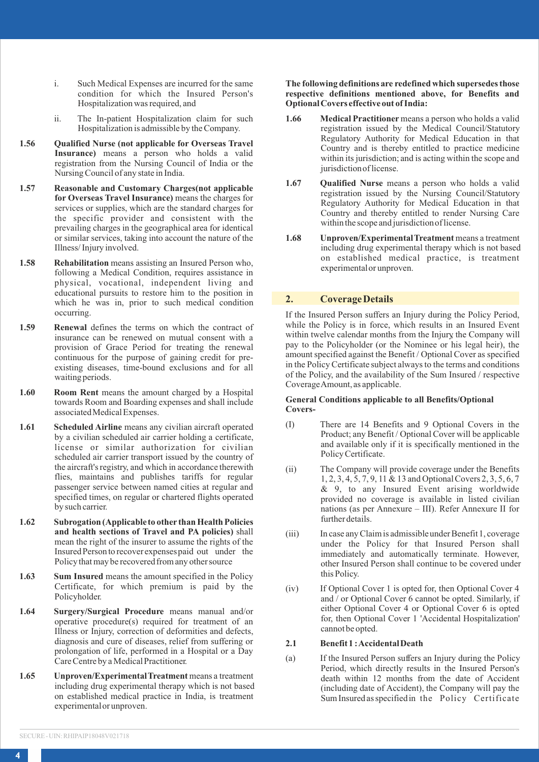i. Such Medical Expenses are incurred for the same condition for which the Insured Person's Hospitalization was required, and

ii. The In-patient Hospitalization claim for such Hospitalization is admissible by the Company.

**1.56 Qualified Nurse (not applicable for Overseas Travel Insurance)** means a person who holds a valid registration from the Nursing Council of India or the Nursing Council of any state in India.

**1.57 Reasonable and Customary Charges(not applicable for Overseas Travel Insurance)** means the charges for services or supplies, which are the standard charges for the specific provider and consistent with the prevailing charges in the geographical area for identical or similar services, taking into account the nature of the Illness/ Injury involved.

**1.58 Rehabilitation** means assisting an Insured Person who, following a Medical Condition, requires assistance in physical, vocational, independent living and educational pursuits to restore him to the position in which he was in, prior to such medical condition occurring.

**1.59 Renewal** defines the terms on which the contract of insurance can be renewed on mutual consent with a provision of Grace Period for treating the renewal continuous for the purpose of gaining credit for pre-existing diseases, time-bound exclusions and for all waiting periods.

**1.60 Room Rent** means the amount charged by a Hospital towards Room and Boarding expenses and shall include associated Medical Expenses.

**1.61 Scheduled Airline** means any civilian aircraft operated by a civilian scheduled air carrier holding a certificate, license or similar authorization for civilian scheduled air carrier transport issued by the country of the aircraft's registry, and which in accordance therewith flies, maintains and publishes tariffs for regular passenger service between named cities at regular and specified times, on regular or chartered flights operated by such carrier.

**1.62 Subrogation (Applicable to other than Health Policies and health sections of Travel and PA policies)** shall mean the right of the insurer to assume the rights of the Insured Person to recover expenses paid out under the Policy that may be recovered from any other source

**1.63 Sum Insured** means the amount specified in the Policy Certificate, for which premium is paid by the Policyholder.

**1.64 Surgery/Surgical Procedure** means manual and/or operative procedure(s) required for treatment of an Illness or Injury, correction of deformities and defects, diagnosis and cure of diseases, relief from suffering or prolongation of life, performed in a Hospital or a Day Care Centre by a Medical Practitioner.

**1.65 Unproven/Experimental Treatment** means a treatment including drug experimental therapy which is not based on established medical practice in India, is treatment experimental or unproven.

**The following definitions are redefined which supersedes those respective definitions mentioned above, for Benefits and Optional Covers effective out of India:**

**1.66 Medical Practitioner** means a person who holds a valid registration issued by the Medical Council/Statutory Regulatory Authority for Medical Education in that Country and is thereby entitled to practice medicine within its jurisdiction; and is acting within the scope and jurisdiction of license.

**1.67 Qualified Nurse** means a person who holds a valid registration issued by the Nursing Council/Statutory Regulatory Authority for Medical Education in that Country and thereby entitled to render Nursing Care within the scope and jurisdiction of license.

**1.68 Unproven/Experimental Treatment** means a treatment including drug experimental therapy which is not based on established medical practice, is treatment experimental or unproven.

## 2. Coverage Details

If the Insured Person suffers an Injury during the Policy Period, while the Policy is in force, which results in an Insured Event within twelve calendar months from the Injury the Company will pay to the Policyholder (or the Nominee or his legal heir), the amount specified against the Benefit / Optional Cover as specified in the Policy Certificate subject always to the terms and conditions of the Policy, and the availability of the Sum Insured / respective Coverage Amount, as applicable.

**General Conditions applicable to all Benefits/Optional Covers-**

(I) There are 14 Benefits and 9 Optional Covers in the Product; any Benefit / Optional Cover will be applicable and available only if it is specifically mentioned in the Policy Certificate.

(ii) The Company will provide coverage under the Benefits 1, 2, 3, 4, 5, 7, 9, 11 & 13 and Optional Covers 2, 3, 5, 6, 7 & 9, to any Insured Event arising worldwide provided no coverage is available in listed civilian nations (as per Annexure – III). Refer Annexure II for further details.

(iii) In case any Claim is admissible under Benefit 1, coverage under the Policy for that Insured Person shall immediately and automatically terminate. However, other Insured Person shall continue to be covered under this Policy.

(iv) If Optional Cover 1 is opted for, then Optional Cover 4 and / or Optional Cover 6 cannot be opted. Similarly, if either Optional Cover 4 or Optional Cover 6 is opted for, then Optional Cover 1 'Accidental Hospitalization' cannot be opted.

### 2.1 Benefit 1 : Accidental Death

(a) If the Insured Person suffers an Injury during the Policy Period, which directly results in the Insured Person's death within 12 months from the date of Accident (including date of Accident), the Company will pay the Sum Insured as specified in the Policy Certificate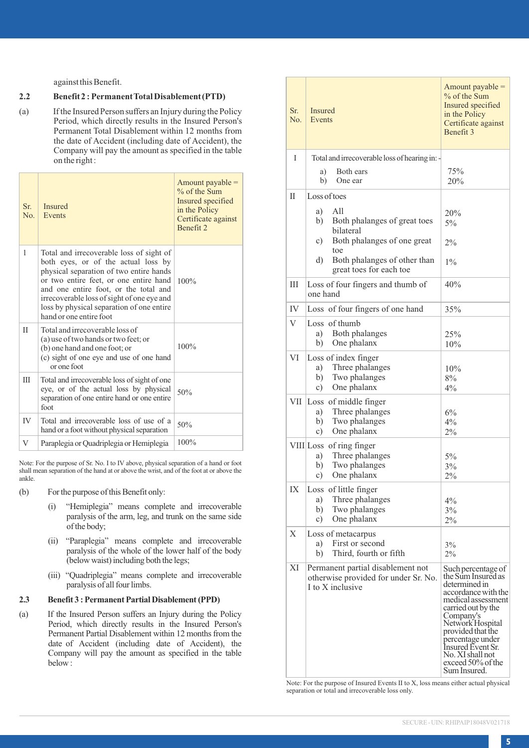against this Benefit.

**2.2 Benefit 2 : Permanent Total Disablement (PTD)**

(a) If the Insured Person suffers an Injury during the Policy Period, which directly results in the Insured Person's Permanent Total Disablement within 12 months from the date of Accident (including date of Accident), the Company will pay the amount as specified in the table on the right :

| Sr. No. | Insured Events | Amount payable = % of the Sum Insured specified in the Policy Certificate against Benefit 2 |
|---|---|---|
| I | Total and irrecoverable loss of sight of both eyes, or of the actual loss by physical separation of two entire hands or two entire feet, or one entire hand and one entire foot, or the total and irrecoverable loss of sight of one eye and loss by physical separation of one entire hand or one entire foot | 100% |
| II | Total and irrecoverable loss of (a) use of two hands or two feet; or (b) one hand and one foot; or (c) sight of one eye and use of one hand or one foot | 100% |
| III | Total and irrecoverable loss of sight of one eye, or of the actual loss by physical separation of one entire hand or one entire foot | 50% |
| IV | Total and irrecoverable loss of use of a hand or a foot without physical separation | 50% |
| V | Paraplegia or Quadriplegia or Hemiplegia | 100% |

Note: For the purpose of Sr. No. I to IV above, physical separation of a hand or foot shall mean separation of the hand at or above the wrist, and of the foot at or above the ankle.

(b) For the purpose of this Benefit only:

(i) "Hemiplegia" means complete and irrecoverable paralysis of the arm, leg, and trunk on the same side of the body;

(ii) "Paraplegia" means complete and irrecoverable paralysis of the whole of the lower half of the body (below waist) including both the legs;

(iii) "Quadriplegia" means complete and irrecoverable paralysis of all four limbs.

**2.3 Benefit 3 : Permanent Partial Disablement (PPD)**

(a) If the Insured Person suffers an Injury during the Policy Period, which directly results in the Insured Person's Permanent Partial Disablement within 12 months from the date of Accident (including date of Accident), the Company will pay the amount as specified in the table below :

| Sr. No. | Insured Events | Amount payable = % of the Sum Insured specified in the Policy Certificate against Benefit 3 |
|---|---|---|
| I | Total and irrecoverable loss of hearing in: - | |
| | a) Both ears | 75% |
| | b) One ear | 20% |
| II | Loss of toes | |
| | a) All | 20% |
| | b) Both phalanges of great toes bilateral | 5% |
| | c) Both phalanges of one great toe | 2% |
| | d) Both phalanges of other than great toes for each toe | 1% |
| III | Loss of four fingers and thumb of one hand | 40% |
| IV | Loss of four fingers of one hand | 35% |
| V | Loss of thumb | |
| | a) Both phalanges | 25% |
| | b) One phalanx | 10% |
| VI | Loss of index finger | |
| | a) Three phalanges | 10% |
| | b) Two phalanges | 8% |
| | c) One phalanx | 4% |
| VII | Loss of middle finger | |
| | a) Three phalanges | 6% |
| | b) Two phalanges | 4% |
| | c) One phalanx | 2% |
| VIII | Loss of ring finger | |
| | a) Three phalanges | 5% |
| | b) Two phalanges | 3% |
| | c) One phalanx | 2% |
| IX | Loss of little finger | |
| | a) Three phalanges | 4% |
| | b) Two phalanges | 3% |
| | c) One phalanx | 2% |
| X | Loss of metacarpus | |
| | a) First or second | 3% |
| | b) Third, fourth or fifth | 2% |
| XI | Permanent partial disablement not otherwise provided for under Sr. No. I to X inclusive | Such percentage of the Sum Insured as determined in accordance with the medical assessment carried out by the Company's Network Hospital provided that the percentage under Insured Event Sr. No. XI shall not exceed 50% of the Sum Insured. |

Note: For the purpose of Insured Events II to X, loss means either actual physical separation or total and irrecoverable loss only.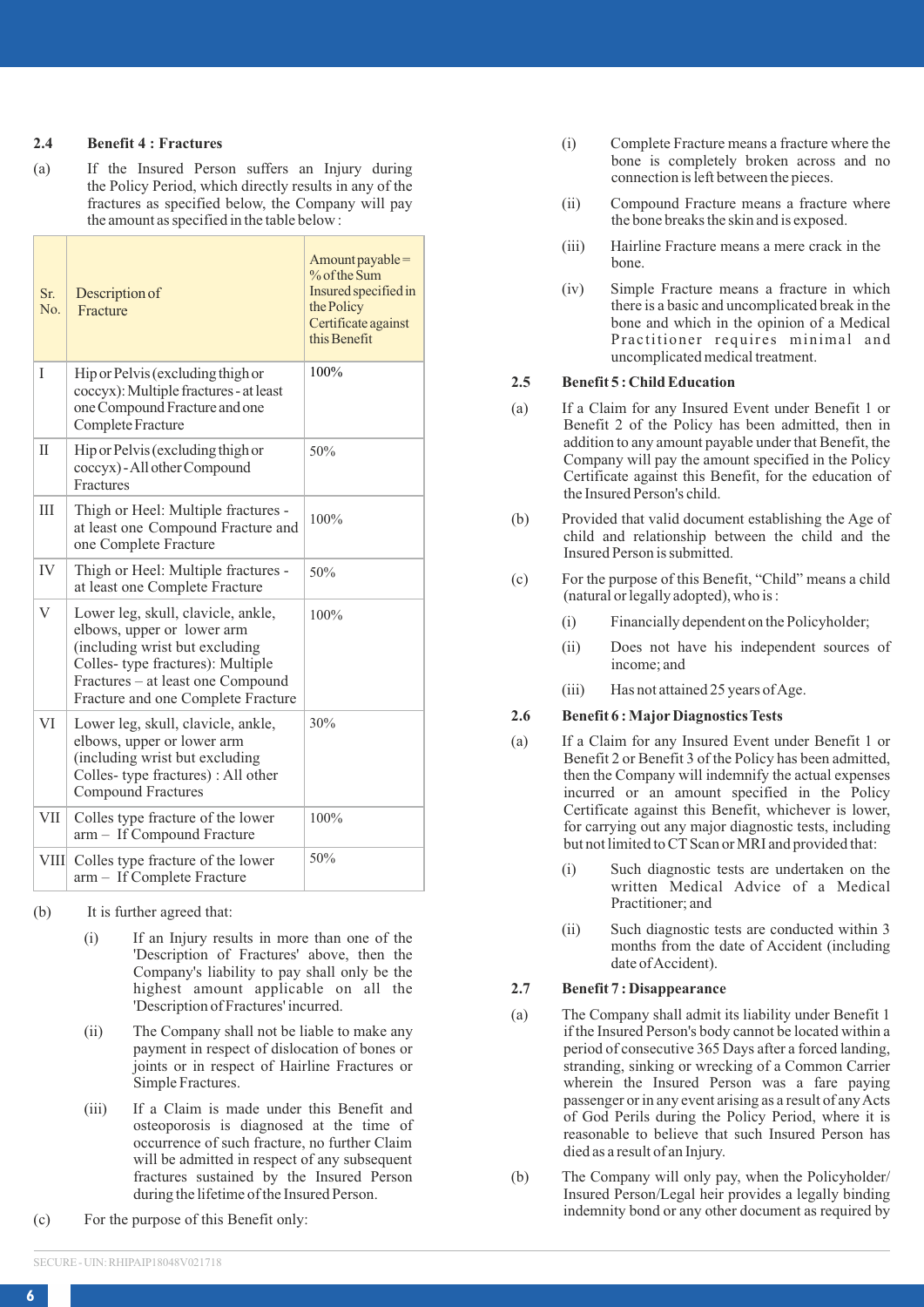### 2.4 Benefit 4 : Fractures

(a) If the Insured Person suffers an Injury during the Policy Period, which directly results in any of the fractures as specified below, the Company will pay the amount as specified in the table below :

| Sr. No. | Description of Fracture | Amount payable = % of the Sum Insured specified in the Policy Certificate against this Benefit |
|---|---|---|
| I | Hip or Pelvis (excluding thigh or coccyx): Multiple fractures - at least one Compound Fracture and one Complete Fracture | 100% |
| II | Hip or Pelvis (excluding thigh or coccyx) - All other Compound Fractures | 50% |
| III | Thigh or Heel: Multiple fractures - at least one Compound Fracture and one Complete Fracture | 100% |
| IV | Thigh or Heel: Multiple fractures - at least one Complete Fracture | 50% |
| V | Lower leg, skull, clavicle, ankle, elbows, upper or lower arm (including wrist but excluding Colles- type fractures): Multiple Fractures – at least one Compound Fracture and one Complete Fracture | 100% |
| VI | Lower leg, skull, clavicle, ankle, elbows, upper or lower arm (including wrist but excluding Colles- type fractures) : All other Compound Fractures | 30% |
| VII | Colles type fracture of the lower arm – If Compound Fracture | 100% |
| VIII | Colles type fracture of the lower arm – If Complete Fracture | 50% |

(b) It is further agreed that:

(i) If an Injury results in more than one of the 'Description of Fractures' above, then the Company's liability to pay shall only be the highest amount applicable on all the 'Description of Fractures' incurred.

(ii) The Company shall not be liable to make any payment in respect of dislocation of bones or joints or in respect of Hairline Fractures or Simple Fractures.

(iii) If a Claim is made under this Benefit and osteoporosis is diagnosed at the time of occurrence of such fracture, no further Claim will be admitted in respect of any subsequent fractures sustained by the Insured Person during the lifetime of the Insured Person.

(c) For the purpose of this Benefit only:

(i) Complete Fracture means a fracture where the bone is completely broken across and no connection is left between the pieces.

(ii) Compound Fracture means a fracture where the bone breaks the skin and is exposed.

(iii) Hairline Fracture means a mere crack in the bone.

(iv) Simple Fracture means a fracture in which there is a basic and uncomplicated break in the bone and which in the opinion of a Medical Practitioner requires minimal and uncomplicated medical treatment.

### 2.5 Benefit 5 : Child Education

(a) If a Claim for any Insured Event under Benefit 1 or Benefit 2 of the Policy has been admitted, then in addition to any amount payable under that Benefit, the Company will pay the amount specified in the Policy Certificate against this Benefit, for the education of the Insured Person's child.

(b) Provided that valid document establishing the Age of child and relationship between the child and the Insured Person is submitted.

(c) For the purpose of this Benefit, "Child" means a child (natural or legally adopted), who is :

(i) Financially dependent on the Policyholder;

(ii) Does not have his independent sources of income; and

(iii) Has not attained 25 years of Age.

### 2.6 Benefit 6 : Major Diagnostics Tests

(a) If a Claim for any Insured Event under Benefit 1 or Benefit 2 or Benefit 3 of the Policy has been admitted, then the Company will indemnify the actual expenses incurred or an amount specified in the Policy Certificate against this Benefit, whichever is lower, for carrying out any major diagnostic tests, including but not limited to CT Scan or MRI and provided that:

(i) Such diagnostic tests are undertaken on the written Medical Advice of a Medical Practitioner; and

(ii) Such diagnostic tests are conducted within 3 months from the date of Accident (including date of Accident).

### 2.7 Benefit 7 : Disappearance

(a) The Company shall admit its liability under Benefit 1 if the Insured Person's body cannot be located within a period of consecutive 365 Days after a forced landing, stranding, sinking or wrecking of a Common Carrier wherein the Insured Person was a fare paying passenger or in any event arising as a result of any Acts of God Perils during the Policy Period, where it is reasonable to believe that such Insured Person has died as a result of an Injury.

(b) The Company will only pay, when the Policyholder/ Insured Person/Legal heir provides a legally binding indemnity bond or any other document as required by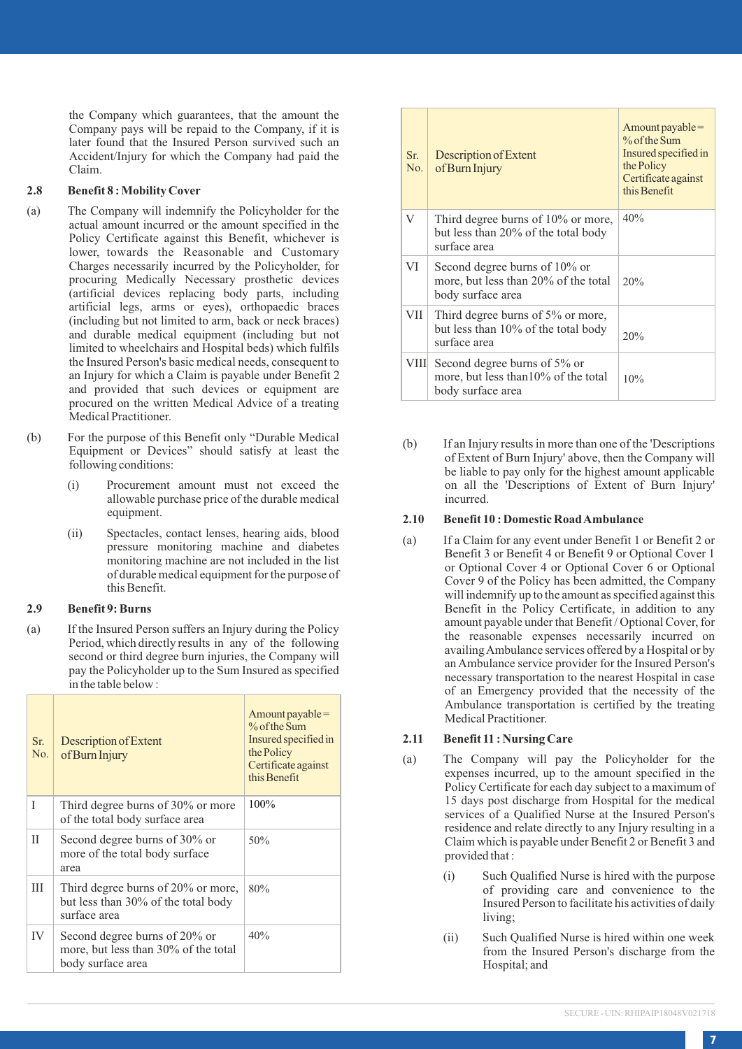the Company which guarantees, that the amount the Company pays will be repaid to the Company, if it is later found that the Insured Person survived such an Accident/Injury for which the Company had paid the Claim.

**2.8 Benefit 8 : Mobility Cover**

(a) The Company will indemnify the Policyholder for the actual amount incurred or the amount specified in the Policy Certificate against this Benefit, whichever is lower, towards the Reasonable and Customary Charges necessarily incurred by the Policyholder, for procuring Medically Necessary prosthetic devices (artificial devices replacing body parts, including artificial legs, arms or eyes), orthopaedic braces (including but not limited to arm, back or neck braces) and durable medical equipment (including but not limited to wheelchairs and Hospital beds) which fulfils the Insured Person's basic medical needs, consequent to an Injury for which a Claim is payable under Benefit 2 and provided that such devices or equipment are procured on the written Medical Advice of a treating Medical Practitioner.

(b) For the purpose of this Benefit only "Durable Medical Equipment or Devices" should satisfy at least the following conditions:

(i) Procurement amount must not exceed the allowable purchase price of the durable medical equipment.

(ii) Spectacles, contact lenses, hearing aids, blood pressure monitoring machine and diabetes monitoring machine are not included in the list of durable medical equipment for the purpose of this Benefit.

**2.9 Benefit 9: Burns**

(a) If the Insured Person suffers an Injury during the Policy Period, which directly results in any of the following second or third degree burn injuries, the Company will pay the Policyholder up to the Sum Insured as specified in the table below :

| Sr. No. | Description of Extent of Burn Injury | Amount payable = % of the Sum Insured specified in the Policy Certificate against this Benefit |
|---|---|---|
| I | Third degree burns of 30% or more of the total body surface area | 100% |
| II | Second degree burns of 30% or more of the total body surface area | 50% |
| III | Third degree burns of 20% or more, but less than 30% of the total body surface area | 80% |
| IV | Second degree burns of 20% or more, but less than 30% of the total body surface area | 40% |
| V | Third degree burns of 10% or more, but less than 20% of the total body surface area | 40% |
| VI | Second degree burns of 10% or more, but less than 20% of the total body surface area | 20% |
| VII | Third degree burns of 5% or more, but less than 10% of the total body surface area | 20% |
| VIII | Second degree burns of 5% or more, but less than10% of the total body surface area | 10% |

(b) If an Injury results in more than one of the 'Descriptions of Extent of Burn Injury' above, then the Company will be liable to pay only for the highest amount applicable on all the 'Descriptions of Extent of Burn Injury' incurred.

**2.10 Benefit 10 : Domestic Road Ambulance**

(a) If a Claim for any event under Benefit 1 or Benefit 2 or Benefit 3 or Benefit 4 or Benefit 9 or Optional Cover 1 or Optional Cover 4 or Optional Cover 6 or Optional Cover 9 of the Policy has been admitted, the Company will indemnify up to the amount as specified against this Benefit in the Policy Certificate, in addition to any amount payable under that Benefit / Optional Cover, for the reasonable expenses necessarily incurred on availing Ambulance services offered by a Hospital or by an Ambulance service provider for the Insured Person's necessary transportation to the nearest Hospital in case of an Emergency provided that the necessity of the Ambulance transportation is certified by the treating Medical Practitioner.

**2.11 Benefit 11 : Nursing Care**

(a) The Company will pay the Policyholder for the expenses incurred, up to the amount specified in the Policy Certificate for each day subject to a maximum of 15 days post discharge from Hospital for the medical services of a Qualified Nurse at the Insured Person's residence and relate directly to any Injury resulting in a Claim which is payable under Benefit 2 or Benefit 3 and provided that :

(i) Such Qualified Nurse is hired with the purpose of providing care and convenience to the Insured Person to facilitate his activities of daily living;

(ii) Such Qualified Nurse is hired within one week from the Insured Person's discharge from the Hospital; and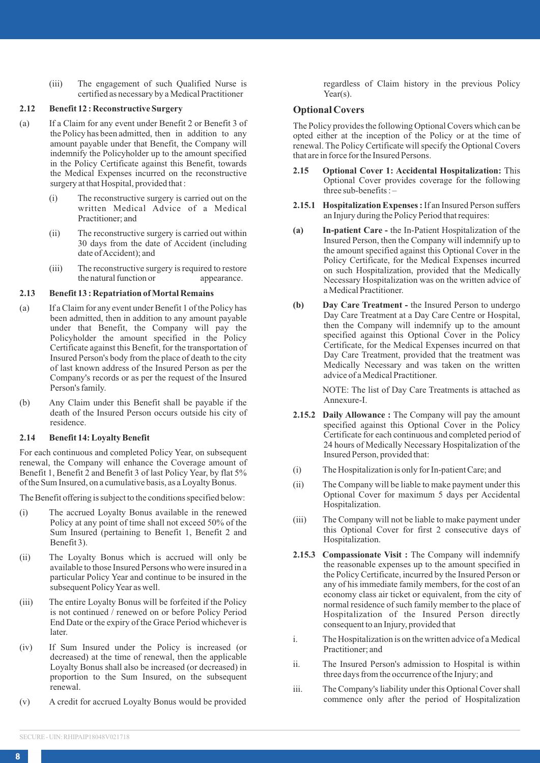(iii) The engagement of such Qualified Nurse is certified as necessary by a Medical Practitioner

**2.12 Benefit 12 : Reconstructive Surgery**

(a) If a Claim for any event under Benefit 2 or Benefit 3 of the Policy has been admitted, then in addition to any amount payable under that Benefit, the Company will indemnify the Policyholder up to the amount specified in the Policy Certificate against this Benefit, towards the Medical Expenses incurred on the reconstructive surgery at that Hospital, provided that :

(i) The reconstructive surgery is carried out on the written Medical Advice of a Medical Practitioner; and

(ii) The reconstructive surgery is carried out within 30 days from the date of Accident (including date of Accident); and

(iii) The reconstructive surgery is required to restore the natural function or appearance.

**2.13 Benefit 13 : Repatriation of Mortal Remains**

(a) If a Claim for any event under Benefit 1 of the Policy has been admitted, then in addition to any amount payable under that Benefit, the Company will pay the Policyholder the amount specified in the Policy Certificate against this Benefit, for the transportation of Insured Person's body from the place of death to the city of last known address of the Insured Person as per the Company's records or as per the request of the Insured Person's family.

(b) Any Claim under this Benefit shall be payable if the death of the Insured Person occurs outside his city of residence.

**2.14 Benefit 14: Loyalty Benefit**

For each continuous and completed Policy Year, on subsequent renewal, the Company will enhance the Coverage amount of Benefit 1, Benefit 2 and Benefit 3 of last Policy Year, by flat 5% of the Sum Insured, on a cumulative basis, as a Loyalty Bonus.

The Benefit offering is subject to the conditions specified below:

(i) The accrued Loyalty Bonus available in the renewed Policy at any point of time shall not exceed 50% of the Sum Insured (pertaining to Benefit 1, Benefit 2 and Benefit 3).

(ii) The Loyalty Bonus which is accrued will only be available to those Insured Persons who were insured in a particular Policy Year and continue to be insured in the subsequent Policy Year as well.

(iii) The entire Loyalty Bonus will be forfeited if the Policy is not continued / renewed on or before Policy Period End Date or the expiry of the Grace Period whichever is later.

(iv) If Sum Insured under the Policy is increased (or decreased) at the time of renewal, then the applicable Loyalty Bonus shall also be increased (or decreased) in proportion to the Sum Insured, on the subsequent renewal.

(v) A credit for accrued Loyalty Bonus would be provided regardless of Claim history in the previous Policy Year(s).

## Optional Covers

The Policy provides the following Optional Covers which can be opted either at the inception of the Policy or at the time of renewal. The Policy Certificate will specify the Optional Covers that are in force for the Insured Persons.

**2.15 Optional Cover 1: Accidental Hospitalization:** This Optional Cover provides coverage for the following three sub-benefits : –

**2.15.1 Hospitalization Expenses :** If an Insured Person suffers an Injury during the Policy Period that requires:

**(a) In-patient Care -** the In-Patient Hospitalization of the Insured Person, then the Company will indemnify up to the amount specified against this Optional Cover in the Policy Certificate, for the Medical Expenses incurred on such Hospitalization, provided that the Medically Necessary Hospitalization was on the written advice of a Medical Practitioner.

**(b) Day Care Treatment -** the Insured Person to undergo Day Care Treatment at a Day Care Centre or Hospital, then the Company will indemnify up to the amount specified against this Optional Cover in the Policy Certificate, for the Medical Expenses incurred on that Day Care Treatment, provided that the treatment was Medically Necessary and was taken on the written advice of a Medical Practitioner.

NOTE: The list of Day Care Treatments is attached as Annexure-I.

**2.15.2 Daily Allowance :** The Company will pay the amount specified against this Optional Cover in the Policy Certificate for each continuous and completed period of 24 hours of Medically Necessary Hospitalization of the Insured Person, provided that:

(i) The Hospitalization is only for In-patient Care; and

(ii) The Company will be liable to make payment under this Optional Cover for maximum 5 days per Accidental Hospitalization.

(iii) The Company will not be liable to make payment under this Optional Cover for first 2 consecutive days of Hospitalization.

**2.15.3 Compassionate Visit :** The Company will indemnify the reasonable expenses up to the amount specified in the Policy Certificate, incurred by the Insured Person or any of his immediate family members, for the cost of an economy class air ticket or equivalent, from the city of normal residence of such family member to the place of Hospitalization of the Insured Person directly consequent to an Injury, provided that

i. The Hospitalization is on the written advice of a Medical Practitioner; and

ii. The Insured Person's admission to Hospital is within three days from the occurrence of the Injury; and

iii. The Company's liability under this Optional Cover shall commence only after the period of Hospitalization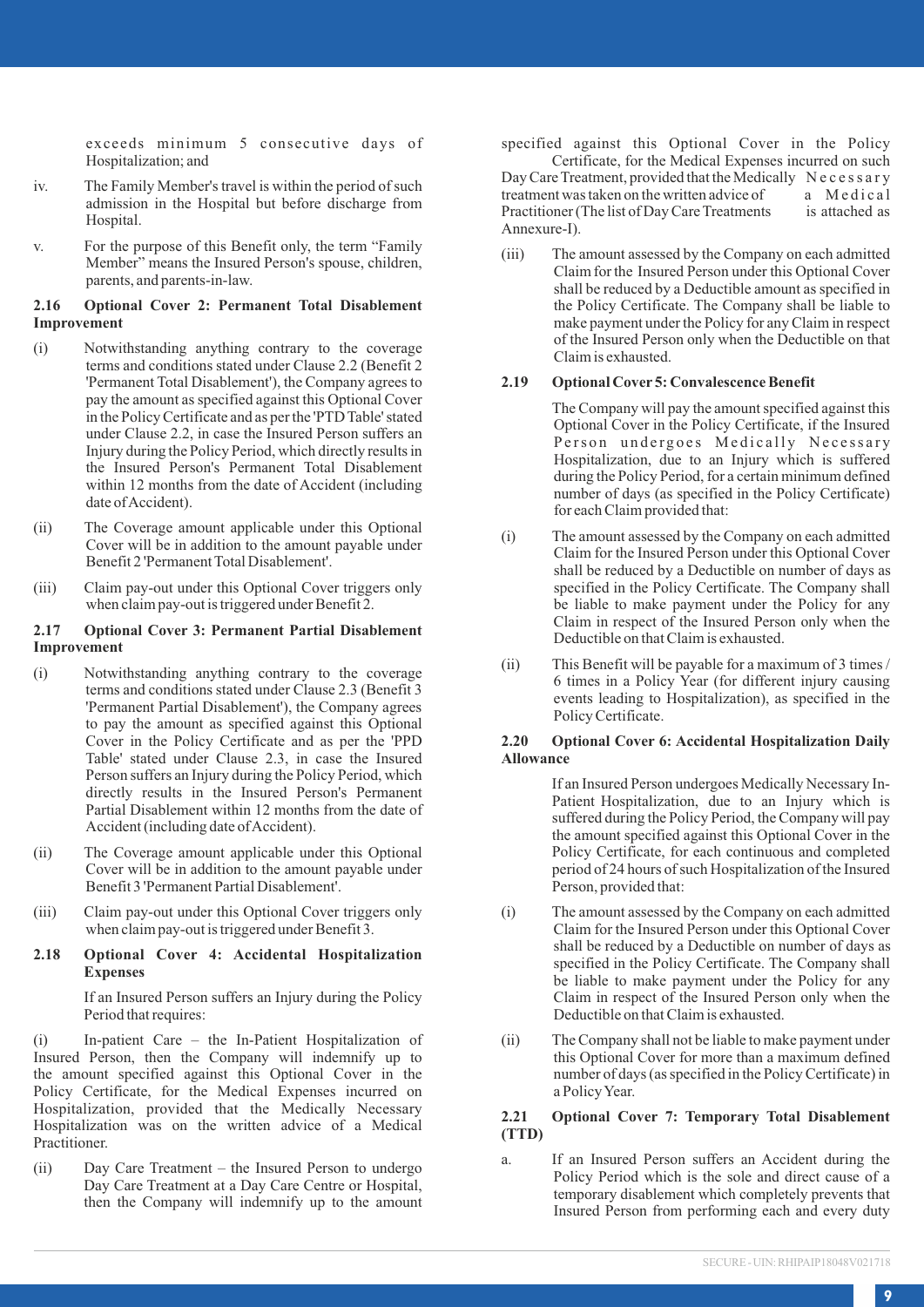exceeds minimum 5 consecutive days of Hospitalization; and

iv. The Family Member's travel is within the period of such admission in the Hospital but before discharge from Hospital.

v. For the purpose of this Benefit only, the term "Family Member" means the Insured Person's spouse, children, parents, and parents-in-law.

**2.16 Optional Cover 2: Permanent Total Disablement Improvement**

(i) Notwithstanding anything contrary to the coverage terms and conditions stated under Clause 2.2 (Benefit 2 'Permanent Total Disablement'), the Company agrees to pay the amount as specified against this Optional Cover in the Policy Certificate and as per the 'PTD Table' stated under Clause 2.2, in case the Insured Person suffers an Injury during the Policy Period, which directly results in the Insured Person's Permanent Total Disablement within 12 months from the date of Accident (including date of Accident).

(ii) The Coverage amount applicable under this Optional Cover will be in addition to the amount payable under Benefit 2 'Permanent Total Disablement'.

(iii) Claim pay-out under this Optional Cover triggers only when claim pay-out is triggered under Benefit 2.

**2.17 Optional Cover 3: Permanent Partial Disablement Improvement**

(i) Notwithstanding anything contrary to the coverage terms and conditions stated under Clause 2.3 (Benefit 3 'Permanent Partial Disablement'), the Company agrees to pay the amount as specified against this Optional Cover in the Policy Certificate and as per the 'PPD Table' stated under Clause 2.3, in case the Insured Person suffers an Injury during the Policy Period, which directly results in the Insured Person's Permanent Partial Disablement within 12 months from the date of Accident (including date of Accident).

(ii) The Coverage amount applicable under this Optional Cover will be in addition to the amount payable under Benefit 3 'Permanent Partial Disablement'.

(iii) Claim pay-out under this Optional Cover triggers only when claim pay-out is triggered under Benefit 3.

**2.18 Optional Cover 4: Accidental Hospitalization Expenses**

If an Insured Person suffers an Injury during the Policy Period that requires:

(i) In-patient Care – the In-Patient Hospitalization of Insured Person, then the Company will indemnify up to the amount specified against this Optional Cover in the Policy Certificate, for the Medical Expenses incurred on Hospitalization, provided that the Medically Necessary Hospitalization was on the written advice of a Medical Practitioner.

(ii) Day Care Treatment – the Insured Person to undergo Day Care Treatment at a Day Care Centre or Hospital, then the Company will indemnify up to the amount specified against this Optional Cover in the Policy Certificate, for the Medical Expenses incurred on such Day Care Treatment, provided that the Medically Necessary treatment was taken on the written advice of a Medical Practitioner (The list of Day Care Treatments is attached as Annexure-I).

(iii) The amount assessed by the Company on each admitted Claim for the Insured Person under this Optional Cover shall be reduced by a Deductible amount as specified in the Policy Certificate. The Company shall be liable to make payment under the Policy for any Claim in respect of the Insured Person only when the Deductible on that Claim is exhausted.

**2.19 Optional Cover 5: Convalescence Benefit**

The Company will pay the amount specified against this Optional Cover in the Policy Certificate, if the Insured Person undergoes Medically Necessary Hospitalization, due to an Injury which is suffered during the Policy Period, for a certain minimum defined number of days (as specified in the Policy Certificate) for each Claim provided that:

(i) The amount assessed by the Company on each admitted Claim for the Insured Person under this Optional Cover shall be reduced by a Deductible on number of days as specified in the Policy Certificate. The Company shall be liable to make payment under the Policy for any Claim in respect of the Insured Person only when the Deductible on that Claim is exhausted.

(ii) This Benefit will be payable for a maximum of 3 times / 6 times in a Policy Year (for different injury causing events leading to Hospitalization), as specified in the Policy Certificate.

**2.20 Optional Cover 6: Accidental Hospitalization Daily Allowance**

If an Insured Person undergoes Medically Necessary In-Patient Hospitalization, due to an Injury which is suffered during the Policy Period, the Company will pay the amount specified against this Optional Cover in the Policy Certificate, for each continuous and completed period of 24 hours of such Hospitalization of the Insured Person, provided that:

(i) The amount assessed by the Company on each admitted Claim for the Insured Person under this Optional Cover shall be reduced by a Deductible on number of days as specified in the Policy Certificate. The Company shall be liable to make payment under the Policy for any Claim in respect of the Insured Person only when the Deductible on that Claim is exhausted.

(ii) The Company shall not be liable to make payment under this Optional Cover for more than a maximum defined number of days (as specified in the Policy Certificate) in a Policy Year.

**2.21 Optional Cover 7: Temporary Total Disablement (TTD)**

a. If an Insured Person suffers an Accident during the Policy Period which is the sole and direct cause of a temporary disablement which completely prevents that Insured Person from performing each and every duty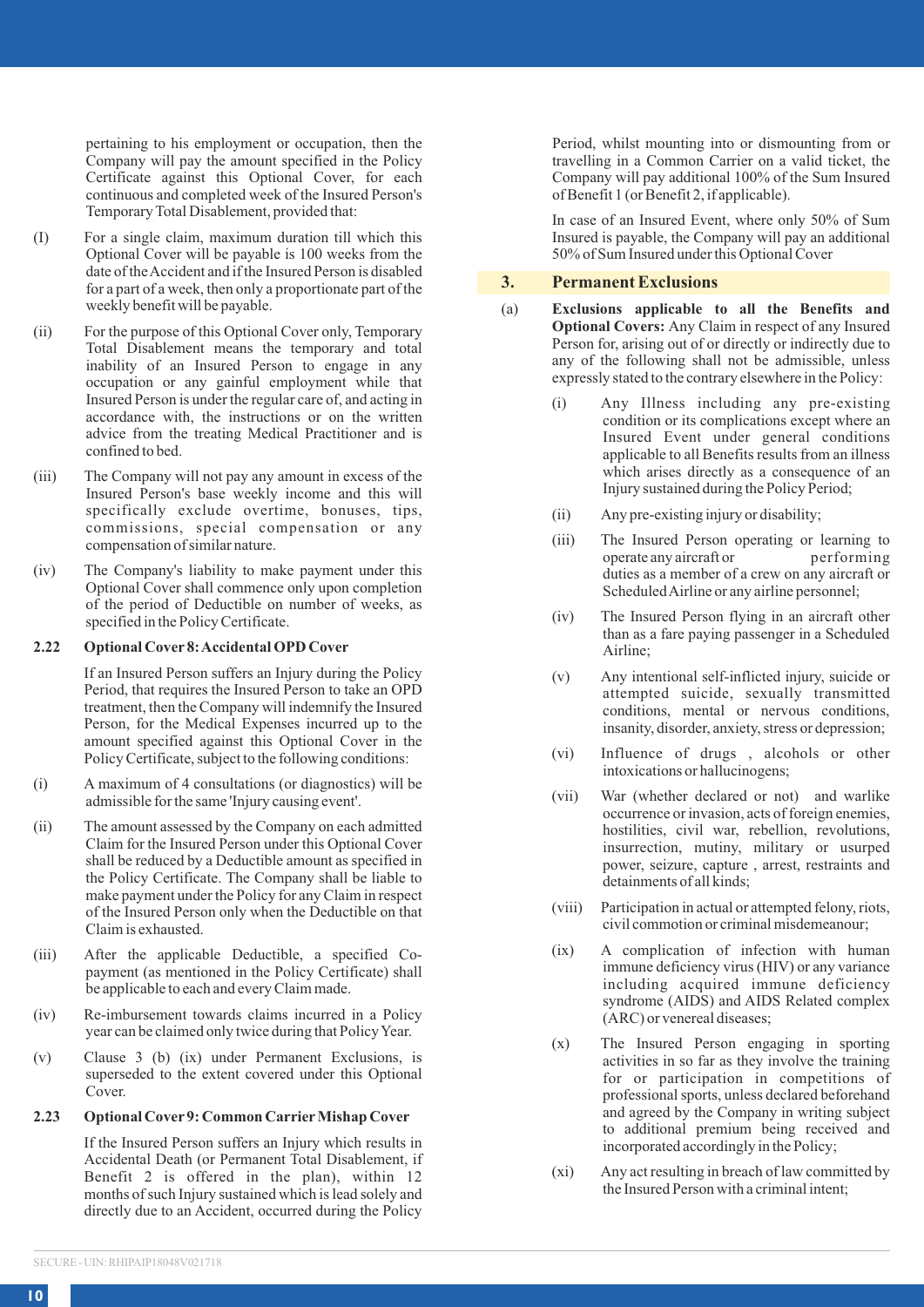pertaining to his employment or occupation, then the Company will pay the amount specified in the Policy Certificate against this Optional Cover, for each continuous and completed week of the Insured Person's Temporary Total Disablement, provided that:

(I) For a single claim, maximum duration till which this Optional Cover will be payable is 100 weeks from the date of the Accident and if the Insured Person is disabled for a part of a week, then only a proportionate part of the weekly benefit will be payable.

(ii) For the purpose of this Optional Cover only, Temporary Total Disablement means the temporary and total inability of an Insured Person to engage in any occupation or any gainful employment while that Insured Person is under the regular care of, and acting in accordance with, the instructions or on the written advice from the treating Medical Practitioner and is confined to bed.

(iii) The Company will not pay any amount in excess of the Insured Person's base weekly income and this will specifically exclude overtime, bonuses, tips, commissions, special compensation or any compensation of similar nature.

(iv) The Company's liability to make payment under this Optional Cover shall commence only upon completion of the period of Deductible on number of weeks, as specified in the Policy Certificate.

**2.22 Optional Cover 8: Accidental OPD Cover**

If an Insured Person suffers an Injury during the Policy Period, that requires the Insured Person to take an OPD treatment, then the Company will indemnify the Insured Person, for the Medical Expenses incurred up to the amount specified against this Optional Cover in the Policy Certificate, subject to the following conditions:

(i) A maximum of 4 consultations (or diagnostics) will be admissible for the same 'Injury causing event'.

(ii) The amount assessed by the Company on each admitted Claim for the Insured Person under this Optional Cover shall be reduced by a Deductible amount as specified in the Policy Certificate. The Company shall be liable to make payment under the Policy for any Claim in respect of the Insured Person only when the Deductible on that Claim is exhausted.

(iii) After the applicable Deductible, a specified Co-payment (as mentioned in the Policy Certificate) shall be applicable to each and every Claim made.

(iv) Re-imbursement towards claims incurred in a Policy year can be claimed only twice during that Policy Year.

(v) Clause 3 (b) (ix) under Permanent Exclusions, is superseded to the extent covered under this Optional Cover.

**2.23 Optional Cover 9: Common Carrier Mishap Cover**

If the Insured Person suffers an Injury which results in Accidental Death (or Permanent Total Disablement, if Benefit 2 is offered in the plan), within 12 months of such Injury sustained which is lead solely and directly due to an Accident, occurred during the Policy Period, whilst mounting into or dismounting from or travelling in a Common Carrier on a valid ticket, the Company will pay additional 100% of the Sum Insured of Benefit 1 (or Benefit 2, if applicable).

In case of an Insured Event, where only 50% of Sum Insured is payable, the Company will pay an additional 50% of Sum Insured under this Optional Cover

## 3. Permanent Exclusions

(a) **Exclusions applicable to all the Benefits and Optional Covers:** Any Claim in respect of any Insured Person for, arising out of or directly or indirectly due to any of the following shall not be admissible, unless expressly stated to the contrary elsewhere in the Policy:

(i) Any Illness including any pre-existing condition or its complications except where an Insured Event under general conditions applicable to all Benefits results from an illness which arises directly as a consequence of an Injury sustained during the Policy Period;

(ii) Any pre-existing injury or disability;

(iii) The Insured Person operating or learning to operate any aircraft or performing duties as a member of a crew on any aircraft or Scheduled Airline or any airline personnel;

(iv) The Insured Person flying in an aircraft other than as a fare paying passenger in a Scheduled Airline;

(v) Any intentional self-inflicted injury, suicide or attempted suicide, sexually transmitted conditions, mental or nervous conditions, insanity, disorder, anxiety, stress or depression;

(vi) Influence of drugs , alcohols or other intoxications or hallucinogens;

(vii) War (whether declared or not) and warlike occurrence or invasion, acts of foreign enemies, hostilities, civil war, rebellion, revolutions, insurrection, mutiny, military or usurped power, seizure, capture , arrest, restraints and detainments of all kinds;

(viii) Participation in actual or attempted felony, riots, civil commotion or criminal misdemeanour;

(ix) A complication of infection with human immune deficiency virus (HIV) or any variance including acquired immune deficiency syndrome (AIDS) and AIDS Related complex (ARC) or venereal diseases;

(x) The Insured Person engaging in sporting activities in so far as they involve the training for or participation in competitions of professional sports, unless declared beforehand and agreed by the Company in writing subject to additional premium being received and incorporated accordingly in the Policy;

(xi) Any act resulting in breach of law committed by the Insured Person with a criminal intent;

SECURE - UIN: RHIPAIP18048V021718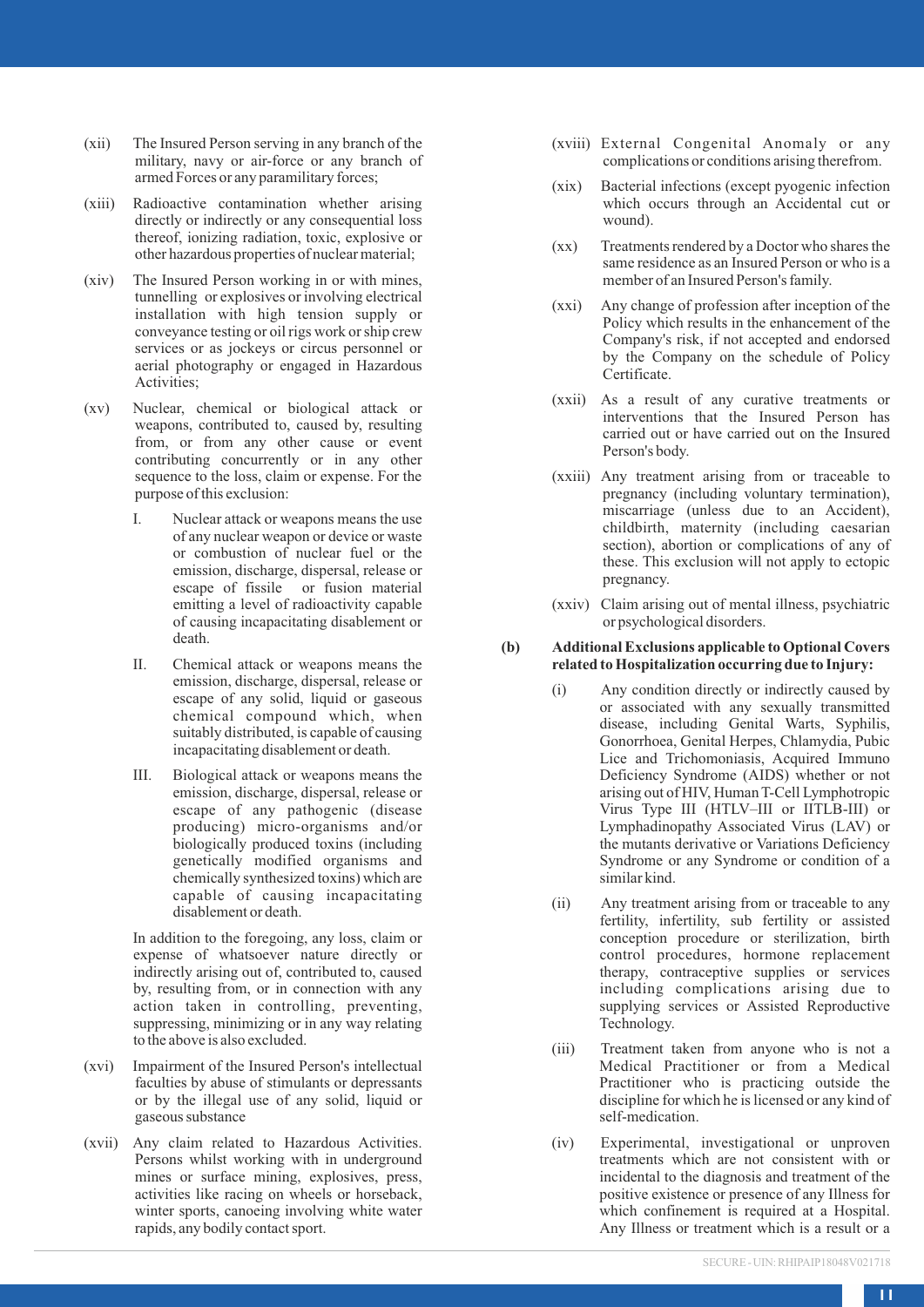(xii) The Insured Person serving in any branch of the military, navy or air-force or any branch of armed Forces or any paramilitary forces;

(xiii) Radioactive contamination whether arising directly or indirectly or any consequential loss thereof, ionizing radiation, toxic, explosive or other hazardous properties of nuclear material;

(xiv) The Insured Person working in or with mines, tunnelling or explosives or involving electrical installation with high tension supply or conveyance testing or oil rigs work or ship crew services or as jockeys or circus personnel or aerial photography or engaged in Hazardous Activities;

(xv) Nuclear, chemical or biological attack or weapons, contributed to, caused by, resulting from, or from any other cause or event contributing concurrently or in any other sequence to the loss, claim or expense. For the purpose of this exclusion:

I. Nuclear attack or weapons means the use of any nuclear weapon or device or waste or combustion of nuclear fuel or the emission, discharge, dispersal, release or escape of fissile or fusion material emitting a level of radioactivity capable of causing incapacitating disablement or death.

II. Chemical attack or weapons means the emission, discharge, dispersal, release or escape of any solid, liquid or gaseous chemical compound which, when suitably distributed, is capable of causing incapacitating disablement or death.

III. Biological attack or weapons means the emission, discharge, dispersal, release or escape of any pathogenic (disease producing) micro-organisms and/or biologically produced toxins (including genetically modified organisms and chemically synthesized toxins) which are capable of causing incapacitating disablement or death.

In addition to the foregoing, any loss, claim or expense of whatsoever nature directly or indirectly arising out of, contributed to, caused by, resulting from, or in connection with any action taken in controlling, preventing, suppressing, minimizing or in any way relating to the above is also excluded.

(xvi) Impairment of the Insured Person's intellectual faculties by abuse of stimulants or depressants or by the illegal use of any solid, liquid or gaseous substance

(xvii) Any claim related to Hazardous Activities. Persons whilst working with in underground mines or surface mining, explosives, press, activities like racing on wheels or horseback, winter sports, canoeing involving white water rapids, any bodily contact sport.

(xviii) External Congenital Anomaly or any complications or conditions arising therefrom.

(xix) Bacterial infections (except pyogenic infection which occurs through an Accidental cut or wound).

(xx) Treatments rendered by a Doctor who shares the same residence as an Insured Person or who is a member of an Insured Person's family.

(xxi) Any change of profession after inception of the Policy which results in the enhancement of the Company's risk, if not accepted and endorsed by the Company on the schedule of Policy Certificate.

(xxii) As a result of any curative treatments or interventions that the Insured Person has carried out or have carried out on the Insured Person's body.

(xxiii) Any treatment arising from or traceable to pregnancy (including voluntary termination), miscarriage (unless due to an Accident), childbirth, maternity (including caesarian section), abortion or complications of any of these. This exclusion will not apply to ectopic pregnancy.

(xxiv) Claim arising out of mental illness, psychiatric or psychological disorders.

**(b) Additional Exclusions applicable to Optional Covers related to Hospitalization occurring due to Injury:**

(i) Any condition directly or indirectly caused by or associated with any sexually transmitted disease, including Genital Warts, Syphilis, Gonorrhoea, Genital Herpes, Chlamydia, Pubic Lice and Trichomoniasis, Acquired Immuno Deficiency Syndrome (AIDS) whether or not arising out of HIV, Human T-Cell Lymphotropic Virus Type III (HTLV–III or IITLB-III) or Lymphadinopathy Associated Virus (LAV) or the mutants derivative or Variations Deficiency Syndrome or any Syndrome or condition of a similar kind.

(ii) Any treatment arising from or traceable to any fertility, infertility, sub fertility or assisted conception procedure or sterilization, birth control procedures, hormone replacement therapy, contraceptive supplies or services including complications arising due to supplying services or Assisted Reproductive Technology.

(iii) Treatment taken from anyone who is not a Medical Practitioner or from a Medical Practitioner who is practicing outside the discipline for which he is licensed or any kind of self-medication.

(iv) Experimental, investigational or unproven treatments which are not consistent with or incidental to the diagnosis and treatment of the positive existence or presence of any Illness for which confinement is required at a Hospital. Any Illness or treatment which is a result or a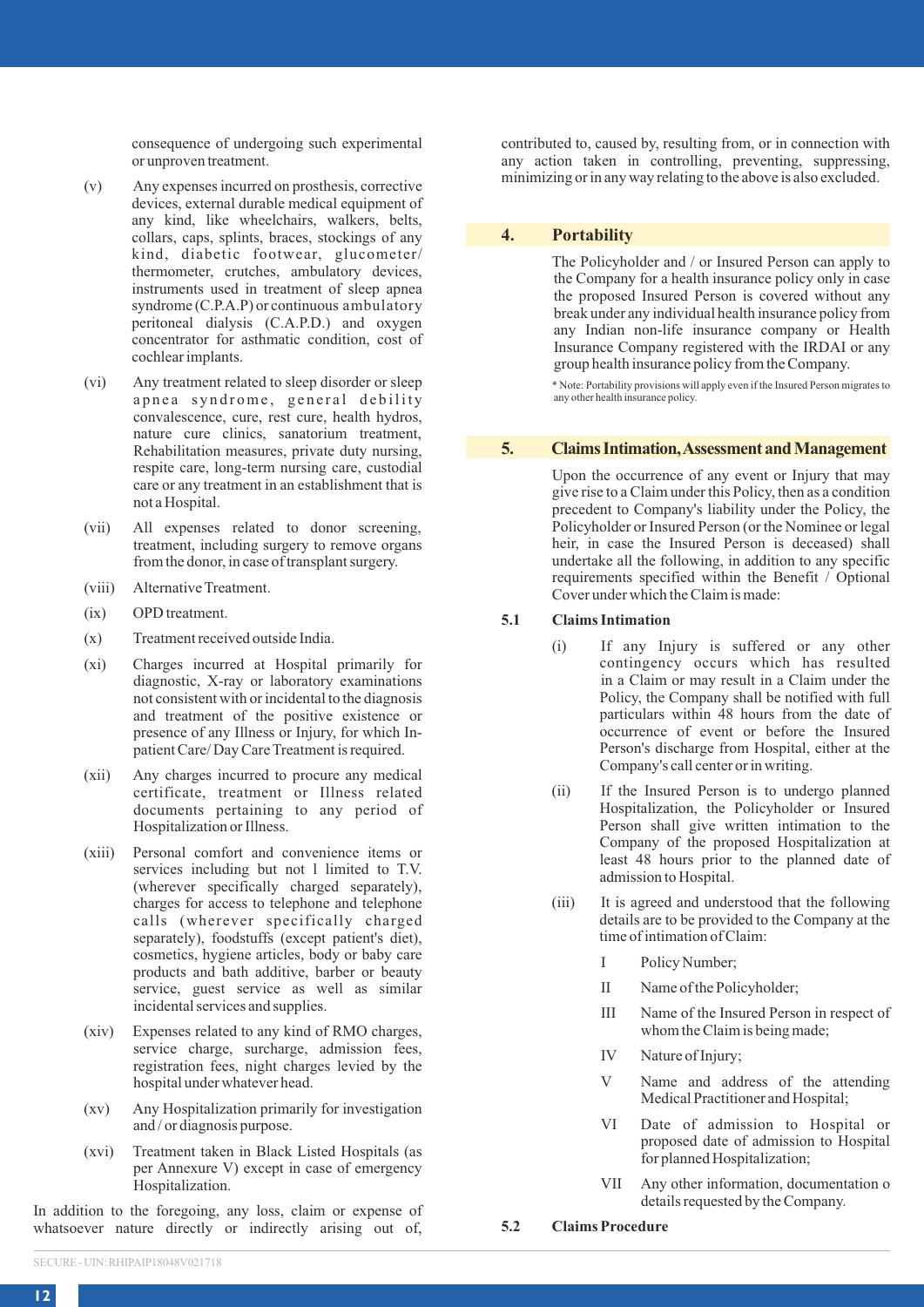consequence of undergoing such experimental or unproven treatment.

(v) Any expenses incurred on prosthesis, corrective devices, external durable medical equipment of any kind, like wheelchairs, walkers, belts, collars, caps, splints, braces, stockings of any kind, diabetic footwear, glucometer/ thermometer, crutches, ambulatory devices, instruments used in treatment of sleep apnea syndrome (C.P.A.P) or continuous ambulatory peritoneal dialysis (C.A.P.D.) and oxygen concentrator for asthmatic condition, cost of cochlear implants.

(vi) Any treatment related to sleep disorder or sleep apnea syndrome, general debility convalescence, cure, rest cure, health hydros, nature cure clinics, sanatorium treatment, Rehabilitation measures, private duty nursing, respite care, long-term nursing care, custodial care or any treatment in an establishment that is not a Hospital.

(vii) All expenses related to donor screening, treatment, including surgery to remove organs from the donor, in case of transplant surgery.

(viii) Alternative Treatment.

(ix) OPD treatment.

(x) Treatment received outside India.

(xi) Charges incurred at Hospital primarily for diagnostic, X-ray or laboratory examinations not consistent with or incidental to the diagnosis and treatment of the positive existence or presence of any Illness or Injury, for which In-patient Care/ Day Care Treatment is required.

(xii) Any charges incurred to procure any medical certificate, treatment or Illness related documents pertaining to any period of Hospitalization or Illness.

(xiii) Personal comfort and convenience items or services including but not l limited to T.V. (wherever specifically charged separately), charges for access to telephone and telephone calls (wherever specifically charged separately), foodstuffs (except patient's diet), cosmetics, hygiene articles, body or baby care products and bath additive, barber or beauty service, guest service as well as similar incidental services and supplies.

(xiv) Expenses related to any kind of RMO charges, service charge, surcharge, admission fees, registration fees, night charges levied by the hospital under whatever head.

(xv) Any Hospitalization primarily for investigation and / or diagnosis purpose.

(xvi) Treatment taken in Black Listed Hospitals (as per Annexure V) except in case of emergency Hospitalization.

In addition to the foregoing, any loss, claim or expense of whatsoever nature directly or indirectly arising out of, contributed to, caused by, resulting from, or in connection with any action taken in controlling, preventing, suppressing, minimizing or in any way relating to the above is also excluded.

## 4. Portability

The Policyholder and / or Insured Person can apply to the Company for a health insurance policy only in case the proposed Insured Person is covered without any break under any individual health insurance policy from any Indian non-life insurance company or Health Insurance Company registered with the IRDAI or any group health insurance policy from the Company.

* Note: Portability provisions will apply even if the Insured Person migrates to any other health insurance policy.

## 5. Claims Intimation, Assessment and Management

Upon the occurrence of any event or Injury that may give rise to a Claim under this Policy, then as a condition precedent to Company's liability under the Policy, the Policyholder or Insured Person (or the Nominee or legal heir, in case the Insured Person is deceased) shall undertake all the following, in addition to any specific requirements specified within the Benefit / Optional Cover under which the Claim is made:

### 5.1 Claims Intimation

(i) If any Injury is suffered or any other contingency occurs which has resulted in a Claim or may result in a Claim under the Policy, the Company shall be notified with full particulars within 48 hours from the date of occurrence of event or before the Insured Person's discharge from Hospital, either at the Company's call center or in writing.

(ii) If the Insured Person is to undergo planned Hospitalization, the Policyholder or Insured Person shall give written intimation to the Company of the proposed Hospitalization at least 48 hours prior to the planned date of admission to Hospital.

(iii) It is agreed and understood that the following details are to be provided to the Company at the time of intimation of Claim:

I Policy Number;

II Name of the Policyholder;

III Name of the Insured Person in respect of whom the Claim is being made;

IV Nature of Injury;

V Name and address of the attending Medical Practitioner and Hospital;

VI Date of admission to Hospital or proposed date of admission to Hospital for planned Hospitalization;

VII Any other information, documentation o details requested by the Company.

### 5.2 Claims Procedure

SECURE - UIN: RHIPAIP18048V021718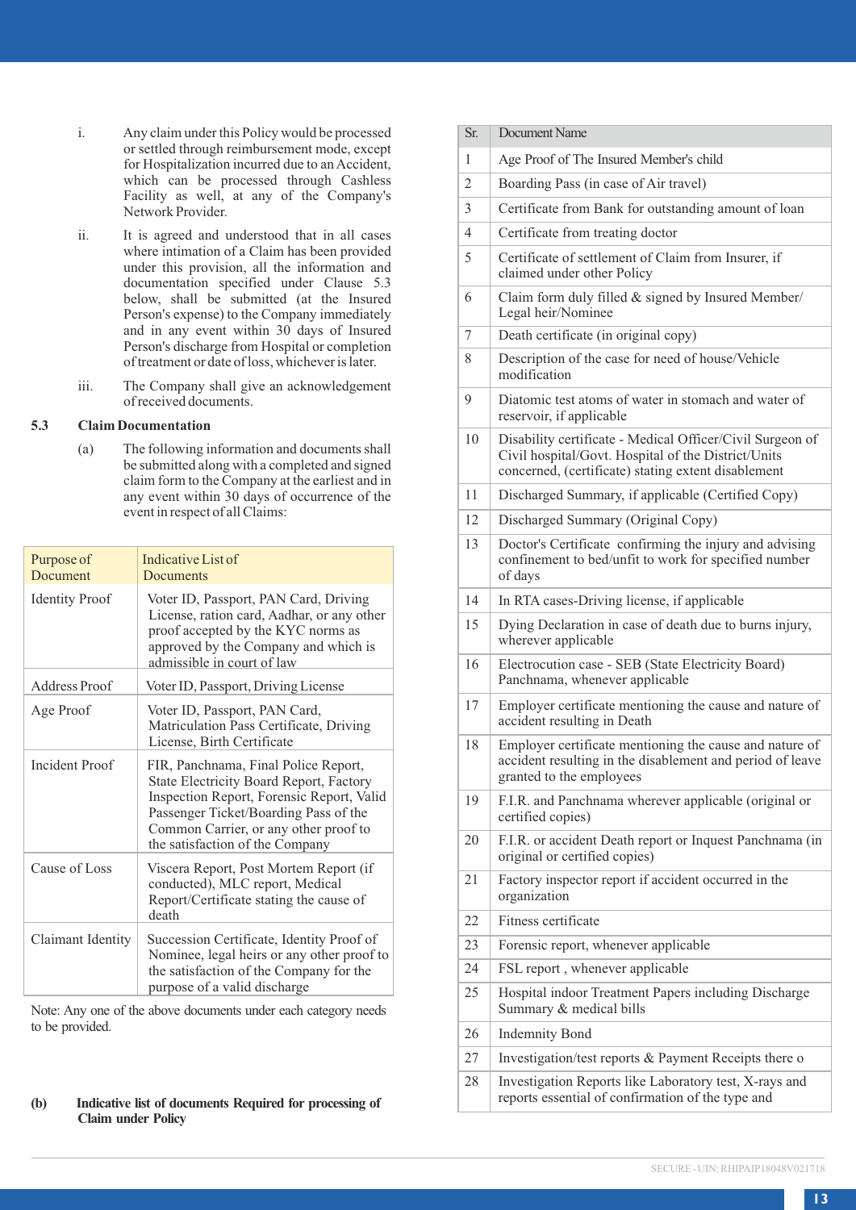i. Any claim under this Policy would be processed or settled through reimbursement mode, except for Hospitalization incurred due to an Accident, which can be processed through Cashless Facility as well, at any of the Company's Network Provider.

ii. It is agreed and understood that in all cases where intimation of a Claim has been provided under this provision, all the information and documentation specified under Clause 5.3 below, shall be submitted (at the Insured Person's expense) to the Company immediately and in any event within 30 days of Insured Person's discharge from Hospital or completion of treatment or date of loss, whichever is later.

iii. The Company shall give an acknowledgement of received documents.

**5.3 Claim Documentation**

(a) The following information and documents shall be submitted along with a completed and signed claim form to the Company at the earliest and in any event within 30 days of occurrence of the event in respect of all Claims:

| Purpose of Document | Indicative List of Documents |
|---|---|
| Identity Proof | Voter ID, Passport, PAN Card, Driving License, ration card, Aadhar, or any other proof accepted by the KYC norms as approved by the Company and which is admissible in court of law |
| Address Proof | Voter ID, Passport, Driving License |
| Age Proof | Voter ID, Passport, PAN Card, Matriculation Pass Certificate, Driving License, Birth Certificate |
| Incident Proof | FIR, Panchnama, Final Police Report, State Electricity Board Report, Factory Inspection Report, Forensic Report, Valid Passenger Ticket/Boarding Pass of the Common Carrier, or any other proof to the satisfaction of the Company |
| Cause of Loss | Viscera Report, Post Mortem Report (if conducted), MLC report, Medical Report/Certificate stating the cause of death |
| Claimant Identity | Succession Certificate, Identity Proof of Nominee, legal heirs or any other proof to the satisfaction of the Company for the purpose of a valid discharge |

Note: Any one of the above documents under each category needs to be provided.

**(b) Indicative list of documents Required for processing of Claim under Policy**

| Sr. | Document Name |
|---|---|
| 1 | Age Proof of The Insured Member's child |
| 2 | Boarding Pass (in case of Air travel) |
| 3 | Certificate from Bank for outstanding amount of loan |
| 4 | Certificate from treating doctor |
| 5 | Certificate of settlement of Claim from Insurer, if claimed under other Policy |
| 6 | Claim form duly filled & signed by Insured Member/ Legal heir/Nominee |
| 7 | Death certificate (in original copy) |
| 8 | Description of the case for need of house/Vehicle modification |
| 9 | Diatomic test atoms of water in stomach and water of reservoir, if applicable |
| 10 | Disability certificate - Medical Officer/Civil Surgeon of Civil hospital/Govt. Hospital of the District/Units concerned, (certificate) stating extent disablement |
| 11 | Discharged Summary, if applicable (Certified Copy) |
| 12 | Discharged Summary (Original Copy) |
| 13 | Doctor's Certificate confirming the injury and advising confinement to bed/unfit to work for specified number of days |
| 14 | In RTA cases-Driving license, if applicable |
| 15 | Dying Declaration in case of death due to burns injury, wherever applicable |
| 16 | Electrocution case - SEB (State Electricity Board) Panchnama, whenever applicable |
| 17 | Employer certificate mentioning the cause and nature of accident resulting in Death |
| 18 | Employer certificate mentioning the cause and nature of accident resulting in the disablement and period of leave granted to the employees |
| 19 | F.I.R. and Panchnama wherever applicable (original or certified copies) |
| 20 | F.I.R. or accident Death report or Inquest Panchnama (in original or certified copies) |
| 21 | Factory inspector report if accident occurred in the organization |
| 22 | Fitness certificate |
| 23 | Forensic report, whenever applicable |
| 24 | FSL report , whenever applicable |
| 25 | Hospital indoor Treatment Papers including Discharge Summary & medical bills |
| 26 | Indemnity Bond |
| 27 | Investigation/test reports & Payment Receipts there o |
| 28 | Investigation Reports like Laboratory test, X-rays and reports essential of confirmation of the type and |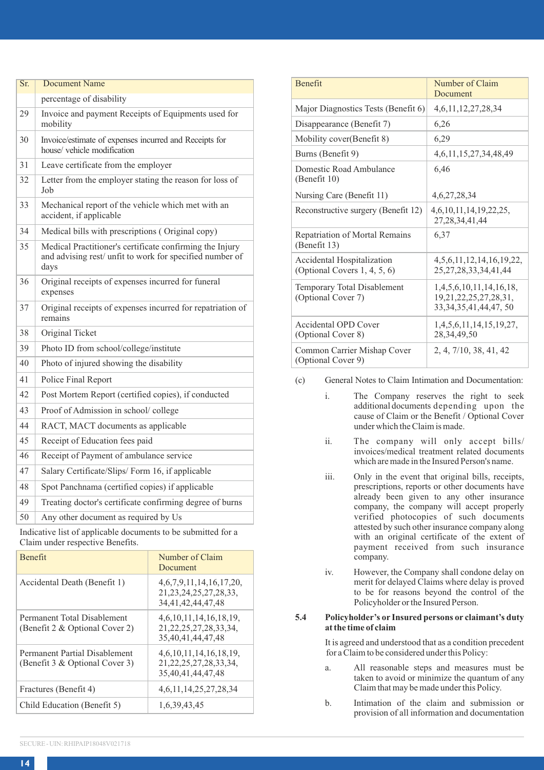| Sr. | Document Name |
|---|---|
| | percentage of disability |
| 29 | Invoice and payment Receipts of Equipments used for mobility |
| 30 | Invoice/estimate of expenses incurred and Receipts for house/ vehicle modification |
| 31 | Leave certificate from the employer |
| 32 | Letter from the employer stating the reason for loss of Job |
| 33 | Mechanical report of the vehicle which met with an accident, if applicable |
| 34 | Medical bills with prescriptions ( Original copy) |
| 35 | Medical Practitioner's certificate confirming the Injury and advising rest/ unfit to work for specified number of days |
| 36 | Original receipts of expenses incurred for funeral expenses |
| 37 | Original receipts of expenses incurred for repatriation of remains |
| 38 | Original Ticket |
| 39 | Photo ID from school/college/institute |
| 40 | Photo of injured showing the disability |
| 41 | Police Final Report |
| 42 | Post Mortem Report (certified copies), if conducted |
| 43 | Proof of Admission in school/ college |
| 44 | RACT, MACT documents as applicable |
| 45 | Receipt of Education fees paid |
| 46 | Receipt of Payment of ambulance service |
| 47 | Salary Certificate/Slips/ Form 16, if applicable |
| 48 | Spot Panchnama (certified copies) if applicable |
| 49 | Treating doctor's certificate confirming degree of burns |
| 50 | Any other document as required by Us |

Indicative list of applicable documents to be submitted for a Claim under respective Benefits.

| Benefit | Number of Claim Document |
|---|---|
| Accidental Death (Benefit 1) | 4,6,7,9,11,14,16,17,20, 21,23,24,25,27,28,33, 34,41,42,44,47,48 |
| Permanent Total Disablement (Benefit 2 & Optional Cover 2) | 4,6,10,11,14,16,18,19, 21,22,25,27,28,33,34, 35,40,41,44,47,48 |
| Permanent Partial Disablement (Benefit 3 & Optional Cover 3) | 4,6,10,11,14,16,18,19, 21,22,25,27,28,33,34, 35,40,41,44,47,48 |
| Fractures (Benefit 4) | 4,6,11,14,25,27,28,34 |
| Child Education (Benefit 5) | 1,6,39,43,45 |
| Major Diagnostics Tests (Benefit 6) | 4,6,11,12,27,28,34 |
| Disappearance (Benefit 7) | 6,26 |
| Mobility cover(Benefit 8) | 6,29 |
| Burns (Benefit 9) | 4,6,11,15,27,34,48,49 |
| Domestic Road Ambulance (Benefit 10) | 6,46 |
| Nursing Care (Benefit 11) | 4,6,27,28,34 |
| Reconstructive surgery (Benefit 12) | 4,6,10,11,14,19,22,25, 27,28,34,41,44 |
| Repatriation of Mortal Remains (Benefit 13) | 6,37 |
| Accidental Hospitalization (Optional Covers 1, 4, 5, 6) | 4,5,6,11,12,14,16,19,22, 25,27,28,33,34,41,44 |
| Temporary Total Disablement (Optional Cover 7) | 1,4,5,6,10,11,14,16,18, 19,21,22,25,27,28,31, 33,34,35,41,44,47, 50 |
| Accidental OPD Cover (Optional Cover 8) | 1,4,5,6,11,14,15,19,27, 28,34,49,50 |
| Common Carrier Mishap Cover (Optional Cover 9) | 2, 4, 7/10, 38, 41, 42 |

(c) General Notes to Claim Intimation and Documentation:

i. The Company reserves the right to seek additional documents depending upon the cause of Claim or the Benefit / Optional Cover under which the Claim is made.

ii. The company will only accept bills/ invoices/medical treatment related documents which are made in the Insured Person's name.

iii. Only in the event that original bills, receipts, prescriptions, reports or other documents have already been given to any other insurance company, the company will accept properly verified photocopies of such documents attested by such other insurance company along with an original certificate of the extent of payment received from such insurance company.

iv. However, the Company shall condone delay on merit for delayed Claims where delay is proved to be for reasons beyond the control of the Policyholder or the Insured Person.

**5.4 Policyholder's or Insured persons or claimant's duty at the time of claim**

It is agreed and understood that as a condition precedent for a Claim to be considered under this Policy:

a. All reasonable steps and measures must be taken to avoid or minimize the quantum of any Claim that may be made under this Policy.

b. Intimation of the claim and submission or provision of all information and documentation

SECURE - UIN: RHIPAIP18048V021718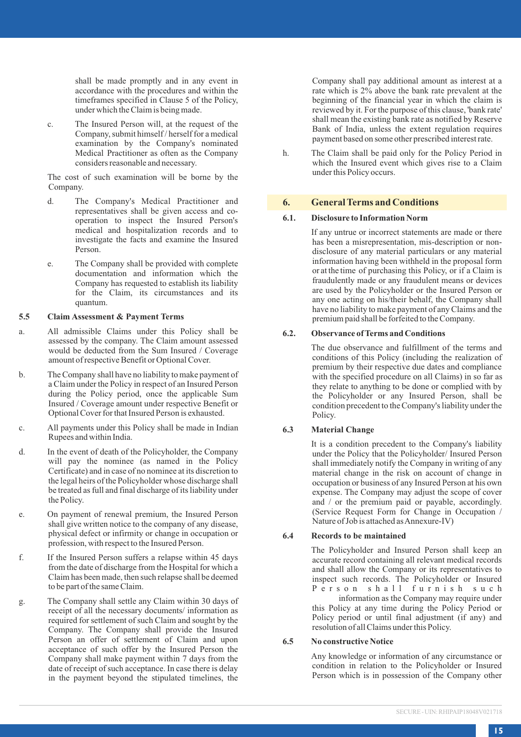shall be made promptly and in any event in accordance with the procedures and within the timeframes specified in Clause 5 of the Policy, under which the Claim is being made.

c. The Insured Person will, at the request of the Company, submit himself / herself for a medical examination by the Company's nominated Medical Practitioner as often as the Company considers reasonable and necessary.

The cost of such examination will be borne by the Company.

d. The Company's Medical Practitioner and representatives shall be given access and co-operation to inspect the Insured Person's medical and hospitalization records and to investigate the facts and examine the Insured Person.

e. The Company shall be provided with complete documentation and information which the Company has requested to establish its liability for the Claim, its circumstances and its quantum.

### 5.5 Claim Assessment & Payment Terms

a. All admissible Claims under this Policy shall be assessed by the company. The Claim amount assessed would be deducted from the Sum Insured / Coverage amount of respective Benefit or Optional Cover.

b. The Company shall have no liability to make payment of a Claim under the Policy in respect of an Insured Person during the Policy period, once the applicable Sum Insured / Coverage amount under respective Benefit or Optional Cover for that Insured Person is exhausted.

c. All payments under this Policy shall be made in Indian Rupees and within India.

d. In the event of death of the Policyholder, the Company will pay the nominee (as named in the Policy Certificate) and in case of no nominee at its discretion to the legal heirs of the Policyholder whose discharge shall be treated as full and final discharge of its liability under the Policy.

e. On payment of renewal premium, the Insured Person shall give written notice to the company of any disease, physical defect or infirmity or change in occupation or profession, with respect to the Insured Person.

f. If the Insured Person suffers a relapse within 45 days from the date of discharge from the Hospital for which a Claim has been made, then such relapse shall be deemed to be part of the same Claim.

g. The Company shall settle any Claim within 30 days of receipt of all the necessary documents/ information as required for settlement of such Claim and sought by the Company. The Company shall provide the Insured Person an offer of settlement of Claim and upon acceptance of such offer by the Insured Person the Company shall make payment within 7 days from the date of receipt of such acceptance. In case there is delay in the payment beyond the stipulated timelines, the Company shall pay additional amount as interest at a rate which is 2% above the bank rate prevalent at the beginning of the financial year in which the claim is reviewed by it. For the purpose of this clause, 'bank rate' shall mean the existing bank rate as notified by Reserve Bank of India, unless the extent regulation requires payment based on some other prescribed interest rate.

h. The Claim shall be paid only for the Policy Period in which the Insured event which gives rise to a Claim under this Policy occurs.

## 6. General Terms and Conditions

### 6.1. Disclosure to Information Norm

If any untrue or incorrect statements are made or there has been a misrepresentation, mis-description or non-disclosure of any material particulars or any material information having been withheld in the proposal form or at the time of purchasing this Policy, or if a Claim is fraudulently made or any fraudulent means or devices are used by the Policyholder or the Insured Person or any one acting on his/their behalf, the Company shall have no liability to make payment of any Claims and the premium paid shall be forfeited to the Company.

### 6.2. Observance of Terms and Conditions

The due observance and fulfillment of the terms and conditions of this Policy (including the realization of premium by their respective due dates and compliance with the specified procedure on all Claims) in so far as they relate to anything to be done or complied with by the Policyholder or any Insured Person, shall be condition precedent to the Company's liability under the Policy.

### 6.3 Material Change

It is a condition precedent to the Company's liability under the Policy that the Policyholder/ Insured Person shall immediately notify the Company in writing of any material change in the risk on account of change in occupation or business of any Insured Person at his own expense. The Company may adjust the scope of cover and / or the premium paid or payable, accordingly. (Service Request Form for Change in Occupation / Nature of Job is attached as Annexure-IV)

### 6.4 Records to be maintained

The Policyholder and Insured Person shall keep an accurate record containing all relevant medical records and shall allow the Company or its representatives to inspect such records. The Policyholder or Insured Person shall furnish such information as the Company may require under this Policy at any time during the Policy Period or Policy period or until final adjustment (if any) and resolution of all Claims under this Policy.

### 6.5 No constructive Notice

Any knowledge or information of any circumstance or condition in relation to the Policyholder or Insured Person which is in possession of the Company other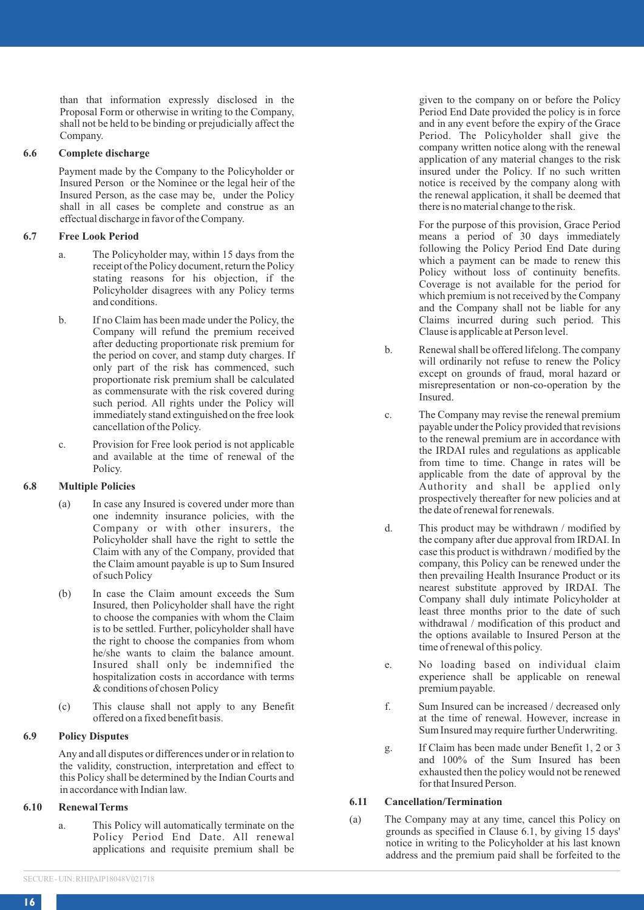than that information expressly disclosed in the Proposal Form or otherwise in writing to the Company, shall not be held to be binding or prejudicially affect the Company.

### 6.6 Complete discharge

Payment made by the Company to the Policyholder or Insured Person or the Nominee or the legal heir of the Insured Person, as the case may be, under the Policy shall in all cases be complete and construe as an effectual discharge in favor of the Company.

### 6.7 Free Look Period

a. The Policyholder may, within 15 days from the receipt of the Policy document, return the Policy stating reasons for his objection, if the Policyholder disagrees with any Policy terms and conditions.

b. If no Claim has been made under the Policy, the Company will refund the premium received after deducting proportionate risk premium for the period on cover, and stamp duty charges. If only part of the risk has commenced, such proportionate risk premium shall be calculated as commensurate with the risk covered during such period. All rights under the Policy will immediately stand extinguished on the free look cancellation of the Policy.

c. Provision for Free look period is not applicable and available at the time of renewal of the Policy.

### 6.8 Multiple Policies

(a) In case any Insured is covered under more than one indemnity insurance policies, with the Company or with other insurers, the Policyholder shall have the right to settle the Claim with any of the Company, provided that the Claim amount payable is up to Sum Insured of such Policy

(b) In case the Claim amount exceeds the Sum Insured, then Policyholder shall have the right to choose the companies with whom the Claim is to be settled. Further, policyholder shall have the right to choose the companies from whom he/she wants to claim the balance amount. Insured shall only be indemnified the hospitalization costs in accordance with terms & conditions of chosen Policy

(c) This clause shall not apply to any Benefit offered on a fixed benefit basis.

### 6.9 Policy Disputes

Any and all disputes or differences under or in relation to the validity, construction, interpretation and effect to this Policy shall be determined by the Indian Courts and in accordance with Indian law.

### 6.10 Renewal Terms

a. This Policy will automatically terminate on the Policy Period End Date. All renewal applications and requisite premium shall be given to the company on or before the Policy Period End Date provided the policy is in force and in any event before the expiry of the Grace Period. The Policyholder shall give the company written notice along with the renewal application of any material changes to the risk insured under the Policy. If no such written notice is received by the company along with the renewal application, it shall be deemed that there is no material change to the risk.

   For the purpose of this provision, Grace Period means a period of 30 days immediately following the Policy Period End Date during which a payment can be made to renew this Policy without loss of continuity benefits. Coverage is not available for the period for which premium is not received by the Company and the Company shall not be liable for any Claims incurred during such period. This Clause is applicable at Person level.

b. Renewal shall be offered lifelong. The company will ordinarily not refuse to renew the Policy except on grounds of fraud, moral hazard or misrepresentation or non-co-operation by the Insured.

c. The Company may revise the renewal premium payable under the Policy provided that revisions to the renewal premium are in accordance with the IRDAI rules and regulations as applicable from time to time. Change in rates will be applicable from the date of approval by the Authority and shall be applied only prospectively thereafter for new policies and at the date of renewal for renewals.

d. This product may be withdrawn / modified by the company after due approval from IRDAI. In case this product is withdrawn / modified by the company, this Policy can be renewed under the then prevailing Health Insurance Product or its nearest substitute approved by IRDAI. The Company shall duly intimate Policyholder at least three months prior to the date of such withdrawal / modification of this product and the options available to Insured Person at the time of renewal of this policy.

e. No loading based on individual claim experience shall be applicable on renewal premium payable.

f. Sum Insured can be increased / decreased only at the time of renewal. However, increase in Sum Insured may require further Underwriting.

g. If Claim has been made under Benefit 1, 2 or 3 and 100% of the Sum Insured has been exhausted then the policy would not be renewed for that Insured Person.

### 6.11 Cancellation/Termination

(a) The Company may at any time, cancel this Policy on grounds as specified in Clause 6.1, by giving 15 days' notice in writing to the Policyholder at his last known address and the premium paid shall be forfeited to the

SECURE - UIN: RHIPAIP18048V021718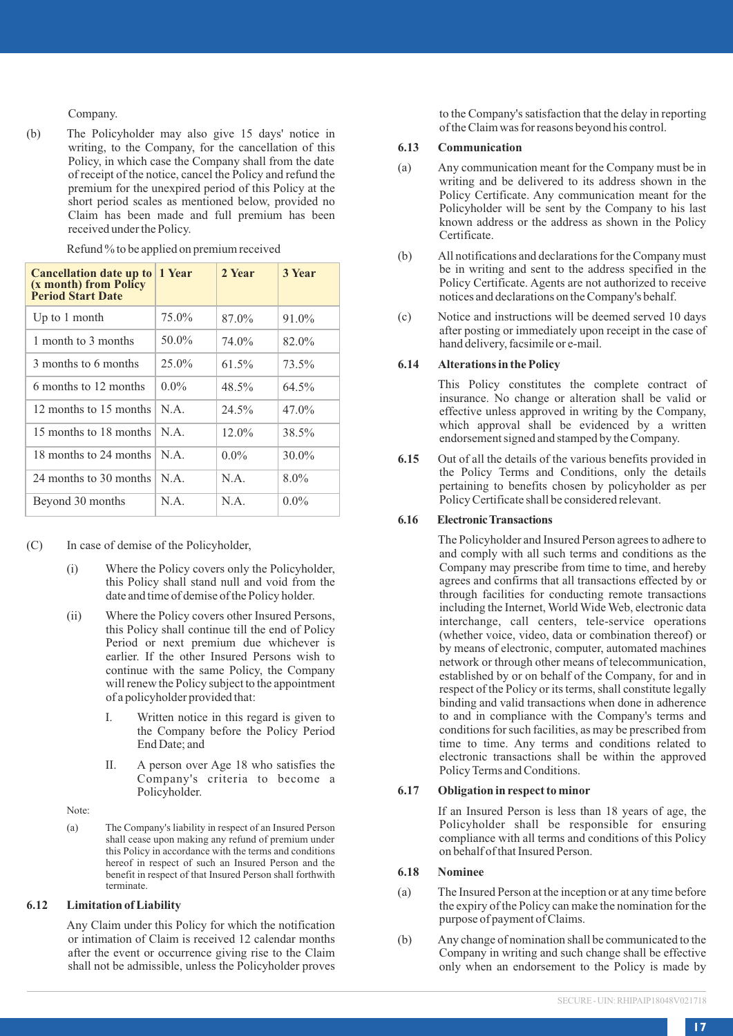Company.

(b) The Policyholder may also give 15 days' notice in writing, to the Company, for the cancellation of this Policy, in which case the Company shall from the date of receipt of the notice, cancel the Policy and refund the premium for the unexpired period of this Policy at the short period scales as mentioned below, provided no Claim has been made and full premium has been received under the Policy.

Refund % to be applied on premium received

| Cancellation date up to (x month) from Policy Period Start Date | 1 Year | 2 Year | 3 Year |
|---|---|---|---|
| Up to 1 month | 75.0% | 87.0% | 91.0% |
| 1 month to 3 months | 50.0% | 74.0% | 82.0% |
| 3 months to 6 months | 25.0% | 61.5% | 73.5% |
| 6 months to 12 months | 0.0% | 48.5% | 64.5% |
| 12 months to 15 months | N.A. | 24.5% | 47.0% |
| 15 months to 18 months | N.A. | 12.0% | 38.5% |
| 18 months to 24 months | N.A. | 0.0% | 30.0% |
| 24 months to 30 months | N.A. | N.A. | 8.0% |
| Beyond 30 months | N.A. | N.A. | 0.0% |

(C) In case of demise of the Policyholder,

(i) Where the Policy covers only the Policyholder, this Policy shall stand null and void from the date and time of demise of the Policy holder.

(ii) Where the Policy covers other Insured Persons, this Policy shall continue till the end of Policy Period or next premium due whichever is earlier. If the other Insured Persons wish to continue with the same Policy, the Company will renew the Policy subject to the appointment of a policyholder provided that:

I. Written notice in this regard is given to the Company before the Policy Period End Date; and

II. A person over Age 18 who satisfies the Company's criteria to become a Policyholder.

Note:

(a) The Company's liability in respect of an Insured Person shall cease upon making any refund of premium under this Policy in accordance with the terms and conditions hereof in respect of such an Insured Person and the benefit in respect of that Insured Person shall forthwith terminate.

### 6.12 Limitation of Liability

Any Claim under this Policy for which the notification or intimation of Claim is received 12 calendar months after the event or occurrence giving rise to the Claim shall not be admissible, unless the Policyholder proves to the Company's satisfaction that the delay in reporting of the Claim was for reasons beyond his control.

### 6.13 Communication

(a) Any communication meant for the Company must be in writing and be delivered to its address shown in the Policy Certificate. Any communication meant for the Policyholder will be sent by the Company to his last known address or the address as shown in the Policy Certificate.

(b) All notifications and declarations for the Company must be in writing and sent to the address specified in the Policy Certificate. Agents are not authorized to receive notices and declarations on the Company's behalf.

(c) Notice and instructions will be deemed served 10 days after posting or immediately upon receipt in the case of hand delivery, facsimile or e-mail.

### 6.14 Alterations in the Policy

This Policy constitutes the complete contract of insurance. No change or alteration shall be valid or effective unless approved in writing by the Company, which approval shall be evidenced by a written endorsement signed and stamped by the Company.

**6.15** Out of all the details of the various benefits provided in the Policy Terms and Conditions, only the details pertaining to benefits chosen by policyholder as per Policy Certificate shall be considered relevant.

### 6.16 Electronic Transactions

The Policyholder and Insured Person agrees to adhere to and comply with all such terms and conditions as the Company may prescribe from time to time, and hereby agrees and confirms that all transactions effected by or through facilities for conducting remote transactions including the Internet, World Wide Web, electronic data interchange, call centers, tele-service operations (whether voice, video, data or combination thereof) or by means of electronic, computer, automated machines network or through other means of telecommunication, established by or on behalf of the Company, for and in respect of the Policy or its terms, shall constitute legally binding and valid transactions when done in adherence to and in compliance with the Company's terms and conditions for such facilities, as may be prescribed from time to time. Any terms and conditions related to electronic transactions shall be within the approved Policy Terms and Conditions.

### 6.17 Obligation in respect to minor

If an Insured Person is less than 18 years of age, the Policyholder shall be responsible for ensuring compliance with all terms and conditions of this Policy on behalf of that Insured Person.

### 6.18 Nominee

(a) The Insured Person at the inception or at any time before the expiry of the Policy can make the nomination for the purpose of payment of Claims.

(b) Any change of nomination shall be communicated to the Company in writing and such change shall be effective only when an endorsement to the Policy is made by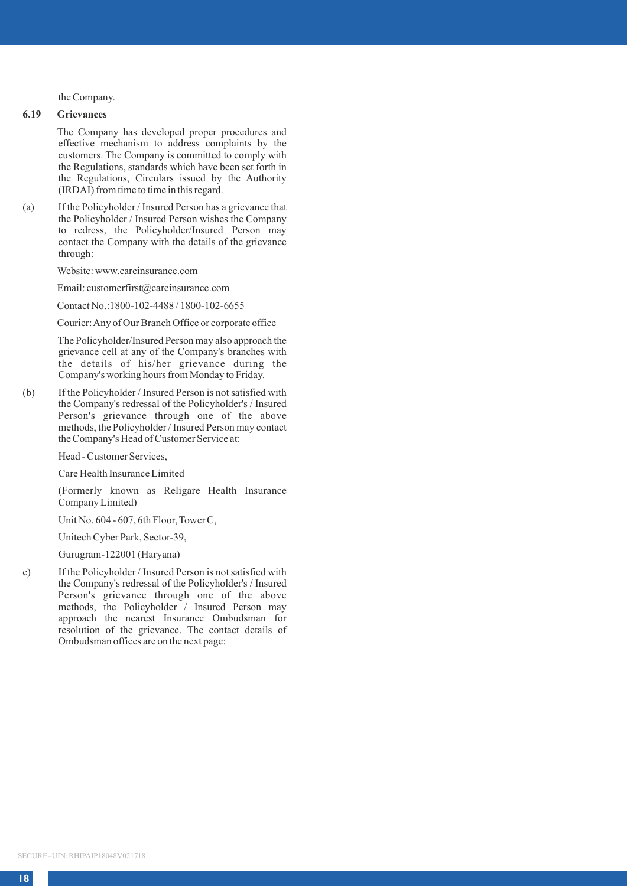the Company.

### 6.19 Grievances

The Company has developed proper procedures and effective mechanism to address complaints by the customers. The Company is committed to comply with the Regulations, standards which have been set forth in the Regulations, Circulars issued by the Authority (IRDAI) from time to time in this regard.

(a) If the Policyholder / Insured Person has a grievance that the Policyholder / Insured Person wishes the Company to redress, the Policyholder/Insured Person may contact the Company with the details of the grievance through:

Website: www.careinsurance.com

Email: customerfirst@careinsurance.com

Contact No.:1800-102-4488 / 1800-102-6655

Courier: Any of Our Branch Office or corporate office

The Policyholder/Insured Person may also approach the grievance cell at any of the Company's branches with the details of his/her grievance during the Company's working hours from Monday to Friday.

(b) If the Policyholder / Insured Person is not satisfied with the Company's redressal of the Policyholder's / Insured Person's grievance through one of the above methods, the Policyholder / Insured Person may contact the Company's Head of Customer Service at:

Head - Customer Services,

Care Health Insurance Limited

(Formerly known as Religare Health Insurance Company Limited)

Unit No. 604 - 607, 6th Floor, Tower C,

Unitech Cyber Park, Sector-39,

Gurugram-122001 (Haryana)

c) If the Policyholder / Insured Person is not satisfied with the Company's redressal of the Policyholder's / Insured Person's grievance through one of the above methods, the Policyholder / Insured Person may approach the nearest Insurance Ombudsman for resolution of the grievance. The contact details of Ombudsman offices are on the next page:

SECURE - UIN: RHIPAIP18048V021718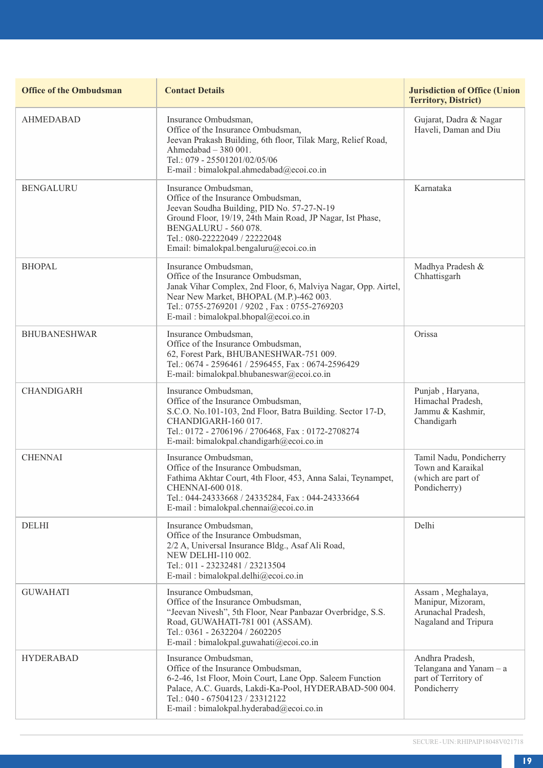| Office of the Ombudsman | Contact Details | Jurisdiction of Office (Union Territory, District) |
|---|---|---|
| AHMEDABAD | Insurance Ombudsman,<br>Office of the Insurance Ombudsman,<br>Jeevan Prakash Building, 6th floor, Tilak Marg, Relief Road, Ahmedabad – 380 001.<br>Tel.: 079 - 25501201/02/05/06<br>E-mail : bimalokpal.ahmedabad@ecoi.co.in | Gujarat, Dadra & Nagar Haveli, Daman and Diu |
| BENGALURU | Insurance Ombudsman,<br>Office of the Insurance Ombudsman,<br>Jeevan Soudha Building, PID No. 57-27-N-19<br>Ground Floor, 19/19, 24th Main Road, JP Nagar, Ist Phase, BENGALURU - 560 078.<br>Tel.: 080-22222049 / 22222048<br>Email: bimalokpal.bengaluru@ecoi.co.in | Karnataka |
| BHOPAL | Insurance Ombudsman,<br>Office of the Insurance Ombudsman,<br>Janak Vihar Complex, 2nd Floor, 6, Malviya Nagar, Opp. Airtel, Near New Market, BHOPAL (M.P.)-462 003.<br>Tel.: 0755-2769201 / 9202 , Fax : 0755-2769203<br>E-mail : bimalokpal.bhopal@ecoi.co.in | Madhya Pradesh & Chhattisgarh |
| BHUBANESHWAR | Insurance Ombudsman,<br>Office of the Insurance Ombudsman,<br>62, Forest Park, BHUBANESHWAR-751 009.<br>Tel.: 0674 - 2596461 / 2596455, Fax : 0674-2596429<br>E-mail: bimalokpal.bhubaneswar@ecoi.co.in | Orissa |
| CHANDIGARH | Insurance Ombudsman,<br>Office of the Insurance Ombudsman,<br>S.C.O. No.101-103, 2nd Floor, Batra Building. Sector 17-D, CHANDIGARH-160 017.<br>Tel.: 0172 - 2706196 / 2706468, Fax : 0172-2708274<br>E-mail: bimalokpal.chandigarh@ecoi.co.in | Punjab , Haryana, Himachal Pradesh, Jammu & Kashmir, Chandigarh |
| CHENNAI | Insurance Ombudsman,<br>Office of the Insurance Ombudsman,<br>Fathima Akhtar Court, 4th Floor, 453, Anna Salai, Teynampet, CHENNAI-600 018.<br>Tel.: 044-24333668 / 24335284, Fax : 044-24333664<br>E-mail : bimalokpal.chennai@ecoi.co.in | Tamil Nadu, Pondicherry Town and Karaikal (which are part of Pondicherry) |
| DELHI | Insurance Ombudsman,<br>Office of the Insurance Ombudsman,<br>2/2 A, Universal Insurance Bldg., Asaf Ali Road, NEW DELHI-110 002.<br>Tel.: 011 - 23232481 / 23213504<br>E-mail : bimalokpal.delhi@ecoi.co.in | Delhi |
| GUWAHATI | Insurance Ombudsman,<br>Office of the Insurance Ombudsman,<br>"Jeevan Nivesh", 5th Floor, Near Panbazar Overbridge, S.S. Road, GUWAHATI-781 001 (ASSAM).<br>Tel.: 0361 - 2632204 / 2602205<br>E-mail : bimalokpal.guwahati@ecoi.co.in | Assam , Meghalaya, Manipur, Mizoram, Arunachal Pradesh, Nagaland and Tripura |
| HYDERABAD | Insurance Ombudsman,<br>Office of the Insurance Ombudsman,<br>6-2-46, 1st Floor, Moin Court, Lane Opp. Saleem Function Palace, A.C. Guards, Lakdi-Ka-Pool, HYDERABAD-500 004.<br>Tel.: 040 - 67504123 / 23312122<br>E-mail : bimalokpal.hyderabad@ecoi.co.in | Andhra Pradesh, Telangana and Yanam – a part of Territory of Pondicherry |

SECURE - UIN: RHIPAIP18048V021718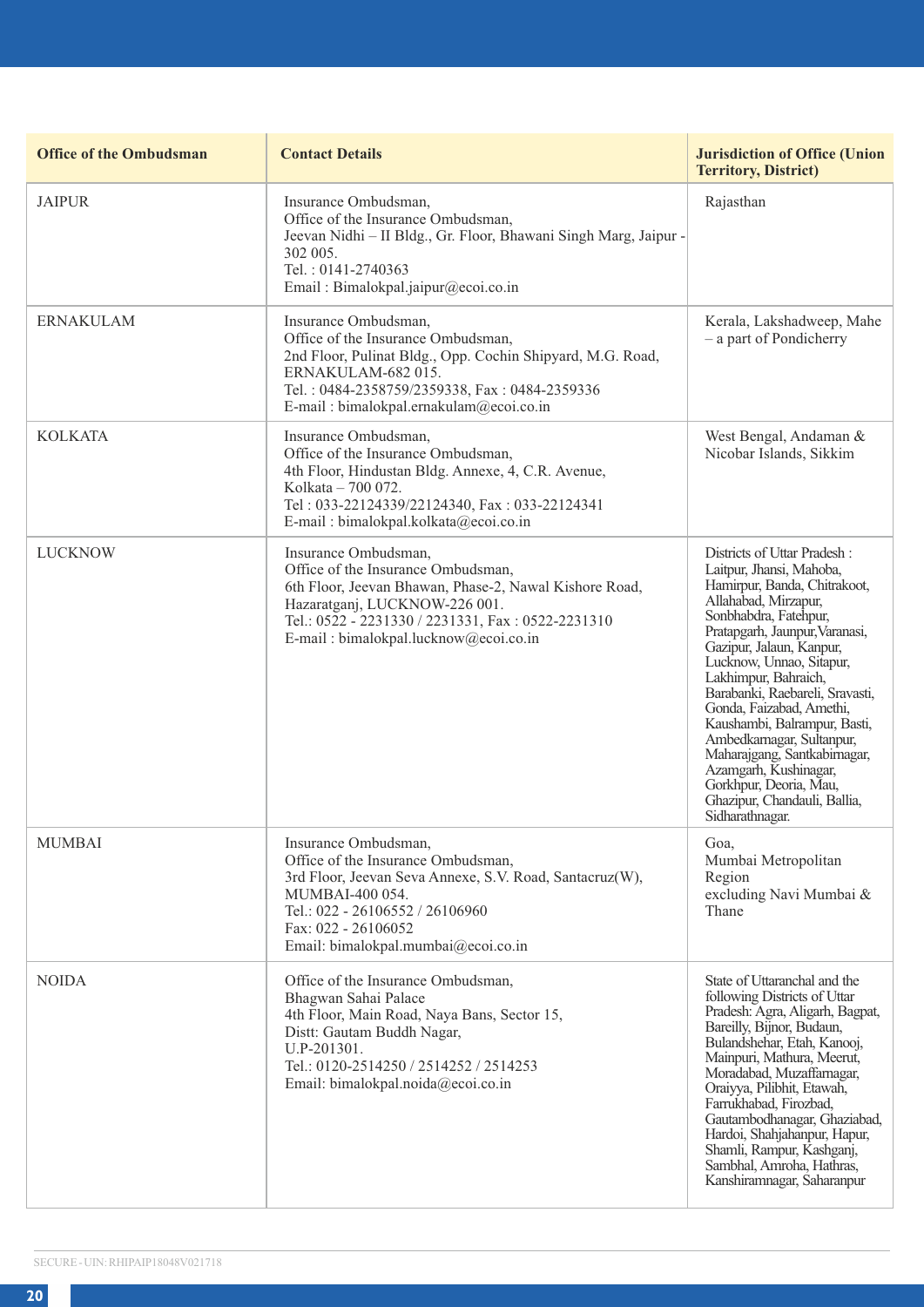| Office of the Ombudsman | Contact Details | Jurisdiction of Office (Union Territory, District) |
|---|---|---|
| JAIPUR | Insurance Ombudsman,<br>Office of the Insurance Ombudsman,<br>Jeevan Nidhi – II Bldg., Gr. Floor, Bhawani Singh Marg, Jaipur - 302 005.<br>Tel. : 0141-2740363<br>Email : Bimalokpal.jaipur@ecoi.co.in | Rajasthan |
| ERNAKULAM | Insurance Ombudsman,<br>Office of the Insurance Ombudsman,<br>2nd Floor, Pulinat Bldg., Opp. Cochin Shipyard, M.G. Road, ERNAKULAM-682 015.<br>Tel. : 0484-2358759/2359338, Fax : 0484-2359336<br>E-mail : bimalokpal.ernakulam@ecoi.co.in | Kerala, Lakshadweep, Mahe – a part of Pondicherry |
| KOLKATA | Insurance Ombudsman,<br>Office of the Insurance Ombudsman,<br>4th Floor, Hindustan Bldg. Annexe, 4, C.R. Avenue, Kolkata – 700 072.<br>Tel : 033-22124339/22124340, Fax : 033-22124341<br>E-mail : bimalokpal.kolkata@ecoi.co.in | West Bengal, Andaman & Nicobar Islands, Sikkim |
| LUCKNOW | Insurance Ombudsman,<br>Office of the Insurance Ombudsman,<br>6th Floor, Jeevan Bhawan, Phase-2, Nawal Kishore Road, Hazaratganj, LUCKNOW-226 001.<br>Tel.: 0522 - 2231330 / 2231331, Fax : 0522-2231310<br>E-mail : bimalokpal.lucknow@ecoi.co.in | Districts of Uttar Pradesh : Laitpur, Jhansi, Mahoba, Hamirpur, Banda, Chitrakoot, Allahabad, Mirzapur, Sonbhabdra, Fatehpur, Pratapgarh, Jaunpur,Varanasi, Gazipur, Jalaun, Kanpur, Lucknow, Unnao, Sitapur, Lakhimpur, Bahraich, Barabanki, Raebareli, Sravasti, Gonda, Faizabad, Amethi, Kaushambi, Balrampur, Basti, Ambedkarnagar, Sultanpur, Maharajgang, Santkabirnagar, Azamgarh, Kushinagar, Gorkhpur, Deoria, Mau, Ghazipur, Chandauli, Ballia, Sidharathnagar. |
| MUMBAI | Insurance Ombudsman,<br>Office of the Insurance Ombudsman,<br>3rd Floor, Jeevan Seva Annexe, S.V. Road, Santacruz(W), MUMBAI-400 054.<br>Tel.: 022 - 26106552 / 26106960<br>Fax: 022 - 26106052<br>Email: bimalokpal.mumbai@ecoi.co.in | Goa,<br>Mumbai Metropolitan Region<br>excluding Navi Mumbai & Thane |
| NOIDA | Office of the Insurance Ombudsman,<br>Bhagwan Sahai Palace<br>4th Floor, Main Road, Naya Bans, Sector 15,<br>Distt: Gautam Buddh Nagar,<br>U.P-201301.<br>Tel.: 0120-2514250 / 2514252 / 2514253<br>Email: bimalokpal.noida@ecoi.co.in | State of Uttaranchal and the following Districts of Uttar Pradesh: Agra, Aligarh, Bagpat, Bareilly, Bijnor, Budaun, Bulandshehar, Etah, Kanooj, Mainpuri, Mathura, Meerut, Moradabad, Muzaffarnagar, Oraiyya, Pilibhit, Etawah, Farrukhabad, Firozbad, Gautambodhanagar, Ghaziabad, Hardoi, Shahjahanpur, Hapur, Shamli, Rampur, Kashganj, Sambhal, Amroha, Hathras, Kanshiramnagar, Saharanpur |

SECURE - UIN: RHIPAIP18048V021718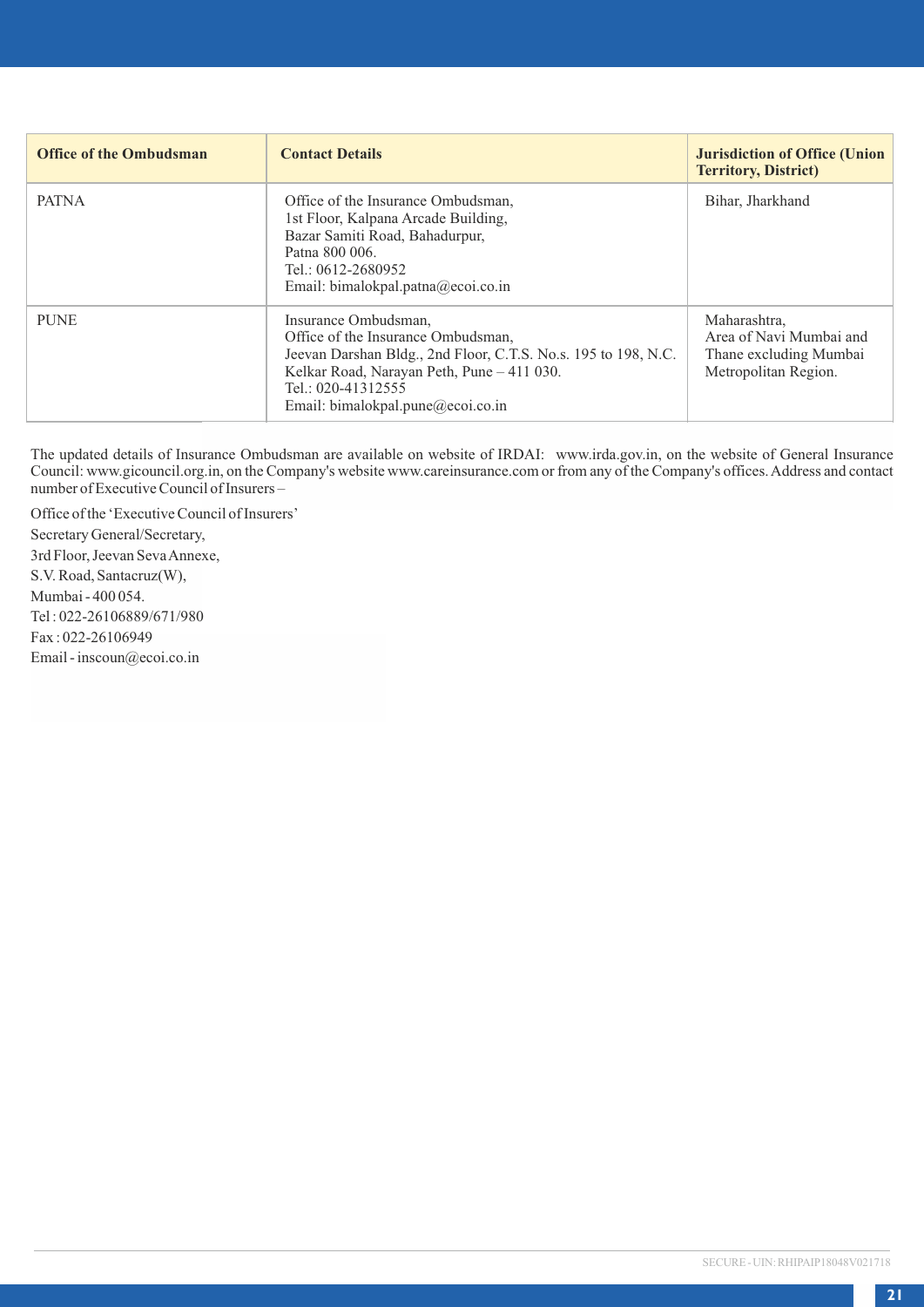| Office of the Ombudsman | Contact Details | Jurisdiction of Office (Union Territory, District) |
|---|---|---|
| PATNA | Office of the Insurance Ombudsman,<br>1st Floor, Kalpana Arcade Building,<br>Bazar Samiti Road, Bahadurpur,<br>Patna 800 006.<br>Tel.: 0612-2680952<br>Email: bimalokpal.patna@ecoi.co.in | Bihar, Jharkhand |
| PUNE | Insurance Ombudsman,<br>Office of the Insurance Ombudsman,<br>Jeevan Darshan Bldg., 2nd Floor, C.T.S. No.s. 195 to 198, N.C. Kelkar Road, Narayan Peth, Pune – 411 030.<br>Tel.: 020-41312555<br>Email: bimalokpal.pune@ecoi.co.in | Maharashtra,<br>Area of Navi Mumbai and Thane excluding Mumbai Metropolitan Region. |

The updated details of Insurance Ombudsman are available on website of IRDAI: www.irda.gov.in, on the website of General Insurance Council: www.gicouncil.org.in, on the Company's website www.careinsurance.com or from any of the Company's offices. Address and contact number of Executive Council of Insurers –

Office of the 'Executive Council of Insurers'
Secretary General/Secretary,
3rd Floor, Jeevan Seva Annexe,
S.V. Road, Santacruz(W),
Mumbai - 400 054.
Tel : 022-26106889/671/980
Fax : 022-26106949
Email - inscoun@ecoi.co.in

SECURE - UIN: RHIPAIP18048V021718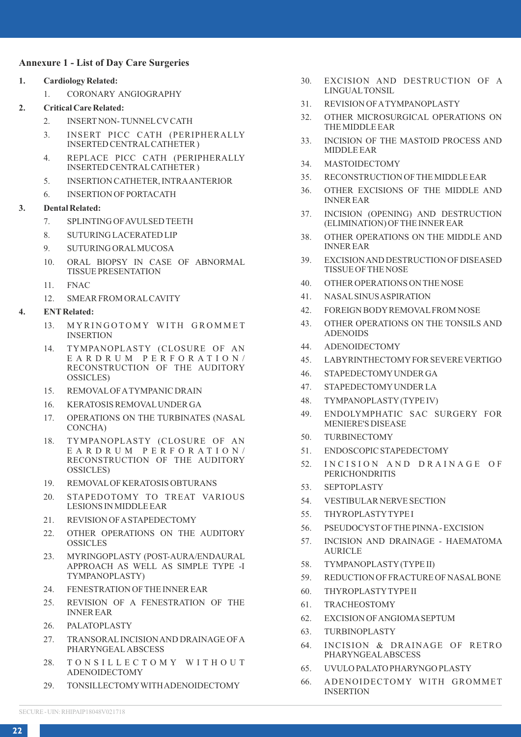## Annexure 1 - List of Day Care Surgeries

1. **Cardiology Related:**
   1. CORONARY ANGIOGRAPHY
2. **Critical Care Related:**
   2. INSERT NON- TUNNEL CV CATH
   3. INSERT PICC CATH (PERIPHERALLY INSERTED CENTRAL CATHETER )
   4. REPLACE PICC CATH (PERIPHERALLY INSERTED CENTRAL CATHETER )
   5. INSERTION CATHETER, INTRA ANTERIOR
   6. INSERTION OF PORTACATH
3. **Dental Related:**
   7. SPLINTING OF AVULSED TEETH
   8. SUTURING LACERATED LIP
   9. SUTURING ORAL MUCOSA
   10. ORAL BIOPSY IN CASE OF ABNORMAL TISSUE PRESENTATION
   11. FNAC
   12. SMEAR FROM ORAL CAVITY
4. **ENT Related:**
   13. MYRINGOTOMY WITH GROMMET INSERTION
   14. TYMPANOPLASTY (CLOSURE OF AN EARDRUM PERFORATION/ RECONSTRUCTION OF THE AUDITORY OSSICLES)
   15. REMOVAL OF A TYMPANIC DRAIN
   16. KERATOSIS REMOVAL UNDER GA
   17. OPERATIONS ON THE TURBINATES (NASAL CONCHA)
   18. TYMPANOPLASTY (CLOSURE OF AN EARDRUM PERFORATION/ RECONSTRUCTION OF THE AUDITORY OSSICLES)
   19. REMOVAL OF KERATOSIS OBTURANS
   20. STAPEDOTOMY TO TREAT VARIOUS LESIONS IN MIDDLE EAR
   21. REVISION OF A STAPEDECTOMY
   22. OTHER OPERATIONS ON THE AUDITORY OSSICLES
   23. MYRINGOPLASTY (POST-AURA/ENDAURAL APPROACH AS WELL AS SIMPLE TYPE -I TYMPANOPLASTY)
   24. FENESTRATION OF THE INNER EAR
   25. REVISION OF A FENESTRATION OF THE INNER EAR
   26. PALATOPLASTY
   27. TRANSORAL INCISION AND DRAINAGE OF A PHARYNGEAL ABSCESS
   28. TONSILLECTOMY WITHOUT ADENOIDECTOMY
   29. TONSILLECTOMY WITH ADENOIDECTOMY
   30. EXCISION AND DESTRUCTION OF A LINGUAL TONSIL
   31. REVISION OF A TYMPANOPLASTY
   32. OTHER MICROSURGICAL OPERATIONS ON THE MIDDLE EAR
   33. INCISION OF THE MASTOID PROCESS AND MIDDLE EAR
   34. MASTOIDECTOMY
   35. RECONSTRUCTION OF THE MIDDLE EAR
   36. OTHER EXCISIONS OF THE MIDDLE AND INNER EAR
   37. INCISION (OPENING) AND DESTRUCTION (ELIMINATION) OF THE INNER EAR
   38. OTHER OPERATIONS ON THE MIDDLE AND INNER EAR
   39. EXCISION AND DESTRUCTION OF DISEASED TISSUE OF THE NOSE
   40. OTHER OPERATIONS ON THE NOSE
   41. NASAL SINUS ASPIRATION
   42. FOREIGN BODY REMOVAL FROM NOSE
   43. OTHER OPERATIONS ON THE TONSILS AND ADENOIDS
   44. ADENOIDECTOMY
   45. LABYRINTHECTOMY FOR SEVERE VERTIGO
   46. STAPEDECTOMY UNDER GA
   47. STAPEDECTOMY UNDER LA
   48. TYMPANOPLASTY (TYPE IV)
   49. ENDOLYMPHATIC SAC SURGERY FOR MENIERE'S DISEASE
   50. TURBINECTOMY
   51. ENDOSCOPIC STAPEDECTOMY
   52. INCISION AND DRAINAGE OF PERICHONDRITIS
   53. SEPTOPLASTY
   54. VESTIBULAR NERVE SECTION
   55. THYROPLASTY TYPE I
   56. PSEUDOCYST OF THE PINNA - EXCISION
   57. INCISION AND DRAINAGE - HAEMATOMA AURICLE
   58. TYMPANOPLASTY (TYPE II)
   59. REDUCTION OF FRACTURE OF NASAL BONE
   60. THYROPLASTY TYPE II
   61. TRACHEOSTOMY
   62. EXCISION OF ANGIOMA SEPTUM
   63. TURBINOPLASTY
   64. INCISION & DRAINAGE OF RETRO PHARYNGEAL ABSCESS
   65. UVULO PALATO PHARYNGO PLASTY
   66. ADENOIDECTOMY WITH GROMMET INSERTION

SECURE - UIN: RHIPAIP18048V021718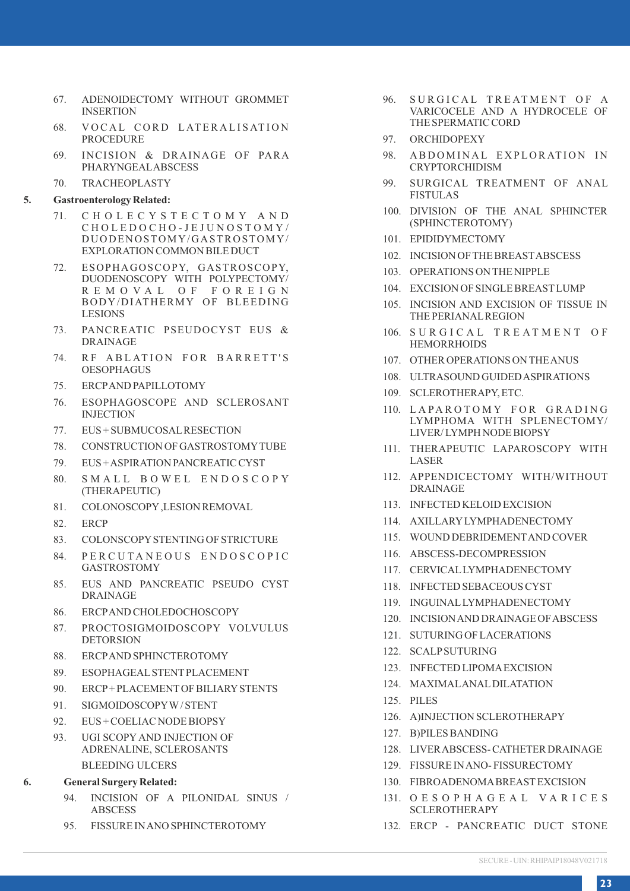67. ADENOIDECTOMY WITHOUT GROMMET INSERTION
68. VOCAL CORD LATERALISATION PROCEDURE
69. INCISION & DRAINAGE OF PARA PHARYNGEAL ABSCESS
70. TRACHEOPLASTY

**5. Gastroenterology Related:**

71. CHOLECYSTECTOMY AND CHOLEDOCHO-JEJUNOSTOMY/ DUODENOSTOMY/GASTROSTOMY/ EXPLORATION COMMON BILE DUCT
72. ESOPHAGOSCOPY, GASTROSCOPY, DUODENOSCOPY WITH POLYPECTOMY/ REMOVAL OF FOREIGN BODY/DIATHERMY OF BLEEDING LESIONS
73. PANCREATIC PSEUDOCYST EUS & DRAINAGE
74. RF ABLATION FOR BARRETT'S OESOPHAGUS
75. ERCP AND PAPILLOTOMY
76. ESOPHAGOSCOPE AND SCLEROSANT INJECTION
77. EUS + SUBMUCOSAL RESECTION
78. CONSTRUCTION OF GASTROSTOMY TUBE
79. EUS + ASPIRATION PANCREATIC CYST
80. SMALL BOWEL ENDOSCOPY (THERAPEUTIC)
81. COLONOSCOPY ,LESION REMOVAL
82. ERCP
83. COLONSCOPY STENTING OF STRICTURE
84. PERCUTANEOUS ENDOSCOPIC GASTROSTOMY
85. EUS AND PANCREATIC PSEUDO CYST DRAINAGE
86. ERCP AND CHOLEDOCHOSCOPY
87. PROCTOSIGMOIDOSCOPY VOLVULUS DETORSION
88. ERCP AND SPHINCTEROTOMY
89. ESOPHAGEAL STENT PLACEMENT
90. ERCP + PLACEMENT OF BILIARY STENTS
91. SIGMOIDOSCOPY W / STENT
92. EUS + COELIAC NODE BIOPSY
93. UGI SCOPY AND INJECTION OF ADRENALINE, SCLEROSANTS BLEEDING ULCERS

**6. General Surgery Related:**

94. INCISION OF A PILONIDAL SINUS / ABSCESS
95. FISSURE IN ANO SPHINCTEROTOMY
96. SURGICAL TREATMENT OF A VARICOCELE AND A HYDROCELE OF THE SPERMATIC CORD
97. ORCHIDOPEXY
98. ABDOMINAL EXPLORATION IN CRYPTORCHIDISM
99. SURGICAL TREATMENT OF ANAL FISTULAS
100. DIVISION OF THE ANAL SPHINCTER (SPHINCTEROTOMY)
101. EPIDIDYMECTOMY
102. INCISION OF THE BREAST ABSCESS
103. OPERATIONS ON THE NIPPLE
104. EXCISION OF SINGLE BREAST LUMP
105. INCISION AND EXCISION OF TISSUE IN THE PERIANAL REGION
106. SURGICAL TREATMENT OF HEMORRHOIDS
107. OTHER OPERATIONS ON THE ANUS
108. ULTRASOUND GUIDED ASPIRATIONS
109. SCLEROTHERAPY, ETC.
110. LAPAROTOMY FOR GRADING LYMPHOMA WITH SPLENECTOMY/ LIVER/ LYMPH NODE BIOPSY
111. THERAPEUTIC LAPAROSCOPY WITH LASER
112. APPENDICECTOMY WITH/WITHOUT DRAINAGE
113. INFECTED KELOID EXCISION
114. AXILLARY LYMPHADENECTOMY
115. WOUND DEBRIDEMENT AND COVER
116. ABSCESS-DECOMPRESSION
117. CERVICAL LYMPHADENECTOMY
118. INFECTED SEBACEOUS CYST
119. INGUINAL LYMPHADENECTOMY
120. INCISION AND DRAINAGE OF ABSCESS
121. SUTURING OF LACERATIONS
122. SCALP SUTURING
123. INFECTED LIPOMA EXCISION
124. MAXIMAL ANAL DILATATION
125. PILES
126. A)INJECTION SCLEROTHERAPY
127. B)PILES BANDING
128. LIVER ABSCESS- CATHETER DRAINAGE
129. FISSURE IN ANO- FISSURECTOMY
130. FIBROADENOMA BREAST EXCISION
131. OESOPHAGEAL VARICES SCLEROTHERAPY
132. ERCP - PANCREATIC DUCT STONE

SECURE - UIN: RHIPAIP18048V021718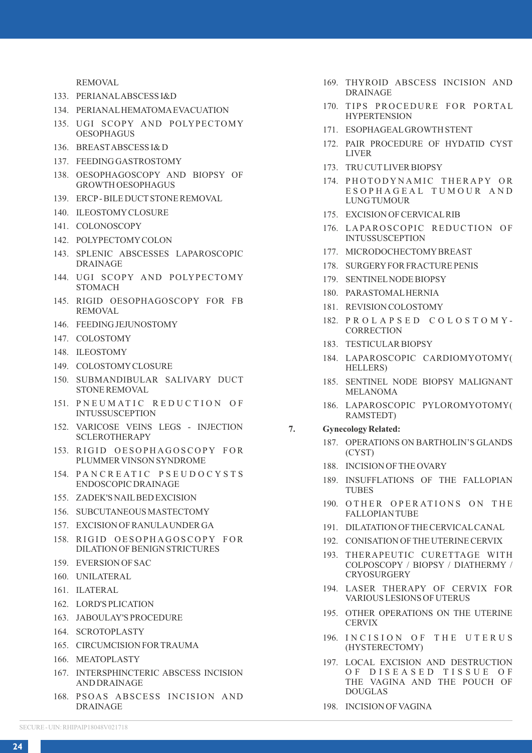REMOVAL

133. PERIANAL ABSCESS I&D
134. PERIANAL HEMATOMA EVACUATION
135. UGI SCOPY AND POLYPECTOMY OESOPHAGUS
136. BREAST ABSCESS I& D
137. FEEDING GASTROSTOMY
138. OESOPHAGOSCOPY AND BIOPSY OF GROWTH OESOPHAGUS
139. ERCP - BILE DUCT STONE REMOVAL
140. ILEOSTOMY CLOSURE
141. COLONOSCOPY
142. POLYPECTOMY COLON
143. SPLENIC ABSCESSES LAPAROSCOPIC DRAINAGE
144. UGI SCOPY AND POLYPECTOMY STOMACH
145. RIGID OESOPHAGOSCOPY FOR FB REMOVAL
146. FEEDING JEJUNOSTOMY
147. COLOSTOMY
148. ILEOSTOMY
149. COLOSTOMY CLOSURE
150. SUBMANDIBULAR SALIVARY DUCT STONE REMOVAL
151. PNEUMATIC REDUCTION OF INTUSSUSCEPTION
152. VARICOSE VEINS LEGS - INJECTION SCLEROTHERAPY
153. RIGID OESOPHAGOSCOPY FOR PLUMMER VINSON SYNDROME
154. PANCREATIC PSEUDOCYSTS ENDOSCOPIC DRAINAGE
155. ZADEK'S NAIL BED EXCISION
156. SUBCUTANEOUS MASTECTOMY
157. EXCISION OF RANULA UNDER GA
158. RIGID OESOPHAGOSCOPY FOR DILATION OF BENIGN STRICTURES
159. EVERSION OF SAC
160. UNILATERAL
161. ILATERAL
162. LORD'S PLICATION
163. JABOULAY'S PROCEDURE
164. SCROTOPLASTY
165. CIRCUMCISION FOR TRAUMA
166. MEATOPLASTY
167. INTERSPHINCTERIC ABSCESS INCISION AND DRAINAGE
168. PSOAS ABSCESS INCISION AND DRAINAGE
169. THYROID ABSCESS INCISION AND DRAINAGE
170. TIPS PROCEDURE FOR PORTAL HYPERTENSION
171. ESOPHAGEAL GROWTH STENT
172. PAIR PROCEDURE OF HYDATID CYST LIVER
173. TRU CUT LIVER BIOPSY
174. PHOTODYNAMIC THERAPY OR ESOPHAGEAL TUMOUR AND LUNG TUMOUR
175. EXCISION OF CERVICAL RIB
176. LAPAROSCOPIC REDUCTION OF INTUSSUSCEPTION
177. MICRODOCHECTOMY BREAST
178. SURGERY FOR FRACTURE PENIS
179. SENTINEL NODE BIOPSY
180. PARASTOMAL HERNIA
181. REVISION COLOSTOMY
182. PROLAPSED COLOSTOMY- CORRECTION
183. TESTICULAR BIOPSY
184. LAPAROSCOPIC CARDIOMYOTOMY( HELLERS)
185. SENTINEL NODE BIOPSY MALIGNANT MELANOMA
186. LAPAROSCOPIC PYLOROMYOTOMY( RAMSTEDT)

7. **Gynecology Related:**

187. OPERATIONS ON BARTHOLIN'S GLANDS (CYST)
188. INCISION OF THE OVARY
189. INSUFFLATIONS OF THE FALLOPIAN TUBES
190. OTHER OPERATIONS ON THE FALLOPIAN TUBE
191. DILATATION OF THE CERVICAL CANAL
192. CONISATION OF THE UTERINE CERVIX
193. THERAPEUTIC CURETTAGE WITH COLPOSCOPY / BIOPSY / DIATHERMY / CRYOSURGERY
194. LASER THERAPY OF CERVIX FOR VARIOUS LESIONS OF UTERUS
195. OTHER OPERATIONS ON THE UTERINE CERVIX
196. INCISION OF THE UTERUS (HYSTERECTOMY)
197. LOCAL EXCISION AND DESTRUCTION OF DISEASED TISSUE OF THE VAGINA AND THE POUCH OF DOUGLAS
198. INCISION OF VAGINA

SECURE - UIN: RHIPAIP18048V021718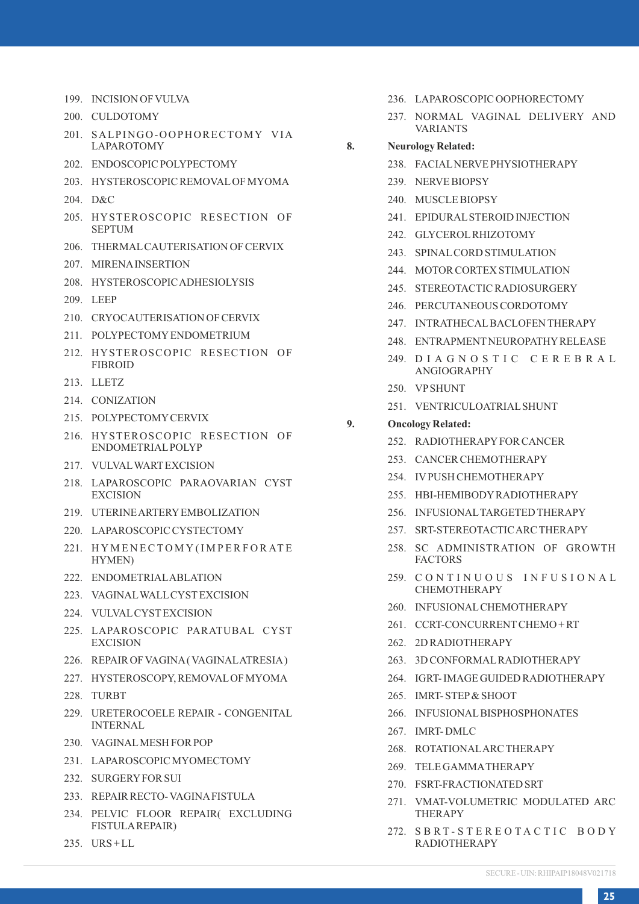199. INCISION OF VULVA
200. CULDOTOMY
201. SALPINGO-OOPHORECTOMY VIA LAPAROTOMY
202. ENDOSCOPIC POLYPECTOMY
203. HYSTEROSCOPIC REMOVAL OF MYOMA
204. D&C
205. HYSTEROSCOPIC RESECTION OF SEPTUM
206. THERMAL CAUTERISATION OF CERVIX
207. MIRENA INSERTION
208. HYSTEROSCOPIC ADHESIOLYSIS
209. LEEP
210. CRYOCAUTERISATION OF CERVIX
211. POLYPECTOMY ENDOMETRIUM
212. HYSTEROSCOPIC RESECTION OF FIBROID
213. LLETZ
214. CONIZATION
215. POLYPECTOMY CERVIX
216. HYSTEROSCOPIC RESECTION OF ENDOMETRIAL POLYP
217. VULVAL WART EXCISION
218. LAPAROSCOPIC PARAOVARIAN CYST EXCISION
219. UTERINE ARTERY EMBOLIZATION
220. LAPAROSCOPIC CYSTECTOMY
221. HYMENECTOMY(IMPERFORATE HYMEN)
222. ENDOMETRIAL ABLATION
223. VAGINAL WALL CYST EXCISION
224. VULVAL CYST EXCISION
225. LAPAROSCOPIC PARATUBAL CYST EXCISION
226. REPAIR OF VAGINA ( VAGINAL ATRESIA )
227. HYSTEROSCOPY, REMOVAL OF MYOMA
228. TURBT
229. URETEROCOELE REPAIR - CONGENITAL INTERNAL
230. VAGINAL MESH FOR POP
231. LAPAROSCOPIC MYOMECTOMY
232. SURGERY FOR SUI
233. REPAIR RECTO- VAGINA FISTULA
234. PELVIC FLOOR REPAIR( EXCLUDING FISTULA REPAIR)
235. URS + LL
236. LAPAROSCOPIC OOPHORECTOMY
237. NORMAL VAGINAL DELIVERY AND VARIANTS

**8. Neurology Related:**

238. FACIAL NERVE PHYSIOTHERAPY
239. NERVE BIOPSY
240. MUSCLE BIOPSY
241. EPIDURAL STEROID INJECTION
242. GLYCEROL RHIZOTOMY
243. SPINAL CORD STIMULATION
244. MOTOR CORTEX STIMULATION
245. STEREOTACTIC RADIOSURGERY
246. PERCUTANEOUS CORDOTOMY
247. INTRATHECAL BACLOFEN THERAPY
248. ENTRAPMENT NEUROPATHY RELEASE
249. DIAGNOSTIC CEREBRAL ANGIOGRAPHY
250. VP SHUNT
251. VENTRICULOATRIAL SHUNT

**9. Oncology Related:**

252. RADIOTHERAPY FOR CANCER
253. CANCER CHEMOTHERAPY
254. IV PUSH CHEMOTHERAPY
255. HBI-HEMIBODY RADIOTHERAPY
256. INFUSIONAL TARGETED THERAPY
257. SRT-STEREOTACTIC ARC THERAPY
258. SC ADMINISTRATION OF GROWTH FACTORS
259. CONTINUOUS INFUSIONAL CHEMOTHERAPY
260. INFUSIONAL CHEMOTHERAPY
261. CCRT-CONCURRENT CHEMO + RT
262. 2D RADIOTHERAPY
263. 3D CONFORMAL RADIOTHERAPY
264. IGRT- IMAGE GUIDED RADIOTHERAPY
265. IMRT- STEP & SHOOT
266. INFUSIONAL BISPHOSPHONATES
267. IMRT- DMLC
268. ROTATIONAL ARC THERAPY
269. TELE GAMMA THERAPY
270. FSRT-FRACTIONATED SRT
271. VMAT-VOLUMETRIC MODULATED ARC THERAPY
272. SBRT-STEREOTACTIC BODY RADIOTHERAPY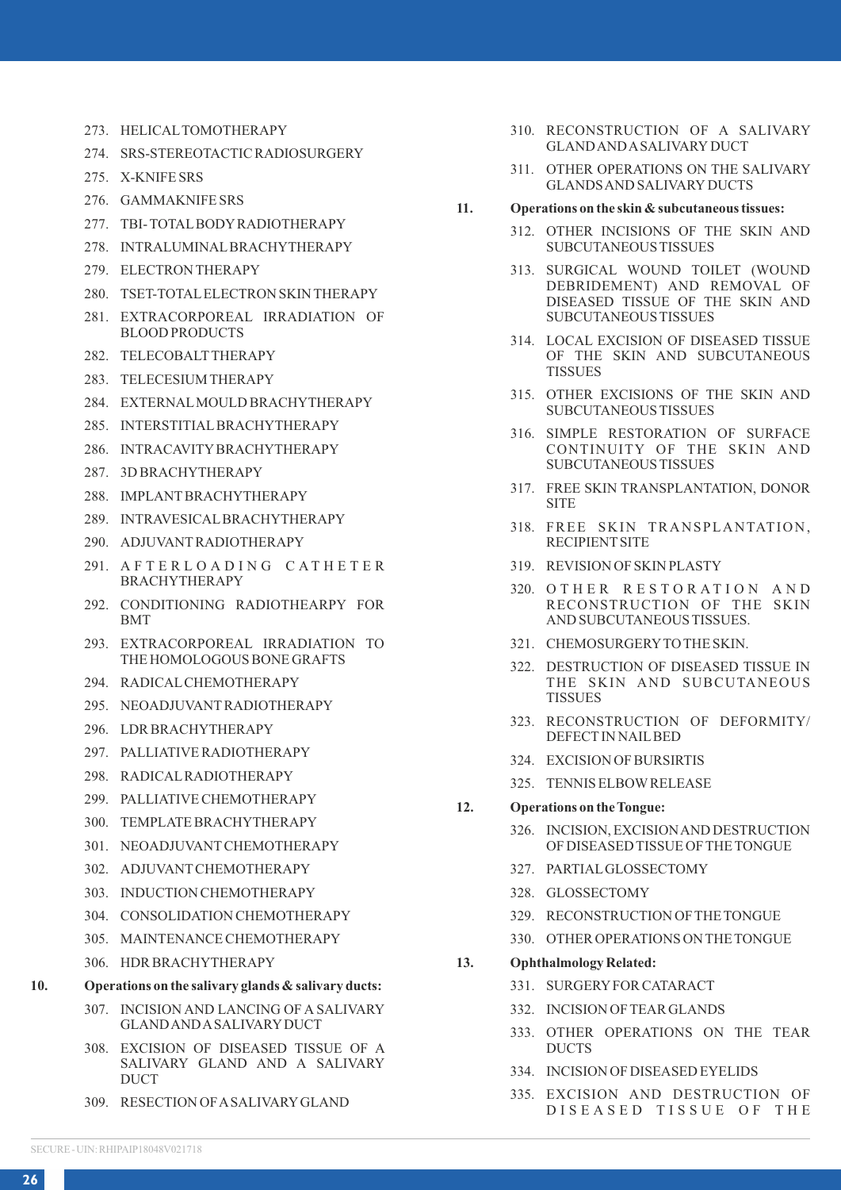273. HELICAL TOMOTHERAPY
274. SRS-STEREOTACTIC RADIOSURGERY
275. X-KNIFE SRS
276. GAMMAKNIFE SRS
277. TBI- TOTAL BODY RADIOTHERAPY
278. INTRALUMINAL BRACHYTHERAPY
279. ELECTRON THERAPY
280. TSET-TOTAL ELECTRON SKIN THERAPY
281. EXTRACORPOREAL IRRADIATION OF BLOOD PRODUCTS
282. TELECOBALT THERAPY
283. TELECESIUM THERAPY
284. EXTERNAL MOULD BRACHYTHERAPY
285. INTERSTITIAL BRACHYTHERAPY
286. INTRACAVITY BRACHYTHERAPY
287. 3D BRACHYTHERAPY
288. IMPLANT BRACHYTHERAPY
289. INTRAVESICAL BRACHYTHERAPY
290. ADJUVANT RADIOTHERAPY
291. AFTERLOADING CATHETER BRACHYTHERAPY
292. CONDITIONING RADIOTHEARPY FOR BMT
293. EXTRACORPOREAL IRRADIATION TO THE HOMOLOGOUS BONE GRAFTS
294. RADICAL CHEMOTHERAPY
295. NEOADJUVANT RADIOTHERAPY
296. LDR BRACHYTHERAPY
297. PALLIATIVE RADIOTHERAPY
298. RADICAL RADIOTHERAPY
299. PALLIATIVE CHEMOTHERAPY
300. TEMPLATE BRACHYTHERAPY
301. NEOADJUVANT CHEMOTHERAPY
302. ADJUVANT CHEMOTHERAPY
303. INDUCTION CHEMOTHERAPY
304. CONSOLIDATION CHEMOTHERAPY
305. MAINTENANCE CHEMOTHERAPY
306. HDR BRACHYTHERAPY

**10. Operations on the salivary glands & salivary ducts:**

307. INCISION AND LANCING OF A SALIVARY GLAND AND A SALIVARY DUCT
308. EXCISION OF DISEASED TISSUE OF A SALIVARY GLAND AND A SALIVARY DUCT
309. RESECTION OF A SALIVARY GLAND
310. RECONSTRUCTION OF A SALIVARY GLAND AND A SALIVARY DUCT
311. OTHER OPERATIONS ON THE SALIVARY GLANDS AND SALIVARY DUCTS

**11. Operations on the skin & subcutaneous tissues:**

312. OTHER INCISIONS OF THE SKIN AND SUBCUTANEOUS TISSUES
313. SURGICAL WOUND TOILET (WOUND DEBRIDEMENT) AND REMOVAL OF DISEASED TISSUE OF THE SKIN AND SUBCUTANEOUS TISSUES
314. LOCAL EXCISION OF DISEASED TISSUE OF THE SKIN AND SUBCUTANEOUS TISSUES
315. OTHER EXCISIONS OF THE SKIN AND SUBCUTANEOUS TISSUES
316. SIMPLE RESTORATION OF SURFACE CONTINUITY OF THE SKIN AND SUBCUTANEOUS TISSUES
317. FREE SKIN TRANSPLANTATION, DONOR SITE
318. FREE SKIN TRANSPLANTATION, RECIPIENT SITE
319. REVISION OF SKIN PLASTY
320. OTHER RESTORATION AND RECONSTRUCTION OF THE SKIN AND SUBCUTANEOUS TISSUES.
321. CHEMOSURGERY TO THE SKIN.
322. DESTRUCTION OF DISEASED TISSUE IN THE SKIN AND SUBCUTANEOUS TISSUES
323. RECONSTRUCTION OF DEFORMITY/DEFECT IN NAIL BED
324. EXCISION OF BURSIRTIS
325. TENNIS ELBOW RELEASE

**12. Operations on the Tongue:**

326. INCISION, EXCISION AND DESTRUCTION OF DISEASED TISSUE OF THE TONGUE
327. PARTIAL GLOSSECTOMY
328. GLOSSECTOMY
329. RECONSTRUCTION OF THE TONGUE
330. OTHER OPERATIONS ON THE TONGUE

**13. Ophthalmology Related:**

331. SURGERY FOR CATARACT
332. INCISION OF TEAR GLANDS
333. OTHER OPERATIONS ON THE TEAR DUCTS
334. INCISION OF DISEASED EYELIDS
335. EXCISION AND DESTRUCTION OF DISEASED TISSUE OF THE

SECURE - UIN: RHIPAIP18048V021718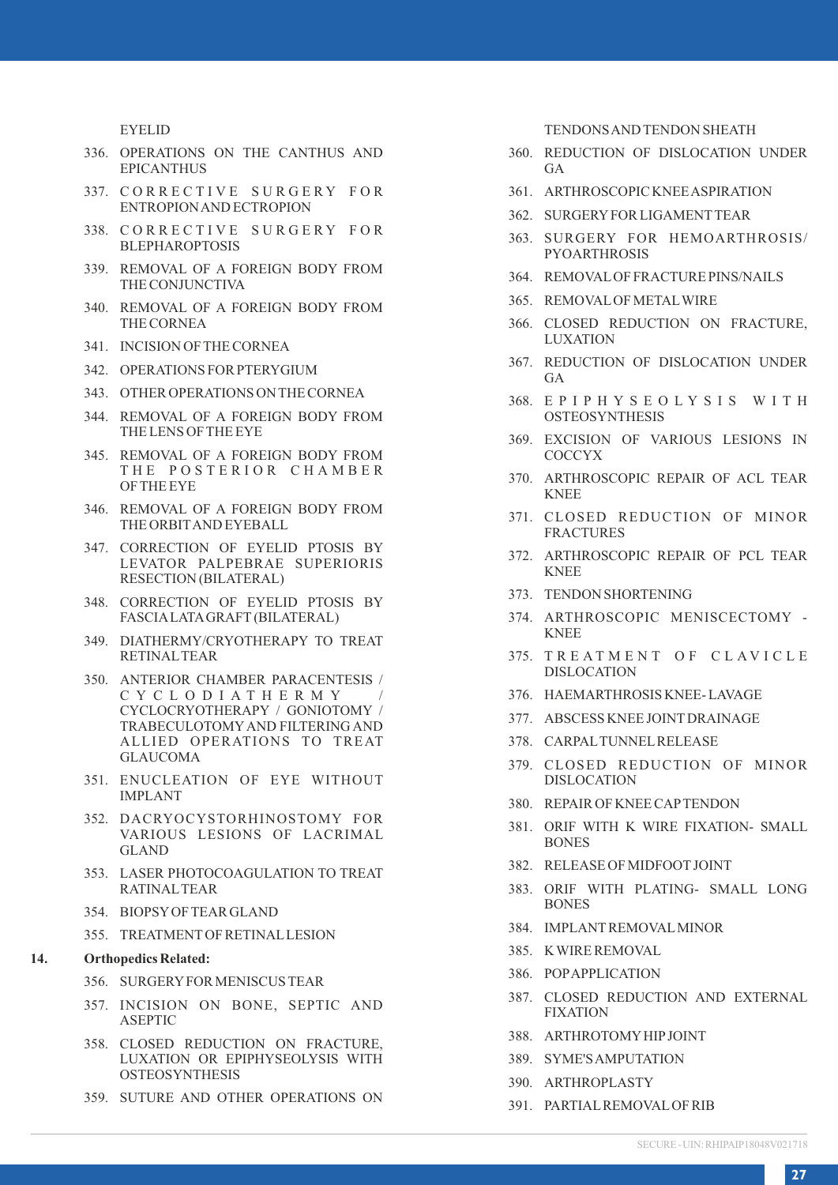EYELID

336. OPERATIONS ON THE CANTHUS AND EPICANTHUS
337. CORRECTIVE SURGERY FOR ENTROPION AND ECTROPION
338. CORRECTIVE SURGERY FOR BLEPHAROPTOSIS
339. REMOVAL OF A FOREIGN BODY FROM THE CONJUNCTIVA
340. REMOVAL OF A FOREIGN BODY FROM THE CORNEA
341. INCISION OF THE CORNEA
342. OPERATIONS FOR PTERYGIUM
343. OTHER OPERATIONS ON THE CORNEA
344. REMOVAL OF A FOREIGN BODY FROM THE LENS OF THE EYE
345. REMOVAL OF A FOREIGN BODY FROM THE POSTERIOR CHAMBER OF THE EYE
346. REMOVAL OF A FOREIGN BODY FROM THE ORBIT AND EYEBALL
347. CORRECTION OF EYELID PTOSIS BY LEVATOR PALPEBRAE SUPERIORIS RESECTION (BILATERAL)
348. CORRECTION OF EYELID PTOSIS BY FASCIA LATA GRAFT (BILATERAL)
349. DIATHERMY/CRYOTHERAPY TO TREAT RETINAL TEAR
350. ANTERIOR CHAMBER PARACENTESIS / CYCLODIATHERMY / CYCLOCRYOTHERAPY / GONIOTOMY / TRABECULOTOMY AND FILTERING AND ALLIED OPERATIONS TO TREAT GLAUCOMA
351. ENUCLEATION OF EYE WITHOUT IMPLANT
352. DACRYOCYSTORHINOSTOMY FOR VARIOUS LESIONS OF LACRIMAL GLAND
353. LASER PHOTOCOAGULATION TO TREAT RATINAL TEAR
354. BIOPSY OF TEAR GLAND
355. TREATMENT OF RETINAL LESION

**14. Orthopedics Related:**

356. SURGERY FOR MENISCUS TEAR
357. INCISION ON BONE, SEPTIC AND ASEPTIC
358. CLOSED REDUCTION ON FRACTURE, LUXATION OR EPIPHYSEOLYSIS WITH OSTEOSYNTHESIS
359. SUTURE AND OTHER OPERATIONS ON TENDONS AND TENDON SHEATH
360. REDUCTION OF DISLOCATION UNDER GA
361. ARTHROSCOPIC KNEE ASPIRATION
362. SURGERY FOR LIGAMENT TEAR
363. SURGERY FOR HEMOARTHROSIS/ PYOARTHROSIS
364. REMOVAL OF FRACTURE PINS/NAILS
365. REMOVAL OF METAL WIRE
366. CLOSED REDUCTION ON FRACTURE, LUXATION
367. REDUCTION OF DISLOCATION UNDER GA
368. EPIPHYSEOLYSIS WITH OSTEOSYNTHESIS
369. EXCISION OF VARIOUS LESIONS IN COCCYX
370. ARTHROSCOPIC REPAIR OF ACL TEAR KNEE
371. CLOSED REDUCTION OF MINOR FRACTURES
372. ARTHROSCOPIC REPAIR OF PCL TEAR KNEE
373. TENDON SHORTENING
374. ARTHROSCOPIC MENISCECTOMY - KNEE
375. TREATMENT OF CLAVICLE DISLOCATION
376. HAEMARTHROSIS KNEE- LAVAGE
377. ABSCESS KNEE JOINT DRAINAGE
378. CARPAL TUNNEL RELEASE
379. CLOSED REDUCTION OF MINOR DISLOCATION
380. REPAIR OF KNEE CAP TENDON
381. ORIF WITH K WIRE FIXATION- SMALL BONES
382. RELEASE OF MIDFOOT JOINT
383. ORIF WITH PLATING- SMALL LONG BONES
384. IMPLANT REMOVAL MINOR
385. K WIRE REMOVAL
386. POP APPLICATION
387. CLOSED REDUCTION AND EXTERNAL FIXATION
388. ARTHROTOMY HIP JOINT
389. SYME'S AMPUTATION
390. ARTHROPLASTY
391. PARTIAL REMOVAL OF RIB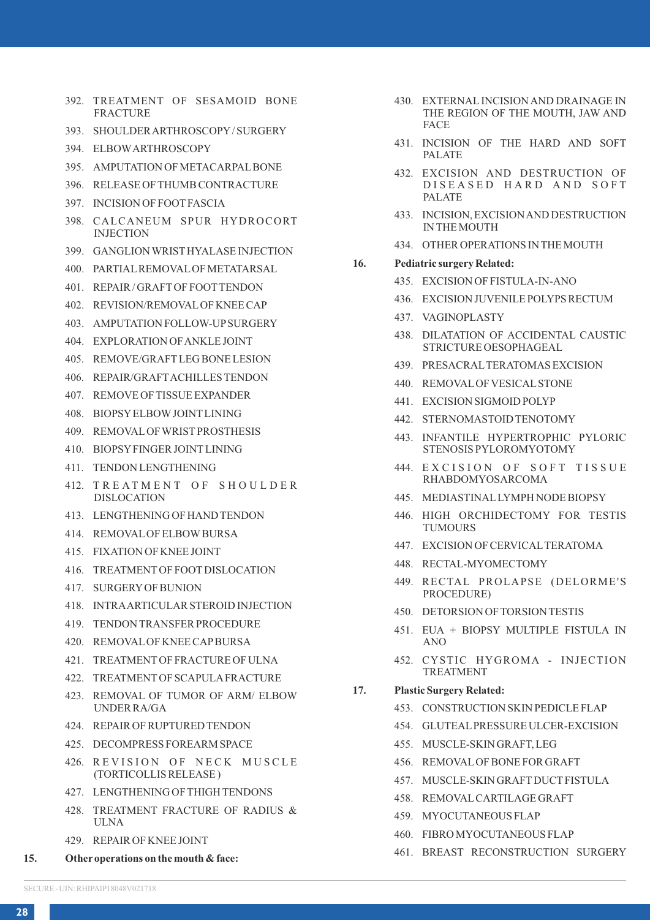392. TREATMENT OF SESAMOID BONE FRACTURE
393. SHOULDER ARTHROSCOPY / SURGERY
394. ELBOW ARTHROSCOPY
395. AMPUTATION OF METACARPAL BONE
396. RELEASE OF THUMB CONTRACTURE
397. INCISION OF FOOT FASCIA
398. CALCANEUM SPUR HYDROCORT INJECTION
399. GANGLION WRIST HYALASE INJECTION
400. PARTIAL REMOVAL OF METATARSAL
401. REPAIR / GRAFT OF FOOT TENDON
402. REVISION/REMOVAL OF KNEE CAP
403. AMPUTATION FOLLOW-UP SURGERY
404. EXPLORATION OF ANKLE JOINT
405. REMOVE/GRAFT LEG BONE LESION
406. REPAIR/GRAFT ACHILLES TENDON
407. REMOVE OF TISSUE EXPANDER
408. BIOPSY ELBOW JOINT LINING
409. REMOVAL OF WRIST PROSTHESIS
410. BIOPSY FINGER JOINT LINING
411. TENDON LENGTHENING
412. TREATMENT OF SHOULDER DISLOCATION
413. LENGTHENING OF HAND TENDON
414. REMOVAL OF ELBOW BURSA
415. FIXATION OF KNEE JOINT
416. TREATMENT OF FOOT DISLOCATION
417. SURGERY OF BUNION
418. INTRA ARTICULAR STEROID INJECTION
419. TENDON TRANSFER PROCEDURE
420. REMOVAL OF KNEE CAP BURSA
421. TREATMENT OF FRACTURE OF ULNA
422. TREATMENT OF SCAPULA FRACTURE
423. REMOVAL OF TUMOR OF ARM/ ELBOW UNDER RA/GA
424. REPAIR OF RUPTURED TENDON
425. DECOMPRESS FOREARM SPACE
426. REVISION OF NECK MUSCLE (TORTICOLLIS RELEASE )
427. LENGTHENING OF THIGH TENDONS
428. TREATMENT FRACTURE OF RADIUS & ULNA
429. REPAIR OF KNEE JOINT

**15. Other operations on the mouth & face:**

430. EXTERNAL INCISION AND DRAINAGE IN THE REGION OF THE MOUTH, JAW AND FACE
431. INCISION OF THE HARD AND SOFT PALATE
432. EXCISION AND DESTRUCTION OF DISEASED HARD AND SOFT PALATE
433. INCISION, EXCISION AND DESTRUCTION IN THE MOUTH
434. OTHER OPERATIONS IN THE MOUTH

**16. Pediatric surgery Related:**

435. EXCISION OF FISTULA-IN-ANO
436. EXCISION JUVENILE POLYPS RECTUM
437. VAGINOPLASTY
438. DILATATION OF ACCIDENTAL CAUSTIC STRICTURE OESOPHAGEAL
439. PRESACRAL TERATOMAS EXCISION
440. REMOVAL OF VESICAL STONE
441. EXCISION SIGMOID POLYP
442. STERNOMASTOID TENOTOMY
443. INFANTILE HYPERTROPHIC PYLORIC STENOSIS PYLOROMYOTOMY
444. EXCISION OF SOFT TISSUE RHABDOMYOSARCOMA
445. MEDIASTINAL LYMPH NODE BIOPSY
446. HIGH ORCHIDECTOMY FOR TESTIS TUMOURS
447. EXCISION OF CERVICAL TERATOMA
448. RECTAL-MYOMECTOMY
449. RECTAL PROLAPSE (DELORME'S PROCEDURE)
450. DETORSION OF TORSION TESTIS
451. EUA + BIOPSY MULTIPLE FISTULA IN ANO
452. CYSTIC HYGROMA - INJECTION TREATMENT

**17. Plastic Surgery Related:**

453. CONSTRUCTION SKIN PEDICLE FLAP
454. GLUTEAL PRESSURE ULCER-EXCISION
455. MUSCLE-SKIN GRAFT, LEG
456. REMOVAL OF BONE FOR GRAFT
457. MUSCLE-SKIN GRAFT DUCT FISTULA
458. REMOVAL CARTILAGE GRAFT
459. MYOCUTANEOUS FLAP
460. FIBRO MYOCUTANEOUS FLAP
461. BREAST RECONSTRUCTION SURGERY

SECURE - UIN: RHIPAIP18048V021718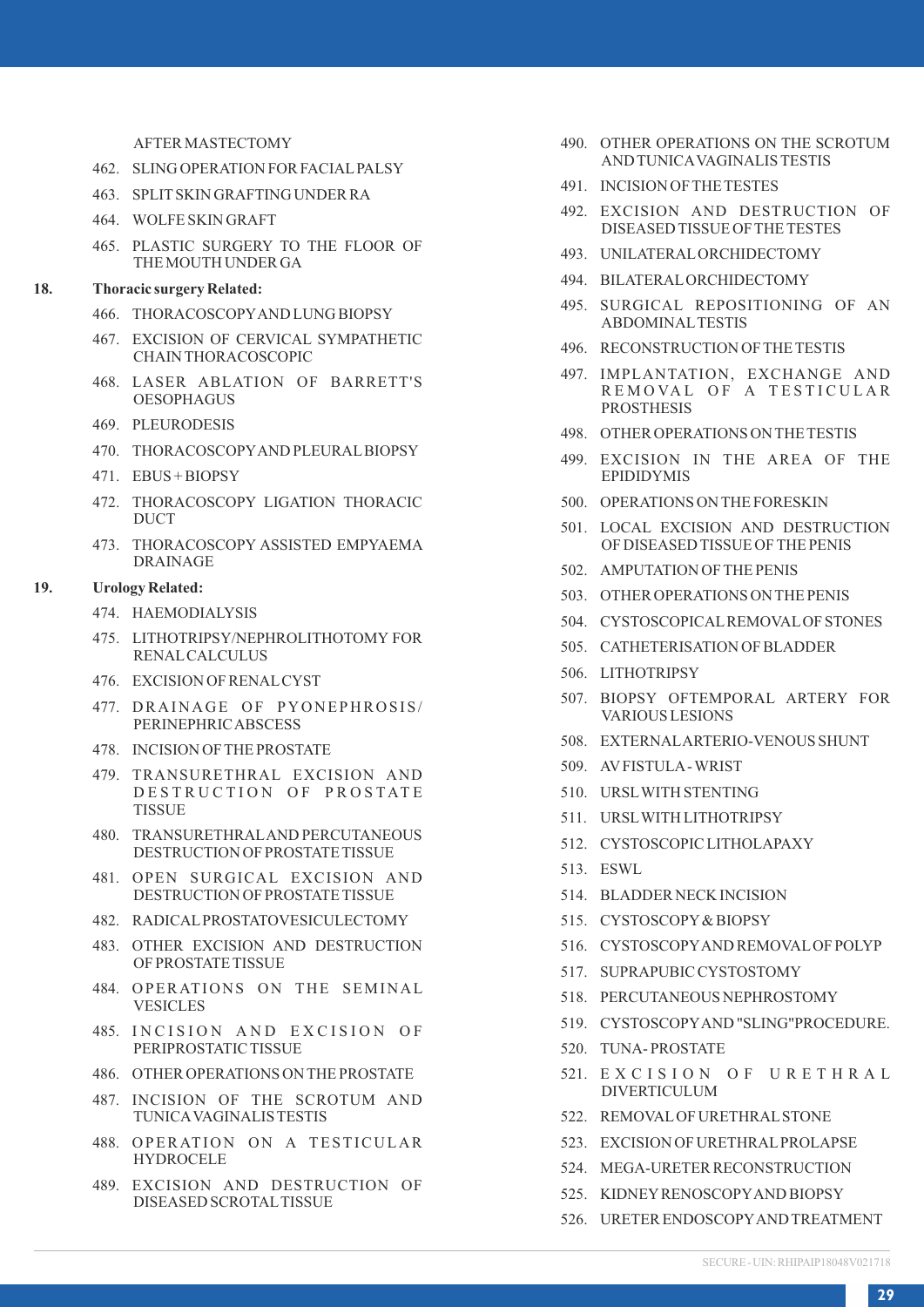AFTER MASTECTOMY

462. SLING OPERATION FOR FACIAL PALSY
463. SPLIT SKIN GRAFTING UNDER RA
464. WOLFE SKIN GRAFT
465. PLASTIC SURGERY TO THE FLOOR OF THE MOUTH UNDER GA

**18. Thoracic surgery Related:**

466. THORACOSCOPY AND LUNG BIOPSY
467. EXCISION OF CERVICAL SYMPATHETIC CHAIN THORACOSCOPIC
468. LASER ABLATION OF BARRETT'S OESOPHAGUS
469. PLEURODESIS
470. THORACOSCOPY AND PLEURAL BIOPSY
471. EBUS + BIOPSY
472. THORACOSCOPY LIGATION THORACIC DUCT
473. THORACOSCOPY ASSISTED EMPYAEMA DRAINAGE

**19. Urology Related:**

474. HAEMODIALYSIS
475. LITHOTRIPSY/NEPHROLITHOTOMY FOR RENAL CALCULUS
476. EXCISION OF RENAL CYST
477. DRAINAGE OF PYONEPHROSIS/ PERINEPHRIC ABSCESS
478. INCISION OF THE PROSTATE
479. TRANSURETHRAL EXCISION AND DESTRUCTION OF PROSTATE TISSUE
480. TRANSURETHRAL AND PERCUTANEOUS DESTRUCTION OF PROSTATE TISSUE
481. OPEN SURGICAL EXCISION AND DESTRUCTION OF PROSTATE TISSUE
482. RADICAL PROSTATOVESICULECTOMY
483. OTHER EXCISION AND DESTRUCTION OF PROSTATE TISSUE
484. OPERATIONS ON THE SEMINAL VESICLES
485. INCISION AND EXCISION OF PERIPROSTATIC TISSUE
486. OTHER OPERATIONS ON THE PROSTATE
487. INCISION OF THE SCROTUM AND TUNICA VAGINALIS TESTIS
488. OPERATION ON A TESTICULAR HYDROCELE
489. EXCISION AND DESTRUCTION OF DISEASED SCROTAL TISSUE
490. OTHER OPERATIONS ON THE SCROTUM AND TUNICA VAGINALIS TESTIS
491. INCISION OF THE TESTES
492. EXCISION AND DESTRUCTION OF DISEASED TISSUE OF THE TESTES
493. UNILATERAL ORCHIDECTOMY
494. BILATERAL ORCHIDECTOMY
495. SURGICAL REPOSITIONING OF AN ABDOMINAL TESTIS
496. RECONSTRUCTION OF THE TESTIS
497. IMPLANTATION, EXCHANGE AND REMOVAL OF A TESTICULAR PROSTHESIS
498. OTHER OPERATIONS ON THE TESTIS
499. EXCISION IN THE AREA OF THE EPIDIDYMIS
500. OPERATIONS ON THE FORESKIN
501. LOCAL EXCISION AND DESTRUCTION OF DISEASED TISSUE OF THE PENIS
502. AMPUTATION OF THE PENIS
503. OTHER OPERATIONS ON THE PENIS
504. CYSTOSCOPICAL REMOVAL OF STONES
505. CATHETERISATION OF BLADDER
506. LITHOTRIPSY
507. BIOPSY OF TEMPORAL ARTERY FOR VARIOUS LESIONS
508. EXTERNAL ARTERIO-VENOUS SHUNT
509. AV FISTULA - WRIST
510. URSL WITH STENTING
511. URSL WITH LITHOTRIPSY
512. CYSTOSCOPIC LITHOLAPAXY
513. ESWL
514. BLADDER NECK INCISION
515. CYSTOSCOPY & BIOPSY
516. CYSTOSCOPY AND REMOVAL OF POLYP
517. SUPRAPUBIC CYSTOSTOMY
518. PERCUTANEOUS NEPHROSTOMY
519. CYSTOSCOPY AND "SLING"PROCEDURE.
520. TUNA- PROSTATE
521. EXCISION OF URETHRAL DIVERTICULUM
522. REMOVAL OF URETHRAL STONE
523. EXCISION OF URETHRAL PROLAPSE
524. MEGA-URETER RECONSTRUCTION
525. KIDNEY RENOSCOPY AND BIOPSY
526. URETER ENDOSCOPY AND TREATMENT

SECURE - UIN: RHIPAIP18048V021718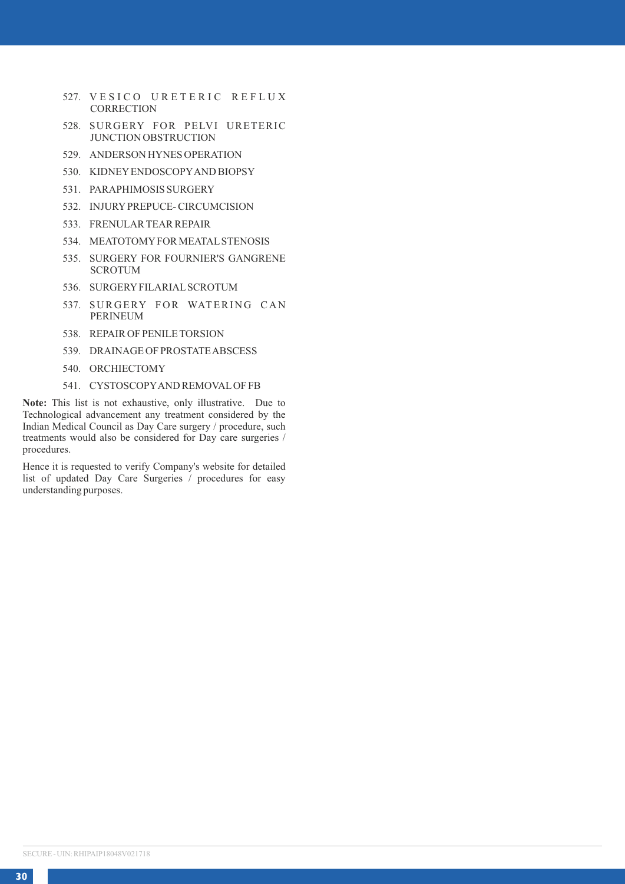527. VESICO URETERIC REFLUX CORRECTION
528. SURGERY FOR PELVI URETERIC JUNCTION OBSTRUCTION
529. ANDERSON HYNES OPERATION
530. KIDNEY ENDOSCOPY AND BIOPSY
531. PARAPHIMOSIS SURGERY
532. INJURY PREPUCE- CIRCUMCISION
533. FRENULAR TEAR REPAIR
534. MEATOTOMY FOR MEATAL STENOSIS
535. SURGERY FOR FOURNIER'S GANGRENE SCROTUM
536. SURGERY FILARIAL SCROTUM
537. SURGERY FOR WATERING CAN PERINEUM
538. REPAIR OF PENILE TORSION
539. DRAINAGE OF PROSTATE ABSCESS
540. ORCHIECTOMY
541. CYSTOSCOPY AND REMOVAL OF FB

**Note:** This list is not exhaustive, only illustrative. Due to Technological advancement any treatment considered by the Indian Medical Council as Day Care surgery / procedure, such treatments would also be considered for Day care surgeries / procedures.

Hence it is requested to verify Company's website for detailed list of updated Day Care Surgeries / procedures for easy understanding purposes.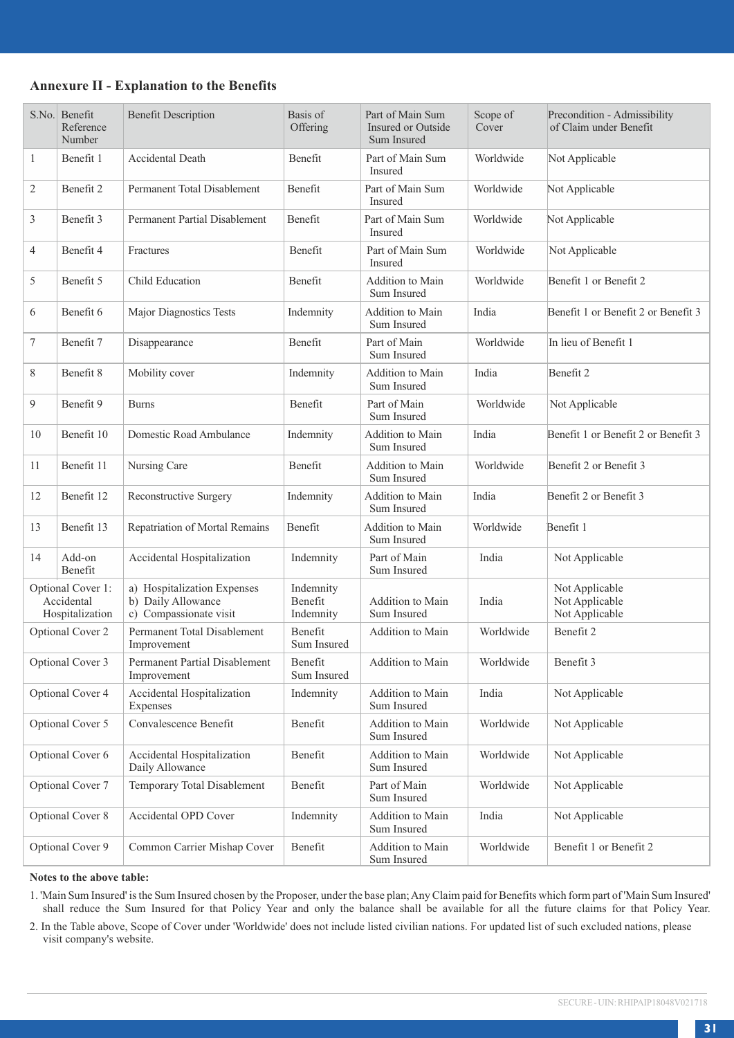## Annexure II - Explanation to the Benefits

| S.No. | Benefit Reference Number | Benefit Description | Basis of Offering | Part of Main Sum Insured or Outside Sum Insured | Scope of Cover | Precondition - Admissibility of Claim under Benefit |
|---|---|---|---|---|---|---|
| 1 | Benefit 1 | Accidental Death | Benefit | Part of Main Sum Insured | Worldwide | Not Applicable |
| 2 | Benefit 2 | Permanent Total Disablement | Benefit | Part of Main Sum Insured | Worldwide | Not Applicable |
| 3 | Benefit 3 | Permanent Partial Disablement | Benefit | Part of Main Sum Insured | Worldwide | Not Applicable |
| 4 | Benefit 4 | Fractures | Benefit | Part of Main Sum Insured | Worldwide | Not Applicable |
| 5 | Benefit 5 | Child Education | Benefit | Addition to Main Sum Insured | Worldwide | Benefit 1 or Benefit 2 |
| 6 | Benefit 6 | Major Diagnostics Tests | Indemnity | Addition to Main Sum Insured | India | Benefit 1 or Benefit 2 or Benefit 3 |
| 7 | Benefit 7 | Disappearance | Benefit | Part of Main Sum Insured | Worldwide | In lieu of Benefit 1 |
| 8 | Benefit 8 | Mobility cover | Indemnity | Addition to Main Sum Insured | India | Benefit 2 |
| 9 | Benefit 9 | Burns | Benefit | Part of Main Sum Insured | Worldwide | Not Applicable |
| 10 | Benefit 10 | Domestic Road Ambulance | Indemnity | Addition to Main Sum Insured | India | Benefit 1 or Benefit 2 or Benefit 3 |
| 11 | Benefit 11 | Nursing Care | Benefit | Addition to Main Sum Insured | Worldwide | Benefit 2 or Benefit 3 |
| 12 | Benefit 12 | Reconstructive Surgery | Indemnity | Addition to Main Sum Insured | India | Benefit 2 or Benefit 3 |
| 13 | Benefit 13 | Repatriation of Mortal Remains | Benefit | Addition to Main Sum Insured | Worldwide | Benefit 1 |
| 14 | Add-on Benefit | Accidental Hospitalization | Indemnity | Part of Main Sum Insured | India | Not Applicable |
| Optional Cover 1: Accidental Hospitalization | | a) Hospitalization Expenses<br>b) Daily Allowance<br>c) Compassionate visit | Indemnity<br>Benefit<br>Indemnity | Addition to Main Sum Insured | India | Not Applicable<br>Not Applicable<br>Not Applicable |
| Optional Cover 2 | | Permanent Total Disablement Improvement | Benefit | Addition to Main Sum Insured | Worldwide | Benefit 2 |
| Optional Cover 3 | | Permanent Partial Disablement Improvement | Benefit | Addition to Main Sum Insured | Worldwide | Benefit 3 |
| Optional Cover 4 | | Accidental Hospitalization Expenses | Indemnity | Addition to Main Sum Insured | India | Not Applicable |
| Optional Cover 5 | | Convalescence Benefit | Benefit | Addition to Main Sum Insured | Worldwide | Not Applicable |
| Optional Cover 6 | | Accidental Hospitalization Daily Allowance | Benefit | Addition to Main Sum Insured | Worldwide | Not Applicable |
| Optional Cover 7 | | Temporary Total Disablement | Benefit | Part of Main Sum Insured | Worldwide | Not Applicable |
| Optional Cover 8 | | Accidental OPD Cover | Indemnity | Addition to Main Sum Insured | India | Not Applicable |
| Optional Cover 9 | | Common Carrier Mishap Cover | Benefit | Addition to Main Sum Insured | Worldwide | Benefit 1 or Benefit 2 |

**Notes to the above table:**

1. 'Main Sum Insured' is the Sum Insured chosen by the Proposer, under the base plan; Any Claim paid for Benefits which form part of 'Main Sum Insured' shall reduce the Sum Insured for that Policy Year and only the balance shall be available for all the future claims for that Policy Year.
2. In the Table above, Scope of Cover under 'Worldwide' does not include listed civilian nations. For updated list of such excluded nations, please visit company's website.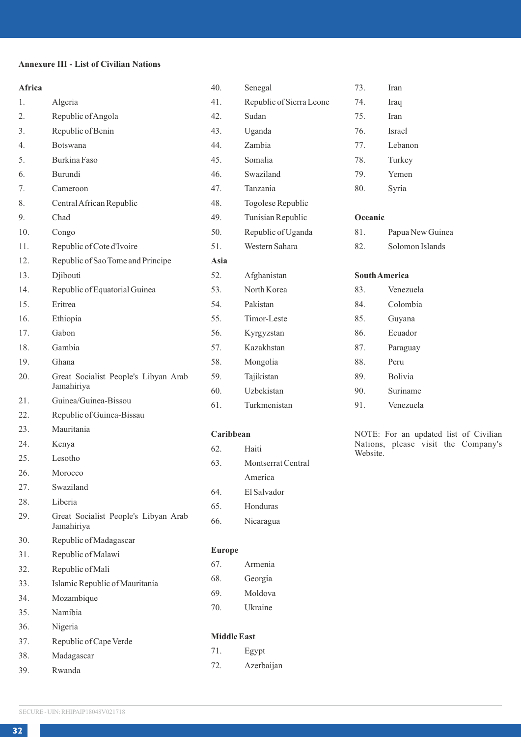**Annexure III - List of Civilian Nations**

**Africa**

1. Algeria
2. Republic of Angola
3. Republic of Benin
4. Botswana
5. Burkina Faso
6. Burundi
7. Cameroon
8. Central African Republic
9. Chad
10. Congo
11. Republic of Cote d'Ivoire
12. Republic of Sao Tome and Principe
13. Djibouti
14. Republic of Equatorial Guinea
15. Eritrea
16. Ethiopia
17. Gabon
18. Gambia
19. Ghana
20. Great Socialist People's Libyan Arab Jamahiriya
21. Guinea/Guinea-Bissou
22. Republic of Guinea-Bissau
23. Mauritania
24. Kenya
25. Lesotho
26. Morocco
27. Swaziland
28. Liberia
29. Great Socialist People's Libyan Arab Jamahiriya
30. Republic of Madagascar
31. Republic of Malawi
32. Republic of Mali
33. Islamic Republic of Mauritania
34. Mozambique
35. Namibia
36. Nigeria
37. Republic of Cape Verde
38. Madagascar
39. Rwanda
40. Senegal
41. Republic of Sierra Leone
42. Sudan
43. Uganda
44. Zambia
45. Somalia
46. Swaziland
47. Tanzania
48. Togolese Republic
49. Tunisian Republic
50. Republic of Uganda
51. Western Sahara

**Asia**

52. Afghanistan
53. North Korea
54. Pakistan
55. Timor-Leste
56. Kyrgyzstan
57. Kazakhstan
58. Mongolia
59. Tajikistan
60. Uzbekistan
61. Turkmenistan

**Caribbean**

62. Haiti
63. Montserrat Central America
64. El Salvador
65. Honduras
66. Nicaragua

**Europe**

67. Armenia
68. Georgia
69. Moldova
70. Ukraine

**Middle East**

71. Egypt
72. Azerbaijan
73. Iran
74. Iraq
75. Iran
76. Israel
77. Lebanon
78. Turkey
79. Yemen
80. Syria

**Oceanic**

81. Papua New Guinea
82. Solomon Islands

**South America**

83. Venezuela
84. Colombia
85. Guyana
86. Ecuador
87. Paraguay
88. Peru
89. Bolivia
90. Suriname
91. Venezuela

NOTE: For an updated list of Civilian Nations, please visit the Company's Website.

SECURE - UIN: RHIPAIP18048V021718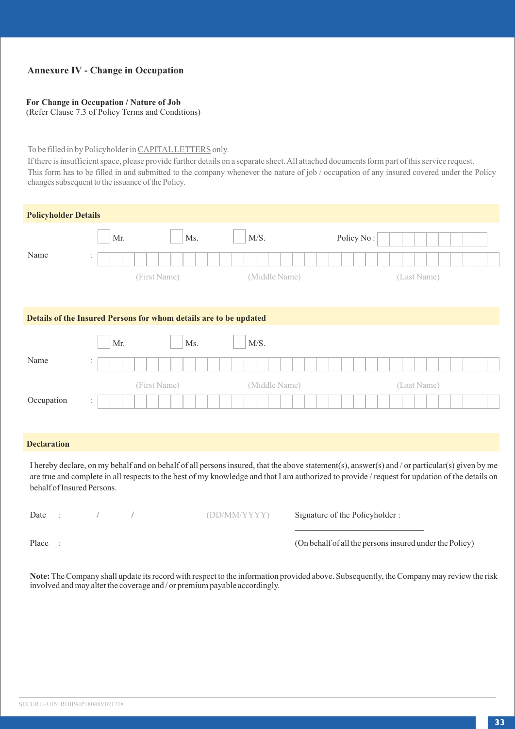## Annexure IV - Change in Occupation

**For Change in Occupation / Nature of Job**
(Refer Clause 7.3 of Policy Terms and Conditions)

To be filled in by Policyholder in CAPITAL LETTERS only.

If there is insufficient space, please provide further details on a separate sheet. All attached documents form part of this service request.

This form has to be filled in and submitted to the company whenever the nature of job / occupation of any insured covered under the Policy changes subsequent to the issuance of the Policy.

### Policyholder Details

☐ Mr. ☐ Ms. ☐ M/S. Policy No :

Name :

(First Name) (Middle Name) (Last Name)

### Details of the Insured Persons for whom details are to be updated

☐ Mr. ☐ Ms. ☐ M/S.

Name :

(First Name) (Middle Name) (Last Name)

Occupation :

### Declaration

I hereby declare, on my behalf and on behalf of all persons insured, that the above statement(s), answer(s) and / or particular(s) given by me are true and complete in all respects to the best of my knowledge and that I am authorized to provide / request for updation of the details on behalf of Insured Persons.

Date : / / (DD/MM/YYYY) Signature of the Policyholder :

Place : (On behalf of all the persons insured under the Policy)

**Note:** The Company shall update its record with respect to the information provided above. Subsequently, the Company may review the risk involved and may alter the coverage and / or premium payable accordingly.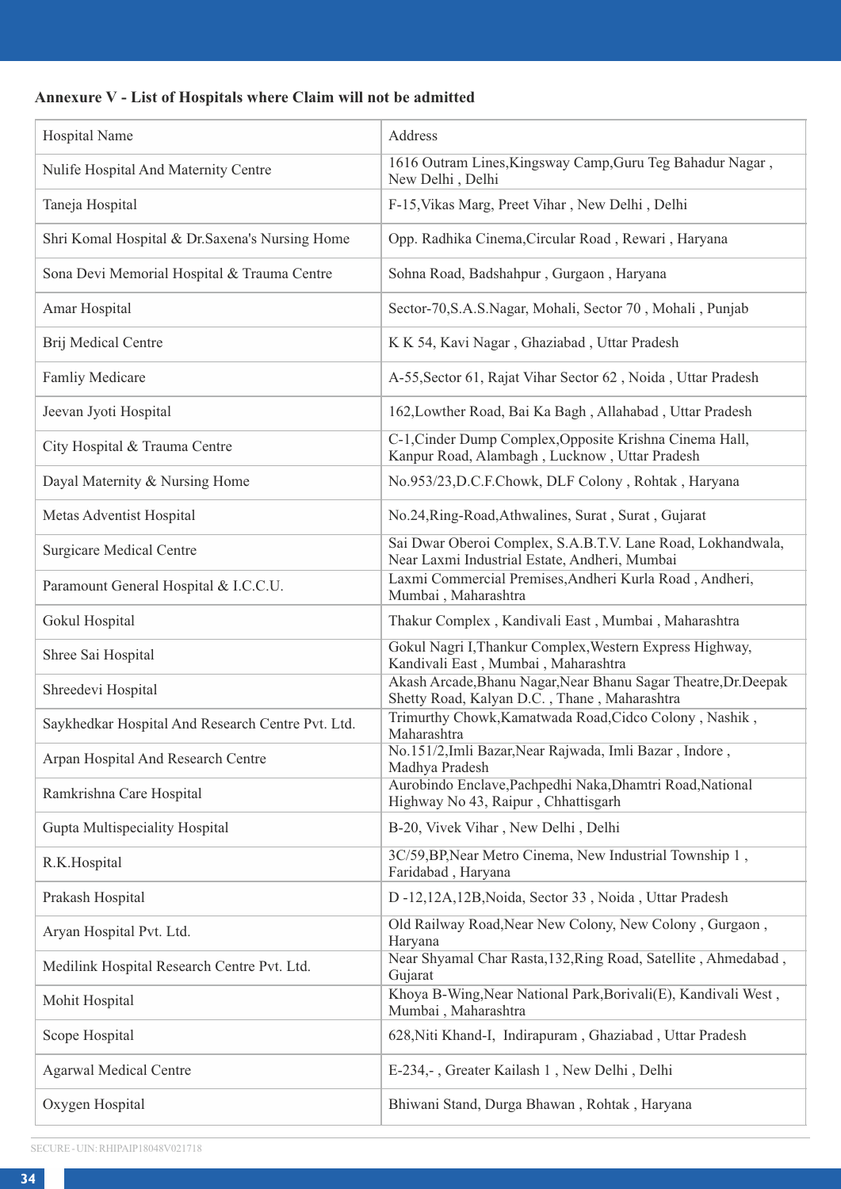**Annexure V - List of Hospitals where Claim will not be admitted**

| Hospital Name | Address |
|---|---|
| Nulife Hospital And Maternity Centre | 1616 Outram Lines,Kingsway Camp,Guru Teg Bahadur Nagar , New Delhi , Delhi |
| Taneja Hospital | F-15,Vikas Marg, Preet Vihar , New Delhi , Delhi |
| Shri Komal Hospital & Dr.Saxena's Nursing Home | Opp. Radhika Cinema,Circular Road , Rewari , Haryana |
| Sona Devi Memorial Hospital & Trauma Centre | Sohna Road, Badshahpur , Gurgaon , Haryana |
| Amar Hospital | Sector-70,S.A.S.Nagar, Mohali, Sector 70 , Mohali , Punjab |
| Brij Medical Centre | K K 54, Kavi Nagar , Ghaziabad , Uttar Pradesh |
| Famliy Medicare | A-55,Sector 61, Rajat Vihar Sector 62 , Noida , Uttar Pradesh |
| Jeevan Jyoti Hospital | 162,Lowther Road, Bai Ka Bagh , Allahabad , Uttar Pradesh |
| City Hospital & Trauma Centre | C-1,Cinder Dump Complex,Opposite Krishna Cinema Hall, Kanpur Road, Alambagh , Lucknow , Uttar Pradesh |
| Dayal Maternity & Nursing Home | No.953/23,D.C.F.Chowk, DLF Colony , Rohtak , Haryana |
| Metas Adventist Hospital | No.24,Ring-Road,Athwalines, Surat , Surat , Gujarat |
| Surgicare Medical Centre | Sai Dwar Oberoi Complex, S.A.B.T.V. Lane Road, Lokhandwala, Near Laxmi Industrial Estate, Andheri, Mumbai |
| Paramount General Hospital & I.C.C.U. | Laxmi Commercial Premises,Andheri Kurla Road , Andheri, Mumbai , Maharashtra |
| Gokul Hospital | Thakur Complex , Kandivali East , Mumbai , Maharashtra |
| Shree Sai Hospital | Gokul Nagri I,Thankur Complex,Western Express Highway, Kandivali East , Mumbai , Maharashtra |
| Shreedevi Hospital | Akash Arcade,Bhanu Nagar,Near Bhanu Sagar Theatre,Dr.Deepak Shetty Road, Kalyan D.C. , Thane , Maharashtra |
| Saykhedkar Hospital And Research Centre Pvt. Ltd. | Trimurthy Chowk,Kamatwada Road,Cidco Colony , Nashik , Maharashtra |
| Arpan Hospital And Research Centre | No.151/2,Imli Bazar,Near Rajwada, Imli Bazar , Indore , Madhya Pradesh |
| Ramkrishna Care Hospital | Aurobindo Enclave,Pachpedhi Naka,Dhamtri Road,National Highway No 43, Raipur , Chhattisgarh |
| Gupta Multispeciality Hospital | B-20, Vivek Vihar , New Delhi , Delhi |
| R.K.Hospital | 3C/59,BP,Near Metro Cinema, New Industrial Township 1 , Faridabad , Haryana |
| Prakash Hospital | D -12,12A,12B,Noida, Sector 33 , Noida , Uttar Pradesh |
| Aryan Hospital Pvt. Ltd. | Old Railway Road,Near New Colony, New Colony , Gurgaon , Haryana |
| Medilink Hospital Research Centre Pvt. Ltd. | Near Shyamal Char Rasta,132,Ring Road, Satellite , Ahmedabad , Gujarat |
| Mohit Hospital | Khoya B-Wing,Near National Park,Borivali(E), Kandivali West , Mumbai , Maharashtra |
| Scope Hospital | 628,Niti Khand-I, Indirapuram , Ghaziabad , Uttar Pradesh |
| Agarwal Medical Centre | E-234,- , Greater Kailash 1 , New Delhi , Delhi |
| Oxygen Hospital | Bhiwani Stand, Durga Bhawan , Rohtak , Haryana |

SECURE - UIN: RHIPAIP18048V021718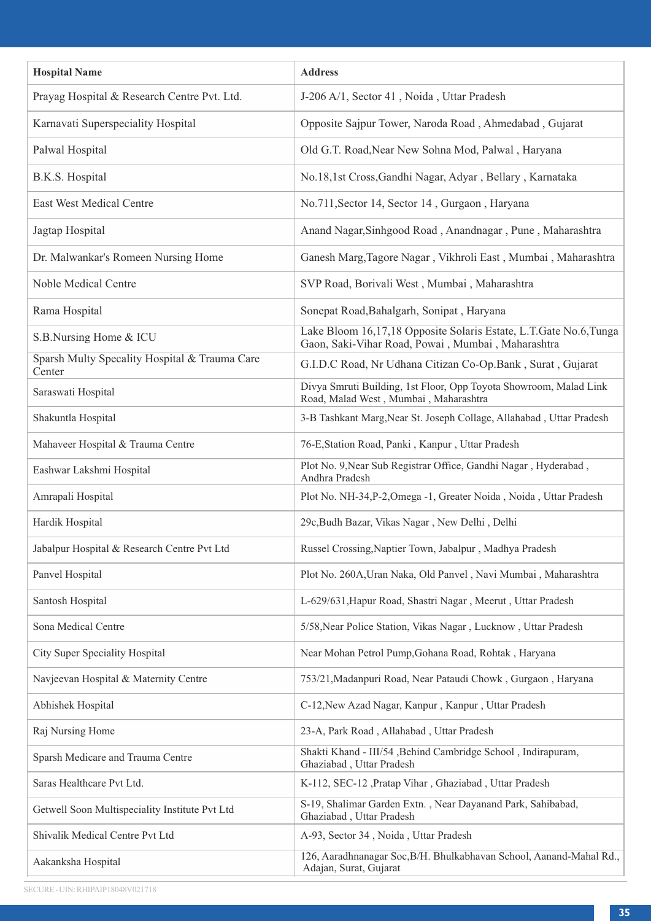| Hospital Name | Address |
|---|---|
| Prayag Hospital & Research Centre Pvt. Ltd. | J-206 A/1, Sector 41 , Noida , Uttar Pradesh |
| Karnavati Superspeciality Hospital | Opposite Sajpur Tower, Naroda Road , Ahmedabad , Gujarat |
| Palwal Hospital | Old G.T. Road,Near New Sohna Mod, Palwal , Haryana |
| B.K.S. Hospital | No.18,1st Cross,Gandhi Nagar, Adyar , Bellary , Karnataka |
| East West Medical Centre | No.711,Sector 14, Sector 14 , Gurgaon , Haryana |
| Jagtap Hospital | Anand Nagar,Sinhgood Road , Anandnagar , Pune , Maharashtra |
| Dr. Malwankar's Romeen Nursing Home | Ganesh Marg,Tagore Nagar , Vikhroli East , Mumbai , Maharashtra |
| Noble Medical Centre | SVP Road, Borivali West , Mumbai , Maharashtra |
| Rama Hospital | Sonepat Road,Bahalgarh, Sonipat , Haryana |
| S.B.Nursing Home & ICU | Lake Bloom 16,17,18 Opposite Solaris Estate, L.T.Gate No.6,Tunga Gaon, Saki-Vihar Road, Powai , Mumbai , Maharashtra |
| Sparsh Multy Specality Hospital & Trauma Care Center | G.I.D.C Road, Nr Udhana Citizan Co-Op.Bank , Surat , Gujarat |
| Saraswati Hospital | Divya Smruti Building, 1st Floor, Opp Toyota Showroom, Malad Link Road, Malad West , Mumbai , Maharashtra |
| Shakuntla Hospital | 3-B Tashkant Marg,Near St. Joseph Collage, Allahabad , Uttar Pradesh |
| Mahaveer Hospital & Trauma Centre | 76-E,Station Road, Panki , Kanpur , Uttar Pradesh |
| Eashwar Lakshmi Hospital | Plot No. 9,Near Sub Registrar Office, Gandhi Nagar , Hyderabad , Andhra Pradesh |
| Amrapali Hospital | Plot No. NH-34,P-2,Omega -1, Greater Noida , Noida , Uttar Pradesh |
| Hardik Hospital | 29c,Budh Bazar, Vikas Nagar , New Delhi , Delhi |
| Jabalpur Hospital & Research Centre Pvt Ltd | Russel Crossing,Naptier Town, Jabalpur , Madhya Pradesh |
| Panvel Hospital | Plot No. 260A,Uran Naka, Old Panvel , Navi Mumbai , Maharashtra |
| Santosh Hospital | L-629/631,Hapur Road, Shastri Nagar , Meerut , Uttar Pradesh |
| Sona Medical Centre | 5/58,Near Police Station, Vikas Nagar , Lucknow , Uttar Pradesh |
| City Super Speciality Hospital | Near Mohan Petrol Pump,Gohana Road, Rohtak , Haryana |
| Navjeevan Hospital & Maternity Centre | 753/21,Madanpuri Road, Near Pataudi Chowk , Gurgaon , Haryana |
| Abhishek Hospital | C-12,New Azad Nagar, Kanpur , Kanpur , Uttar Pradesh |
| Raj Nursing Home | 23-A, Park Road , Allahabad , Uttar Pradesh |
| Sparsh Medicare and Trauma Centre | Shakti Khand - III/54 ,Behind Cambridge School , Indirapuram, Ghaziabad , Uttar Pradesh |
| Saras Healthcare Pvt Ltd. | K-112, SEC-12 ,Pratap Vihar , Ghaziabad , Uttar Pradesh |
| Getwell Soon Multispeciality Institute Pvt Ltd | S-19, Shalimar Garden Extn. , Near Dayanand Park, Sahibabad, Ghaziabad , Uttar Pradesh |
| Shivalik Medical Centre Pvt Ltd | A-93, Sector 34 , Noida , Uttar Pradesh |
| Aakanksha Hospital | 126, Aaradhnanagar Soc,B/H. Bhulkabhavan School, Aanand-Mahal Rd., Adajan, Surat, Gujarat |

SECURE - UIN: RHIPAIP18048V021718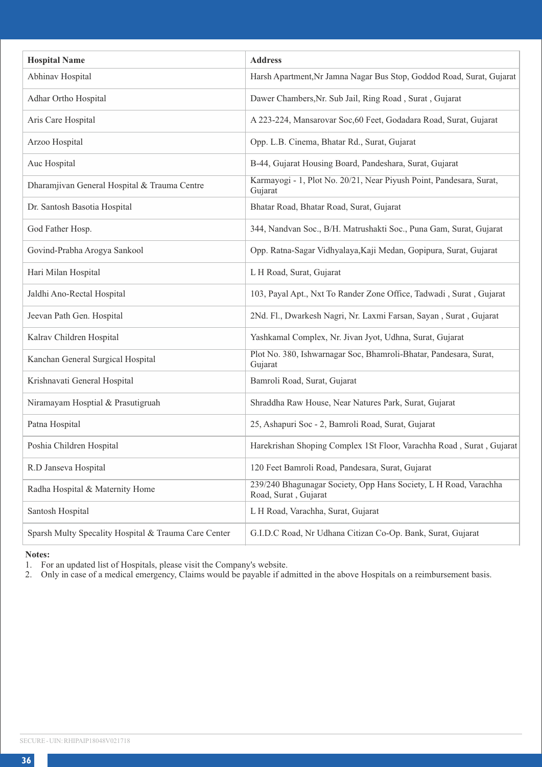| Hospital Name | Address |
|---|---|
| Abhinav Hospital | Harsh Apartment,Nr Jamna Nagar Bus Stop, Goddod Road, Surat, Gujarat |
| Adhar Ortho Hospital | Dawer Chambers,Nr. Sub Jail, Ring Road , Surat , Gujarat |
| Aris Care Hospital | A 223-224, Mansarovar Soc,60 Feet, Godadara Road, Surat, Gujarat |
| Arzoo Hospital | Opp. L.B. Cinema, Bhatar Rd., Surat, Gujarat |
| Auc Hospital | B-44, Gujarat Housing Board, Pandeshara, Surat, Gujarat |
| Dharamjivan General Hospital & Trauma Centre | Karmayogi - 1, Plot No. 20/21, Near Piyush Point, Pandesara, Surat, Gujarat |
| Dr. Santosh Basotia Hospital | Bhatar Road, Bhatar Road, Surat, Gujarat |
| God Father Hosp. | 344, Nandvan Soc., B/H. Matrushakti Soc., Puna Gam, Surat, Gujarat |
| Govind-Prabha Arogya Sankool | Opp. Ratna-Sagar Vidhyalaya,Kaji Medan, Gopipura, Surat, Gujarat |
| Hari Milan Hospital | L H Road, Surat, Gujarat |
| Jaldhi Ano-Rectal Hospital | 103, Payal Apt., Nxt To Rander Zone Office, Tadwadi , Surat , Gujarat |
| Jeevan Path Gen. Hospital | 2Nd. Fl., Dwarkesh Nagri, Nr. Laxmi Farsan, Sayan , Surat , Gujarat |
| Kalrav Children Hospital | Yashkamal Complex, Nr. Jivan Jyot, Udhna, Surat, Gujarat |
| Kanchan General Surgical Hospital | Plot No. 380, Ishwarnagar Soc, Bhamroli-Bhatar, Pandesara, Surat, Gujarat |
| Krishnavati General Hospital | Bamroli Road, Surat, Gujarat |
| Niramayam Hosptial & Prasutigruah | Shraddha Raw House, Near Natures Park, Surat, Gujarat |
| Patna Hospital | 25, Ashapuri Soc - 2, Bamroli Road, Surat, Gujarat |
| Poshia Children Hospital | Harekrishan Shoping Complex 1St Floor, Varachha Road , Surat , Gujarat |
| R.D Janseva Hospital | 120 Feet Bamroli Road, Pandesara, Surat, Gujarat |
| Radha Hospital & Maternity Home | 239/240 Bhagunagar Society, Opp Hans Society, L H Road, Varachha Road, Surat , Gujarat |
| Santosh Hospital | L H Road, Varachha, Surat, Gujarat |
| Sparsh Multy Specality Hospital & Trauma Care Center | G.I.D.C Road, Nr Udhana Citizan Co-Op. Bank, Surat, Gujarat |

**Notes:**

1. For an updated list of Hospitals, please visit the Company's website.
2. Only in case of a medical emergency, Claims would be payable if admitted in the above Hospitals on a reimbursement basis.

SECURE - UIN: RHIPAIP18048V021718